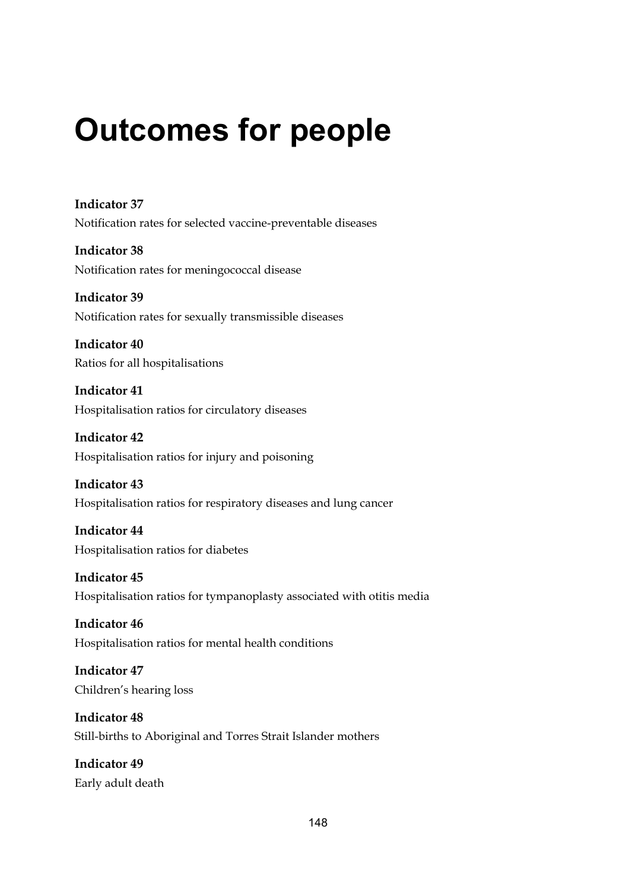# Outcomes for people

**Indicator 37**
Notification rates for selected vaccine-preventable diseases

**Indicator 38**
Notification rates for meningococcal disease

**Indicator 39**
Notification rates for sexually transmissible diseases

**Indicator 40**
Ratios for all hospitalisations

**Indicator 41**
Hospitalisation ratios for circulatory diseases

**Indicator 42**
Hospitalisation ratios for injury and poisoning

**Indicator 43**
Hospitalisation ratios for respiratory diseases and lung cancer

**Indicator 44**
Hospitalisation ratios for diabetes

**Indicator 45**
Hospitalisation ratios for tympanoplasty associated with otitis media

**Indicator 46**
Hospitalisation ratios for mental health conditions

**Indicator 47**
Children's hearing loss

**Indicator 48**
Still-births to Aboriginal and Torres Strait Islander mothers

**Indicator 49**
Early adult death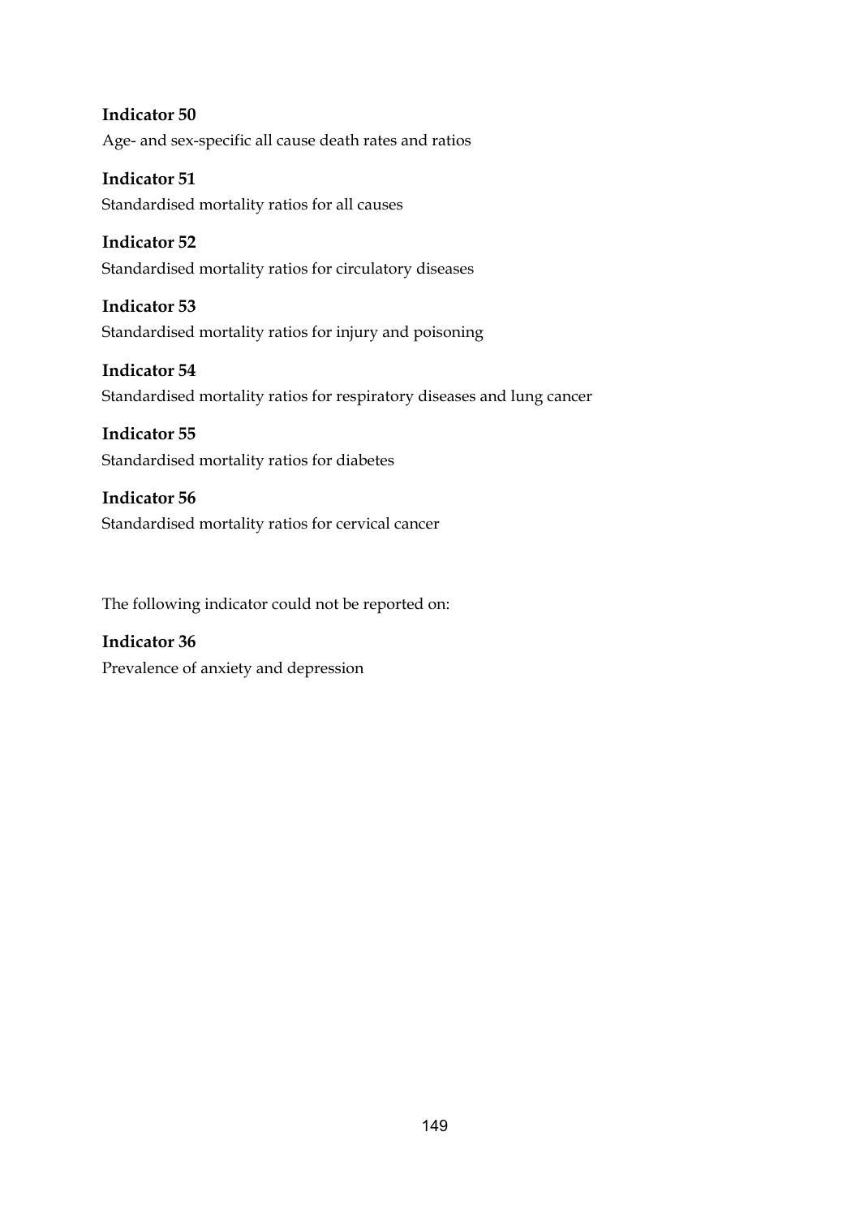**Indicator 50**
Age- and sex-specific all cause death rates and ratios

**Indicator 51**
Standardised mortality ratios for all causes

**Indicator 52**
Standardised mortality ratios for circulatory diseases

**Indicator 53**
Standardised mortality ratios for injury and poisoning

**Indicator 54**
Standardised mortality ratios for respiratory diseases and lung cancer

**Indicator 55**
Standardised mortality ratios for diabetes

**Indicator 56**
Standardised mortality ratios for cervical cancer

The following indicator could not be reported on:

**Indicator 36**
Prevalence of anxiety and depression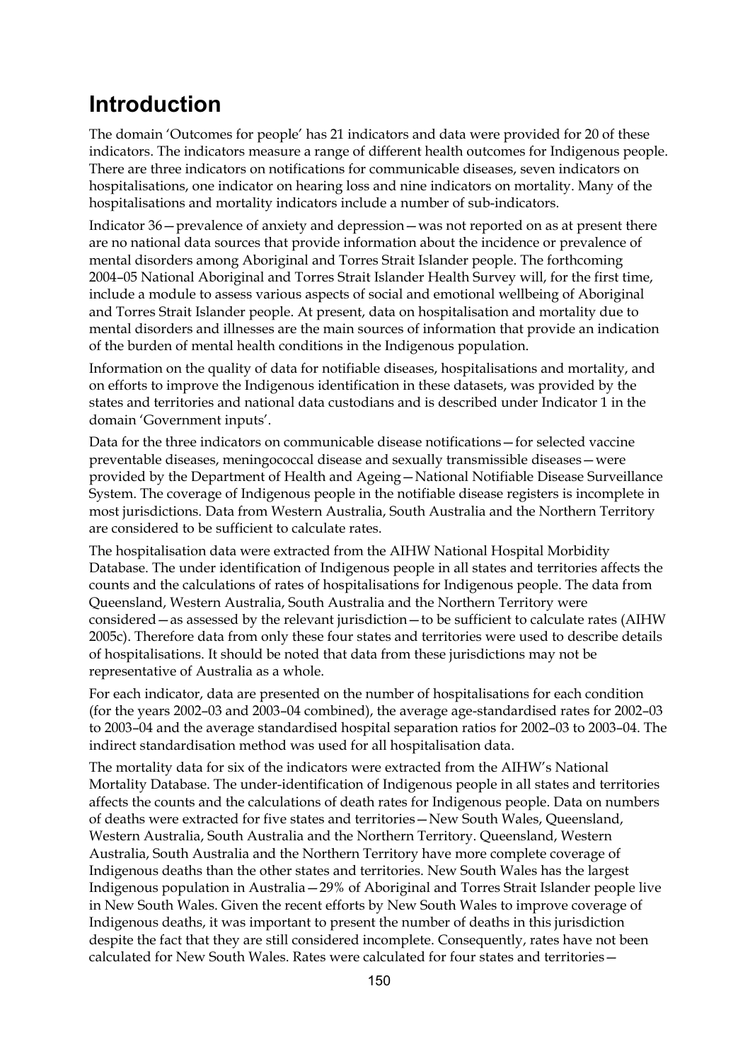# Introduction

The domain 'Outcomes for people' has 21 indicators and data were provided for 20 of these indicators. The indicators measure a range of different health outcomes for Indigenous people. There are three indicators on notifications for communicable diseases, seven indicators on hospitalisations, one indicator on hearing loss and nine indicators on mortality. Many of the hospitalisations and mortality indicators include a number of sub-indicators.

Indicator 36—prevalence of anxiety and depression—was not reported on as at present there are no national data sources that provide information about the incidence or prevalence of mental disorders among Aboriginal and Torres Strait Islander people. The forthcoming 2004–05 National Aboriginal and Torres Strait Islander Health Survey will, for the first time, include a module to assess various aspects of social and emotional wellbeing of Aboriginal and Torres Strait Islander people. At present, data on hospitalisation and mortality due to mental disorders and illnesses are the main sources of information that provide an indication of the burden of mental health conditions in the Indigenous population.

Information on the quality of data for notifiable diseases, hospitalisations and mortality, and on efforts to improve the Indigenous identification in these datasets, was provided by the states and territories and national data custodians and is described under Indicator 1 in the domain 'Government inputs'.

Data for the three indicators on communicable disease notifications—for selected vaccine preventable diseases, meningococcal disease and sexually transmissible diseases—were provided by the Department of Health and Ageing—National Notifiable Disease Surveillance System. The coverage of Indigenous people in the notifiable disease registers is incomplete in most jurisdictions. Data from Western Australia, South Australia and the Northern Territory are considered to be sufficient to calculate rates.

The hospitalisation data were extracted from the AIHW National Hospital Morbidity Database. The under identification of Indigenous people in all states and territories affects the counts and the calculations of rates of hospitalisations for Indigenous people. The data from Queensland, Western Australia, South Australia and the Northern Territory were considered—as assessed by the relevant jurisdiction—to be sufficient to calculate rates (AIHW 2005c). Therefore data from only these four states and territories were used to describe details of hospitalisations. It should be noted that data from these jurisdictions may not be representative of Australia as a whole.

For each indicator, data are presented on the number of hospitalisations for each condition (for the years 2002–03 and 2003–04 combined), the average age-standardised rates for 2002–03 to 2003–04 and the average standardised hospital separation ratios for 2002–03 to 2003–04. The indirect standardisation method was used for all hospitalisation data.

The mortality data for six of the indicators were extracted from the AIHW's National Mortality Database. The under-identification of Indigenous people in all states and territories affects the counts and the calculations of death rates for Indigenous people. Data on numbers of deaths were extracted for five states and territories—New South Wales, Queensland, Western Australia, South Australia and the Northern Territory. Queensland, Western Australia, South Australia and the Northern Territory have more complete coverage of Indigenous deaths than the other states and territories. New South Wales has the largest Indigenous population in Australia—29% of Aboriginal and Torres Strait Islander people live in New South Wales. Given the recent efforts by New South Wales to improve coverage of Indigenous deaths, it was important to present the number of deaths in this jurisdiction despite the fact that they are still considered incomplete. Consequently, rates have not been calculated for New South Wales. Rates were calculated for four states and territories—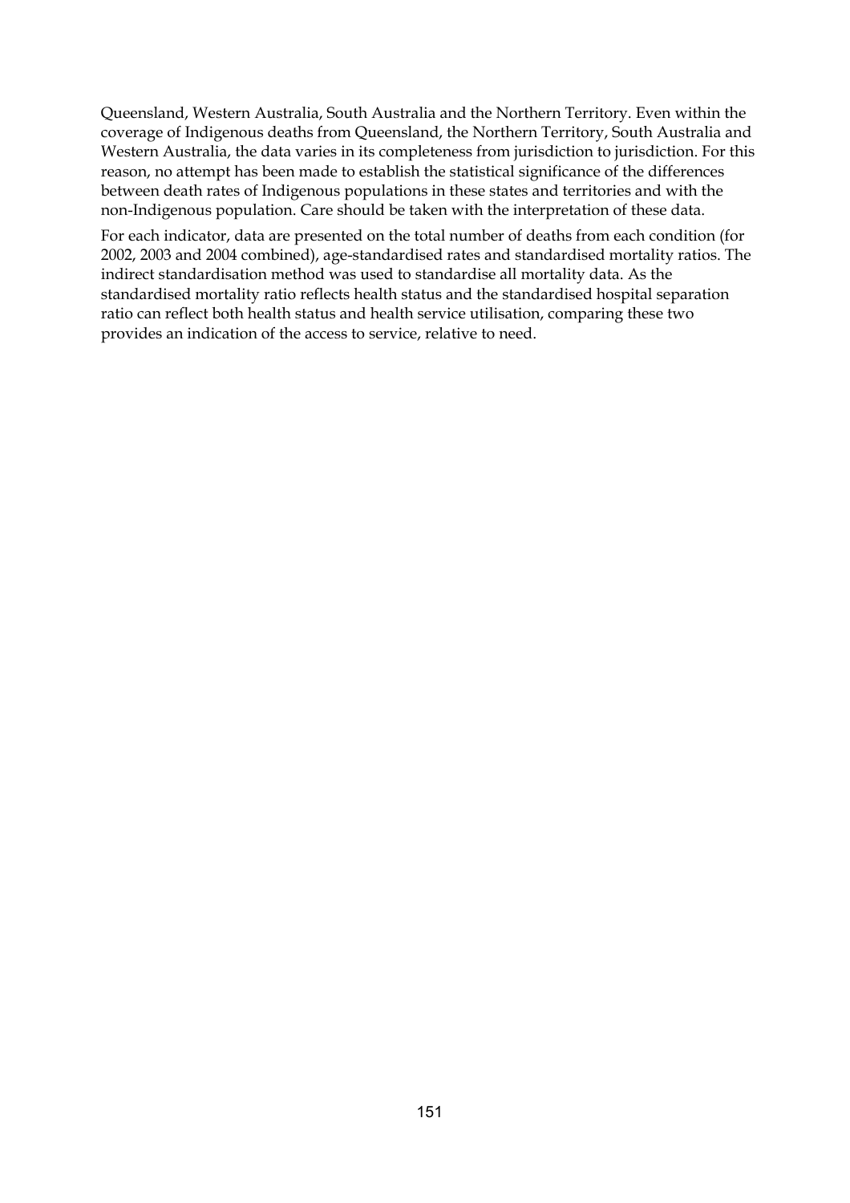Queensland, Western Australia, South Australia and the Northern Territory. Even within the coverage of Indigenous deaths from Queensland, the Northern Territory, South Australia and Western Australia, the data varies in its completeness from jurisdiction to jurisdiction. For this reason, no attempt has been made to establish the statistical significance of the differences between death rates of Indigenous populations in these states and territories and with the non-Indigenous population. Care should be taken with the interpretation of these data.

For each indicator, data are presented on the total number of deaths from each condition (for 2002, 2003 and 2004 combined), age-standardised rates and standardised mortality ratios. The indirect standardisation method was used to standardise all mortality data. As the standardised mortality ratio reflects health status and the standardised hospital separation ratio can reflect both health status and health service utilisation, comparing these two provides an indication of the access to service, relative to need.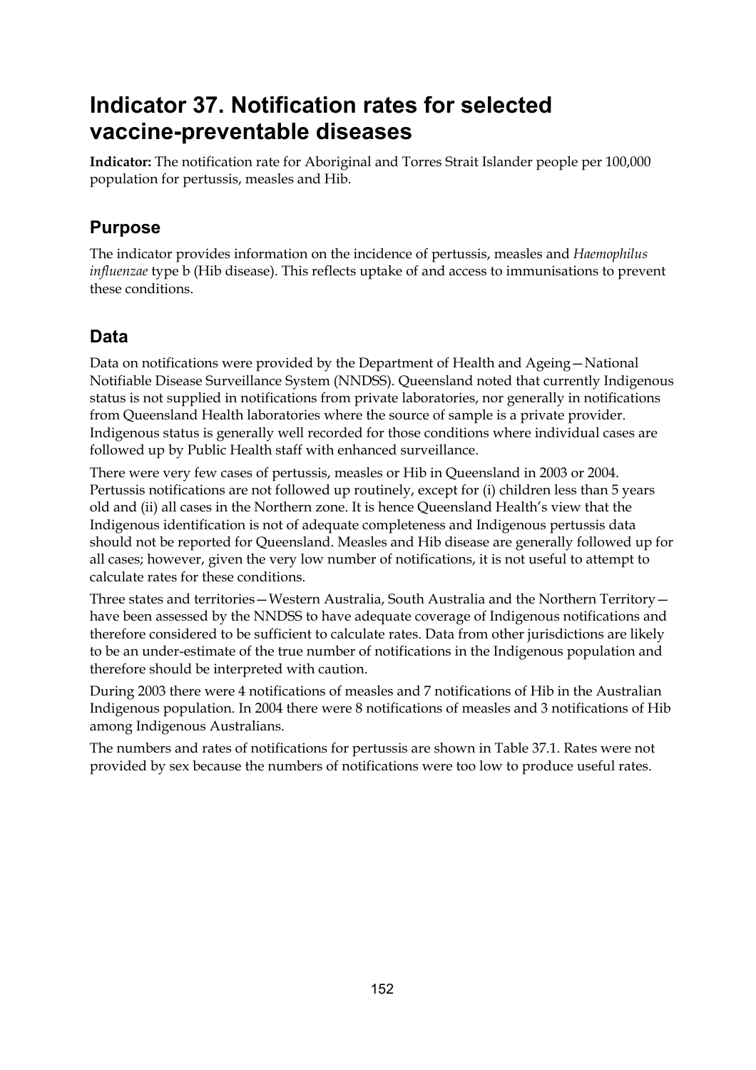# Indicator 37. Notification rates for selected vaccine-preventable diseases

**Indicator:** The notification rate for Aboriginal and Torres Strait Islander people per 100,000 population for pertussis, measles and Hib.

## Purpose

The indicator provides information on the incidence of pertussis, measles and *Haemophilus influenzae* type b (Hib disease). This reflects uptake of and access to immunisations to prevent these conditions.

## Data

Data on notifications were provided by the Department of Health and Ageing—National Notifiable Disease Surveillance System (NNDSS). Queensland noted that currently Indigenous status is not supplied in notifications from private laboratories, nor generally in notifications from Queensland Health laboratories where the source of sample is a private provider. Indigenous status is generally well recorded for those conditions where individual cases are followed up by Public Health staff with enhanced surveillance.

There were very few cases of pertussis, measles or Hib in Queensland in 2003 or 2004. Pertussis notifications are not followed up routinely, except for (i) children less than 5 years old and (ii) all cases in the Northern zone. It is hence Queensland Health's view that the Indigenous identification is not of adequate completeness and Indigenous pertussis data should not be reported for Queensland. Measles and Hib disease are generally followed up for all cases; however, given the very low number of notifications, it is not useful to attempt to calculate rates for these conditions.

Three states and territories—Western Australia, South Australia and the Northern Territory—have been assessed by the NNDSS to have adequate coverage of Indigenous notifications and therefore considered to be sufficient to calculate rates. Data from other jurisdictions are likely to be an under-estimate of the true number of notifications in the Indigenous population and therefore should be interpreted with caution.

During 2003 there were 4 notifications of measles and 7 notifications of Hib in the Australian Indigenous population. In 2004 there were 8 notifications of measles and 3 notifications of Hib among Indigenous Australians.

The numbers and rates of notifications for pertussis are shown in Table 37.1. Rates were not provided by sex because the numbers of notifications were too low to produce useful rates.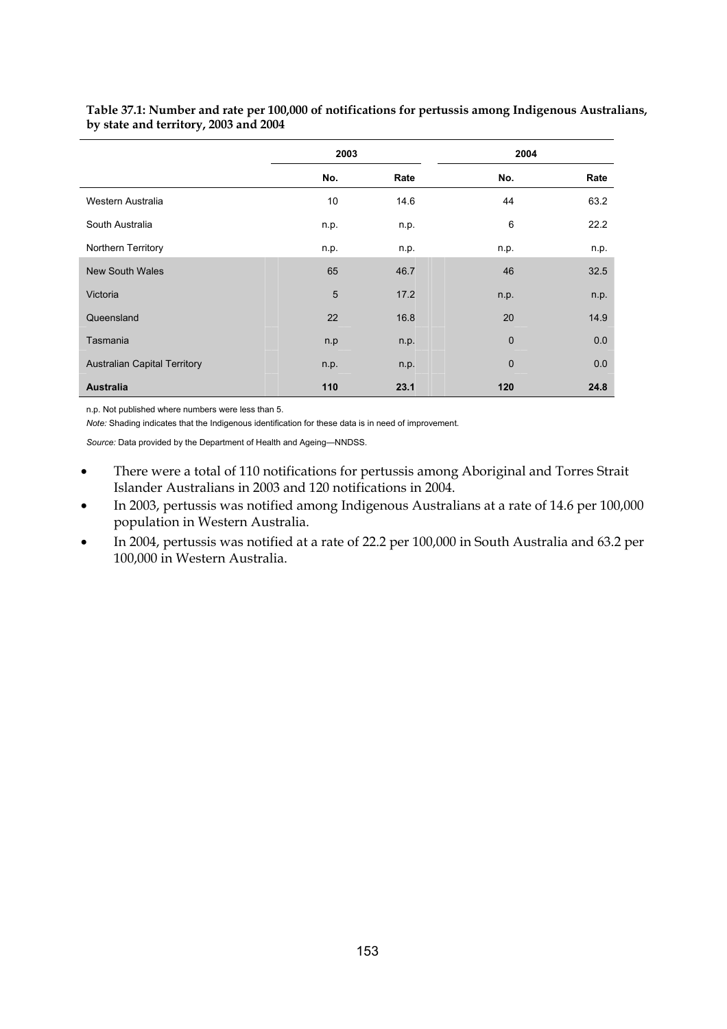**Table 37.1: Number and rate per 100,000 of notifications for pertussis among Indigenous Australians, by state and territory, 2003 and 2004**

| | 2003 | | 2004 | |
|---|---|---|---|---|
| | No. | Rate | No. | Rate |
| Western Australia | 10 | 14.6 | 44 | 63.2 |
| South Australia | n.p. | n.p. | 6 | 22.2 |
| Northern Territory | n.p. | n.p. | n.p. | n.p. |
| New South Wales | 65 | 46.7 | 46 | 32.5 |
| Victoria | 5 | 17.2 | n.p. | n.p. |
| Queensland | 22 | 16.8 | 20 | 14.9 |
| Tasmania | n.p | n.p. | 0 | 0.0 |
| Australian Capital Territory | n.p. | n.p. | 0 | 0.0 |
| **Australia** | **110** | **23.1** | **120** | **24.8** |

n.p. Not published where numbers were less than 5.

*Note:* Shading indicates that the Indigenous identification for these data is in need of improvement.

*Source:* Data provided by the Department of Health and Ageing—NNDSS.

- There were a total of 110 notifications for pertussis among Aboriginal and Torres Strait Islander Australians in 2003 and 120 notifications in 2004.
- In 2003, pertussis was notified among Indigenous Australians at a rate of 14.6 per 100,000 population in Western Australia.
- In 2004, pertussis was notified at a rate of 22.2 per 100,000 in South Australia and 63.2 per 100,000 in Western Australia.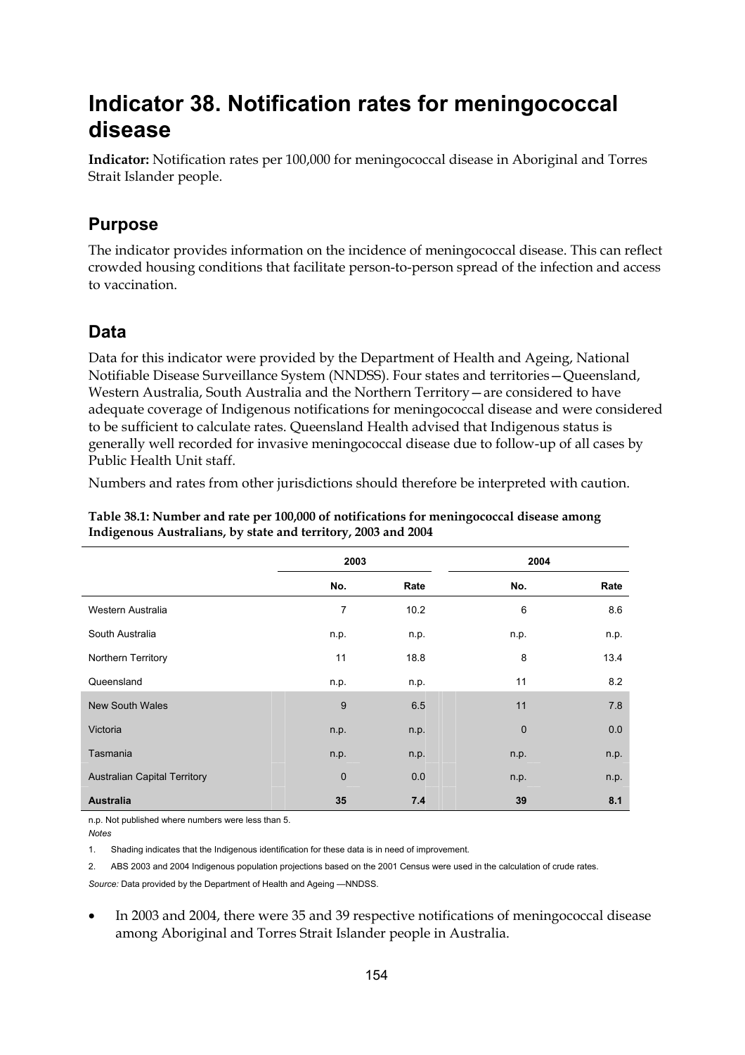# Indicator 38. Notification rates for meningococcal disease

**Indicator:** Notification rates per 100,000 for meningococcal disease in Aboriginal and Torres Strait Islander people.

## Purpose

The indicator provides information on the incidence of meningococcal disease. This can reflect crowded housing conditions that facilitate person-to-person spread of the infection and access to vaccination.

## Data

Data for this indicator were provided by the Department of Health and Ageing, National Notifiable Disease Surveillance System (NNDSS). Four states and territories—Queensland, Western Australia, South Australia and the Northern Territory—are considered to have adequate coverage of Indigenous notifications for meningococcal disease and were considered to be sufficient to calculate rates. Queensland Health advised that Indigenous status is generally well recorded for invasive meningococcal disease due to follow-up of all cases by Public Health Unit staff.

Numbers and rates from other jurisdictions should therefore be interpreted with caution.

**Table 38.1: Number and rate per 100,000 of notifications for meningococcal disease among Indigenous Australians, by state and territory, 2003 and 2004**

| | 2003 | | 2004 | |
|---|---|---|---|---|
| | No. | Rate | No. | Rate |
| Western Australia | 7 | 10.2 | 6 | 8.6 |
| South Australia | n.p. | n.p. | n.p. | n.p. |
| Northern Territory | 11 | 18.8 | 8 | 13.4 |
| Queensland | n.p. | n.p. | 11 | 8.2 |
| New South Wales | 9 | 6.5 | 11 | 7.8 |
| Victoria | n.p. | n.p. | 0 | 0.0 |
| Tasmania | n.p. | n.p. | n.p. | n.p. |
| Australian Capital Territory | 0 | 0.0 | n.p. | n.p. |
| **Australia** | **35** | **7.4** | **39** | **8.1** |

n.p. Not published where numbers were less than 5.

*Notes*

1. Shading indicates that the Indigenous identification for these data is in need of improvement.
2. ABS 2003 and 2004 Indigenous population projections based on the 2001 Census were used in the calculation of crude rates.

*Source:* Data provided by the Department of Health and Ageing —NNDSS.

- In 2003 and 2004, there were 35 and 39 respective notifications of meningococcal disease among Aboriginal and Torres Strait Islander people in Australia.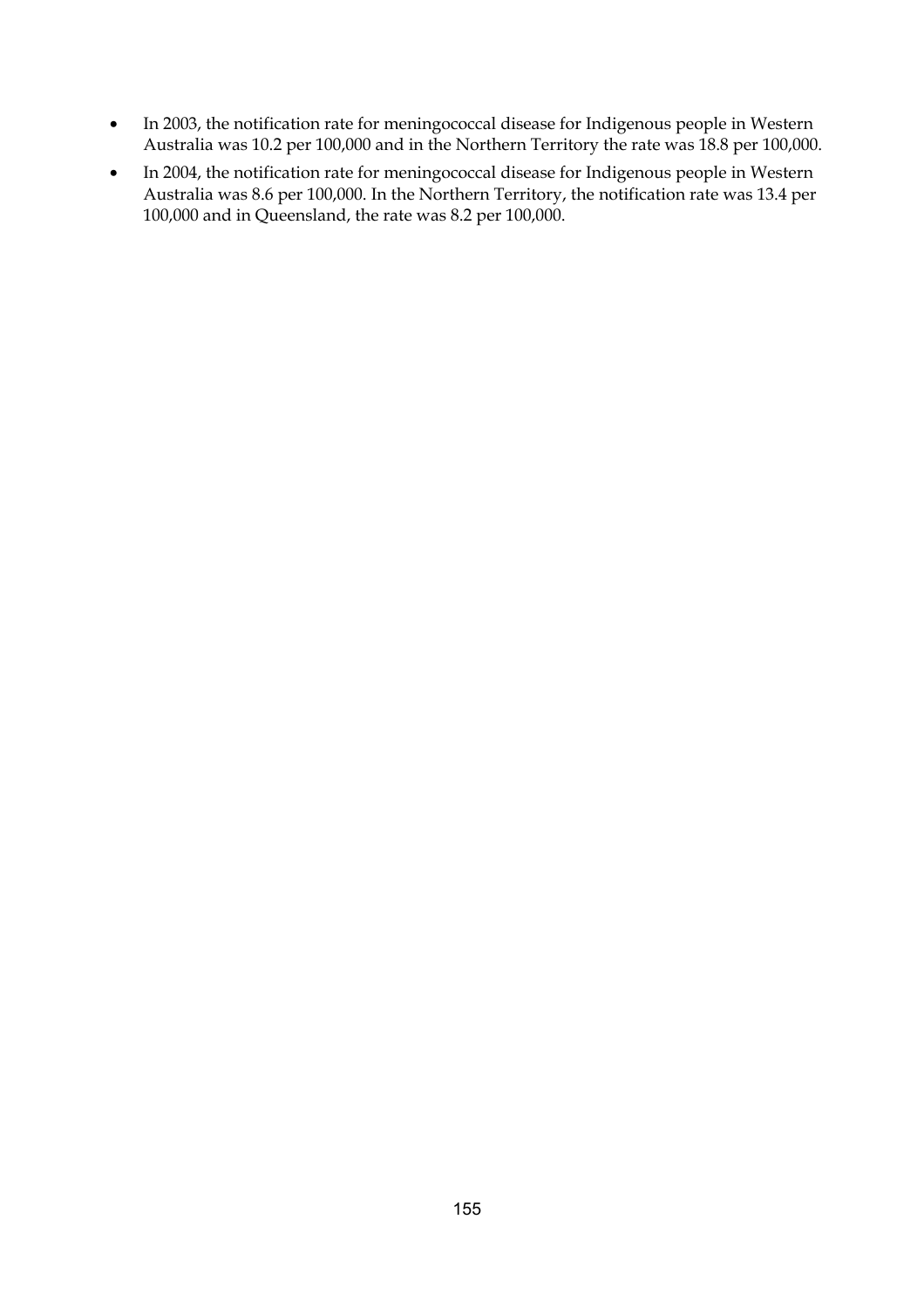- In 2003, the notification rate for meningococcal disease for Indigenous people in Western Australia was 10.2 per 100,000 and in the Northern Territory the rate was 18.8 per 100,000.
- In 2004, the notification rate for meningococcal disease for Indigenous people in Western Australia was 8.6 per 100,000. In the Northern Territory, the notification rate was 13.4 per 100,000 and in Queensland, the rate was 8.2 per 100,000.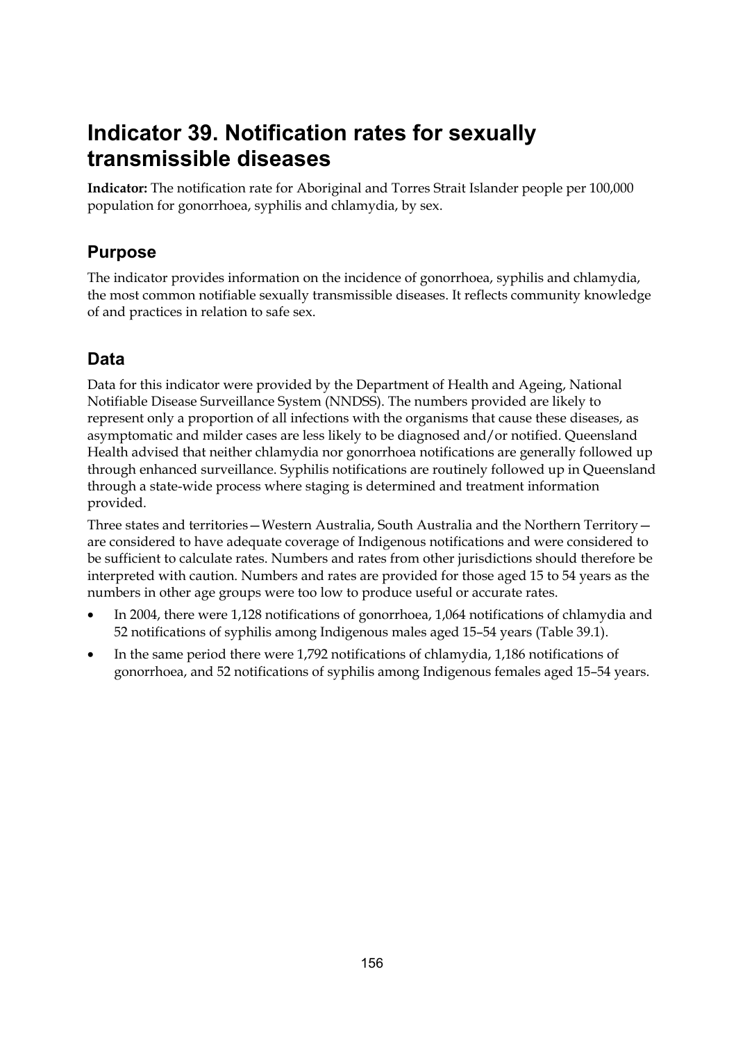# Indicator 39. Notification rates for sexually transmissible diseases

**Indicator:** The notification rate for Aboriginal and Torres Strait Islander people per 100,000 population for gonorrhoea, syphilis and chlamydia, by sex.

## Purpose

The indicator provides information on the incidence of gonorrhoea, syphilis and chlamydia, the most common notifiable sexually transmissible diseases. It reflects community knowledge of and practices in relation to safe sex.

## Data

Data for this indicator were provided by the Department of Health and Ageing, National Notifiable Disease Surveillance System (NNDSS). The numbers provided are likely to represent only a proportion of all infections with the organisms that cause these diseases, as asymptomatic and milder cases are less likely to be diagnosed and/or notified. Queensland Health advised that neither chlamydia nor gonorrhoea notifications are generally followed up through enhanced surveillance. Syphilis notifications are routinely followed up in Queensland through a state-wide process where staging is determined and treatment information provided.

Three states and territories—Western Australia, South Australia and the Northern Territory—are considered to have adequate coverage of Indigenous notifications and were considered to be sufficient to calculate rates. Numbers and rates from other jurisdictions should therefore be interpreted with caution. Numbers and rates are provided for those aged 15 to 54 years as the numbers in other age groups were too low to produce useful or accurate rates.

- In 2004, there were 1,128 notifications of gonorrhoea, 1,064 notifications of chlamydia and 52 notifications of syphilis among Indigenous males aged 15–54 years (Table 39.1).
- In the same period there were 1,792 notifications of chlamydia, 1,186 notifications of gonorrhoea, and 52 notifications of syphilis among Indigenous females aged 15–54 years.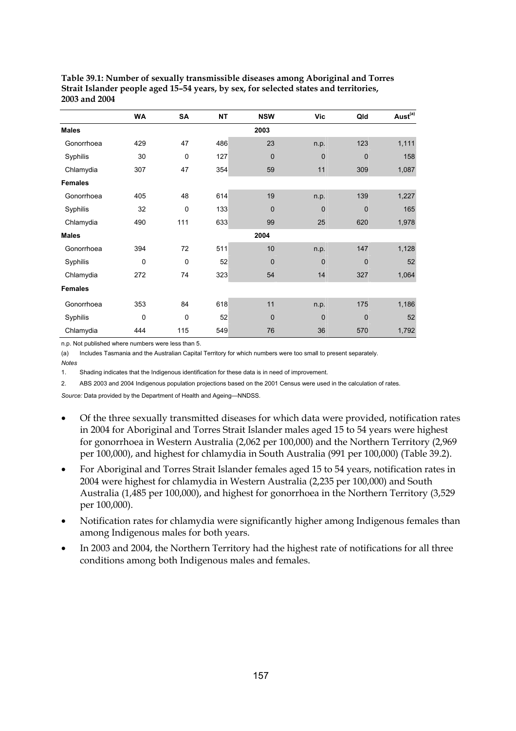**Table 39.1: Number of sexually transmissible diseases among Aboriginal and Torres Strait Islander people aged 15–54 years, by sex, for selected states and territories, 2003 and 2004**

| | WA | SA | NT | NSW | Vic | Qld | Aust[(a)] |
|---|---|---|---|---|---|---|---|
| **Males** | | | | 2003 | | | |
| Gonorrhoea | 429 | 47 | 486 | 23 | n.p. | 123 | 1,111 |
| Syphilis | 30 | 0 | 127 | 0 | 0 | 0 | 158 |
| Chlamydia | 307 | 47 | 354 | 59 | 11 | 309 | 1,087 |
| **Females** | | | | | | | |
| Gonorrhoea | 405 | 48 | 614 | 19 | n.p. | 139 | 1,227 |
| Syphilis | 32 | 0 | 133 | 0 | 0 | 0 | 165 |
| Chlamydia | 490 | 111 | 633 | 99 | 25 | 620 | 1,978 |
| **Males** | | | | 2004 | | | |
| Gonorrhoea | 394 | 72 | 511 | 10 | n.p. | 147 | 1,128 |
| Syphilis | 0 | 0 | 52 | 0 | 0 | 0 | 52 |
| Chlamydia | 272 | 74 | 323 | 54 | 14 | 327 | 1,064 |
| **Females** | | | | | | | |
| Gonorrhoea | 353 | 84 | 618 | 11 | n.p. | 175 | 1,186 |
| Syphilis | 0 | 0 | 52 | 0 | 0 | 0 | 52 |
| Chlamydia | 444 | 115 | 549 | 76 | 36 | 570 | 1,792 |

n.p. Not published where numbers were less than 5.

(a) Includes Tasmania and the Australian Capital Territory for which numbers were too small to present separately.

*Notes*

1. Shading indicates that the Indigenous identification for these data is in need of improvement.
2. ABS 2003 and 2004 Indigenous population projections based on the 2001 Census were used in the calculation of rates.

*Source:* Data provided by the Department of Health and Ageing—NNDSS.

- Of the three sexually transmitted diseases for which data were provided, notification rates in 2004 for Aboriginal and Torres Strait Islander males aged 15 to 54 years were highest for gonorrhoea in Western Australia (2,062 per 100,000) and the Northern Territory (2,969 per 100,000), and highest for chlamydia in South Australia (991 per 100,000) (Table 39.2).
- For Aboriginal and Torres Strait Islander females aged 15 to 54 years, notification rates in 2004 were highest for chlamydia in Western Australia (2,235 per 100,000) and South Australia (1,485 per 100,000), and highest for gonorrhoea in the Northern Territory (3,529 per 100,000).
- Notification rates for chlamydia were significantly higher among Indigenous females than among Indigenous males for both years.
- In 2003 and 2004, the Northern Territory had the highest rate of notifications for all three conditions among both Indigenous males and females.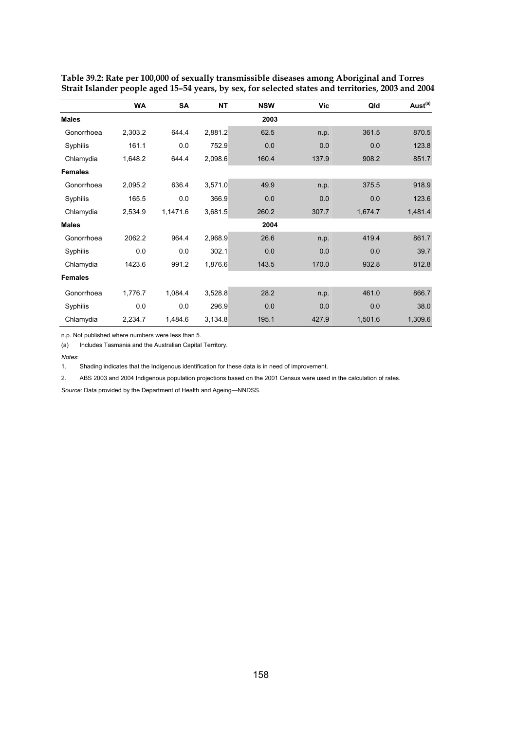**Table 39.2: Rate per 100,000 of sexually transmissible diseases among Aboriginal and Torres Strait Islander people aged 15–54 years, by sex, for selected states and territories, 2003 and 2004**

| | WA | SA | NT | NSW | Vic | Qld | Aust[(a)] |
|---|---|---|---|---|---|---|---|
| **Males** | | | | **2003** | | | |
| Gonorrhoea | 2,303.2 | 644.4 | 2,881.2 | 62.5 | n.p. | 361.5 | 870.5 |
| Syphilis | 161.1 | 0.0 | 752.9 | 0.0 | 0.0 | 0.0 | 123.8 |
| Chlamydia | 1,648.2 | 644.4 | 2,098.6 | 160.4 | 137.9 | 908.2 | 851.7 |
| **Females** | | | | | | | |
| Gonorrhoea | 2,095.2 | 636.4 | 3,571.0 | 49.9 | n.p. | 375.5 | 918.9 |
| Syphilis | 165.5 | 0.0 | 366.9 | 0.0 | 0.0 | 0.0 | 123.6 |
| Chlamydia | 2,534.9 | 1,1471.6 | 3,681.5 | 260.2 | 307.7 | 1,674.7 | 1,481.4 |
| **Males** | | | | **2004** | | | |
| Gonorrhoea | 2062.2 | 964.4 | 2,968.9 | 26.6 | n.p. | 419.4 | 861.7 |
| Syphilis | 0.0 | 0.0 | 302.1 | 0.0 | 0.0 | 0.0 | 39.7 |
| Chlamydia | 1423.6 | 991.2 | 1,876.6 | 143.5 | 170.0 | 932.8 | 812.8 |
| **Females** | | | | | | | |
| Gonorrhoea | 1,776.7 | 1,084.4 | 3,528.8 | 28.2 | n.p. | 461.0 | 866.7 |
| Syphilis | 0.0 | 0.0 | 296.9 | 0.0 | 0.0 | 0.0 | 38.0 |
| Chlamydia | 2,234.7 | 1,484.6 | 3,134.8 | 195.1 | 427.9 | 1,501.6 | 1,309.6 |

n.p. Not published where numbers were less than 5.

(a) Includes Tasmania and the Australian Capital Territory.

*Notes*:

1. Shading indicates that the Indigenous identification for these data is in need of improvement.
2. ABS 2003 and 2004 Indigenous population projections based on the 2001 Census were used in the calculation of rates.

*Source:* Data provided by the Department of Health and Ageing—NNDSS.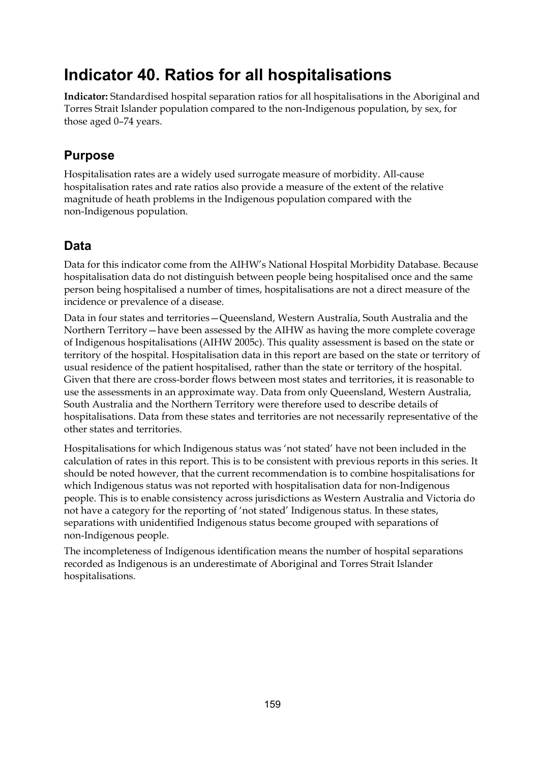# Indicator 40. Ratios for all hospitalisations

**Indicator:** Standardised hospital separation ratios for all hospitalisations in the Aboriginal and Torres Strait Islander population compared to the non-Indigenous population, by sex, for those aged 0–74 years.

## Purpose

Hospitalisation rates are a widely used surrogate measure of morbidity. All-cause hospitalisation rates and rate ratios also provide a measure of the extent of the relative magnitude of heath problems in the Indigenous population compared with the non-Indigenous population.

## Data

Data for this indicator come from the AIHW's National Hospital Morbidity Database. Because hospitalisation data do not distinguish between people being hospitalised once and the same person being hospitalised a number of times, hospitalisations are not a direct measure of the incidence or prevalence of a disease.

Data in four states and territories—Queensland, Western Australia, South Australia and the Northern Territory—have been assessed by the AIHW as having the more complete coverage of Indigenous hospitalisations (AIHW 2005c). This quality assessment is based on the state or territory of the hospital. Hospitalisation data in this report are based on the state or territory of usual residence of the patient hospitalised, rather than the state or territory of the hospital. Given that there are cross-border flows between most states and territories, it is reasonable to use the assessments in an approximate way. Data from only Queensland, Western Australia, South Australia and the Northern Territory were therefore used to describe details of hospitalisations. Data from these states and territories are not necessarily representative of the other states and territories.

Hospitalisations for which Indigenous status was 'not stated' have not been included in the calculation of rates in this report. This is to be consistent with previous reports in this series. It should be noted however, that the current recommendation is to combine hospitalisations for which Indigenous status was not reported with hospitalisation data for non-Indigenous people. This is to enable consistency across jurisdictions as Western Australia and Victoria do not have a category for the reporting of 'not stated' Indigenous status. In these states, separations with unidentified Indigenous status become grouped with separations of non-Indigenous people.

The incompleteness of Indigenous identification means the number of hospital separations recorded as Indigenous is an underestimate of Aboriginal and Torres Strait Islander hospitalisations.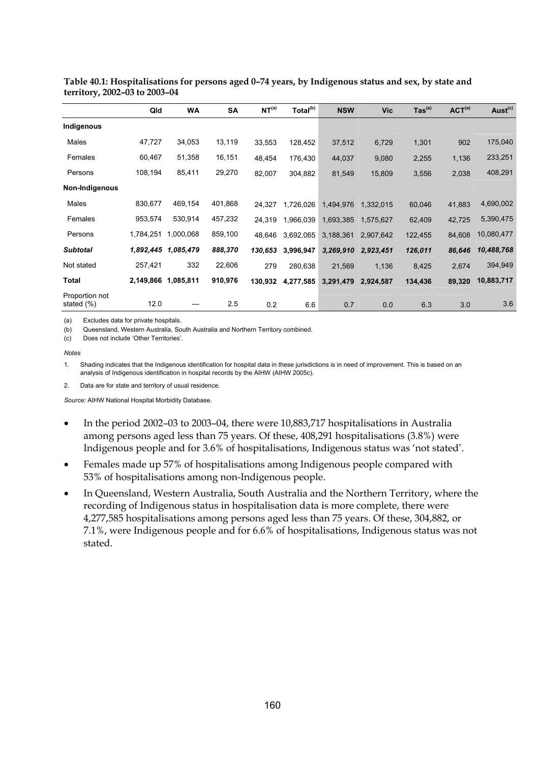**Table 40.1: Hospitalisations for persons aged 0–74 years, by Indigenous status and sex, by state and territory, 2002–03 to 2003–04**

| | Qld | WA | SA | NT[(a)] | Total[(b)] | NSW | Vic | Tas[(a)] | ACT[(a)] | Aust[(c)] |
|---|---|---|---|---|---|---|---|---|---|---|
| **Indigenous** | | | | | | | | | | |
| Males | 47,727 | 34,053 | 13,119 | 33,553 | 128,452 | 37,512 | 6,729 | 1,301 | 902 | 175,040 |
| Females | 60,467 | 51,358 | 16,151 | 48,454 | 176,430 | 44,037 | 9,080 | 2,255 | 1,136 | 233,251 |
| Persons | 108,194 | 85,411 | 29,270 | 82,007 | 304,882 | 81,549 | 15,809 | 3,556 | 2,038 | 408,291 |
| **Non-Indigenous** | | | | | | | | | | |
| Males | 830,677 | 469,154 | 401,868 | 24,327 | 1,726,026 | 1,494,976 | 1,332,015 | 60,046 | 41,883 | 4,690,002 |
| Females | 953,574 | 530,914 | 457,232 | 24,319 | 1,966,039 | 1,693,385 | 1,575,627 | 62,409 | 42,725 | 5,390,475 |
| Persons | 1,784,251 | 1,000,068 | 859,100 | 48,646 | 3,692,065 | 3,188,361 | 2,907,642 | 122,455 | 84,608 | 10,080,477 |
| ***Subtotal*** | ***1,892,445*** | ***1,085,479*** | ***888,370*** | ***130,653*** | ***3,996,947*** | ***3,269,910*** | ***2,923,451*** | ***126,011*** | ***86,646*** | ***10,488,768*** |
| Not stated | 257,421 | 332 | 22,606 | 279 | 280,638 | 21,569 | 1,136 | 8,425 | 2,674 | 394,949 |
| **Total** | **2,149,866** | **1,085,811** | **910,976** | **130,932** | **4,277,585** | **3,291,479** | **2,924,587** | **134,436** | **89,320** | **10,883,717** |
| Proportion not stated (%) | 12.0 | — | 2.5 | 0.2 | 6.6 | 0.7 | 0.0 | 6.3 | 3.0 | 3.6 |

(a) Excludes data for private hospitals.

(b) Queensland, Western Australia, South Australia and Northern Territory combined.

(c) Does not include 'Other Territories'.

*Notes*

1. Shading indicates that the Indigenous identification for hospital data in these jurisdictions is in need of improvement. This is based on an analysis of Indigenous identification in hospital records by the AIHW (AIHW 2005c).

2. Data are for state and territory of usual residence.

*Source:* AIHW National Hospital Morbidity Database.

- In the period 2002–03 to 2003–04, there were 10,883,717 hospitalisations in Australia among persons aged less than 75 years. Of these, 408,291 hospitalisations (3.8%) were Indigenous people and for 3.6% of hospitalisations, Indigenous status was 'not stated'.
- Females made up 57% of hospitalisations among Indigenous people compared with 53% of hospitalisations among non-Indigenous people.
- In Queensland, Western Australia, South Australia and the Northern Territory, where the recording of Indigenous status in hospitalisation data is more complete, there were 4,277,585 hospitalisations among persons aged less than 75 years. Of these, 304,882, or 7.1%, were Indigenous people and for 6.6% of hospitalisations, Indigenous status was not stated.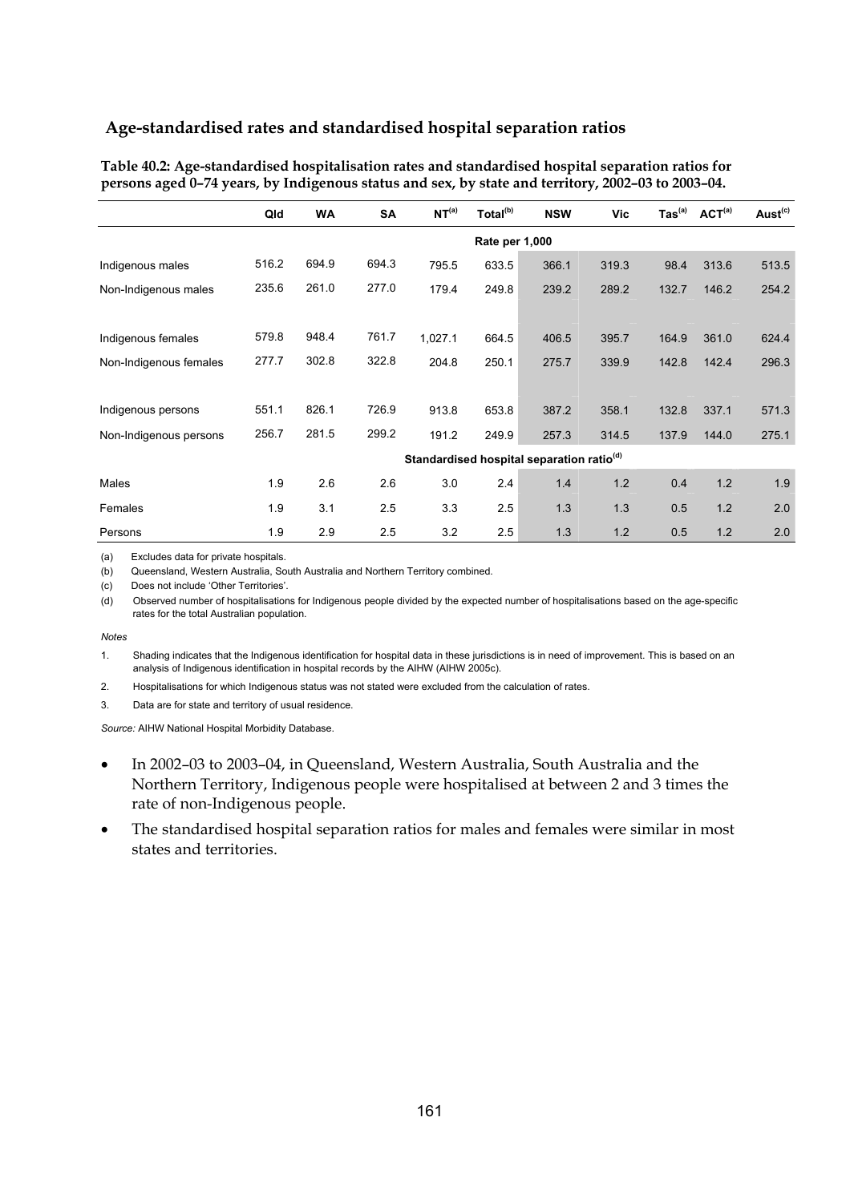## Age-standardised rates and standardised hospital separation ratios

**Table 40.2: Age-standardised hospitalisation rates and standardised hospital separation ratios for persons aged 0–74 years, by Indigenous status and sex, by state and territory, 2002–03 to 2003–04.**

| | Qld | WA | SA | NT[(a)] | Total[(b)] | NSW | Vic | Tas[(a)] | ACT[(a)] | Aust[(c)] |
|---|---|---|---|---|---|---|---|---|---|---|
| | | | | | Rate per 1,000 | | | | | |
| Indigenous males | 516.2 | 694.9 | 694.3 | 795.5 | 633.5 | 366.1 | 319.3 | 98.4 | 313.6 | 513.5 |
| Non-Indigenous males | 235.6 | 261.0 | 277.0 | 179.4 | 249.8 | 239.2 | 289.2 | 132.7 | 146.2 | 254.2 |
| Indigenous females | 579.8 | 948.4 | 761.7 | 1,027.1 | 664.5 | 406.5 | 395.7 | 164.9 | 361.0 | 624.4 |
| Non-Indigenous females | 277.7 | 302.8 | 322.8 | 204.8 | 250.1 | 275.7 | 339.9 | 142.8 | 142.4 | 296.3 |
| Indigenous persons | 551.1 | 826.1 | 726.9 | 913.8 | 653.8 | 387.2 | 358.1 | 132.8 | 337.1 | 571.3 |
| Non-Indigenous persons | 256.7 | 281.5 | 299.2 | 191.2 | 249.9 | 257.3 | 314.5 | 137.9 | 144.0 | 275.1 |
| | | | | | Standardised hospital separation ratio[(d)] | | | | | |
| Males | 1.9 | 2.6 | 2.6 | 3.0 | 2.4 | 1.4 | 1.2 | 0.4 | 1.2 | 1.9 |
| Females | 1.9 | 3.1 | 2.5 | 3.3 | 2.5 | 1.3 | 1.3 | 0.5 | 1.2 | 2.0 |
| Persons | 1.9 | 2.9 | 2.5 | 3.2 | 2.5 | 1.3 | 1.2 | 0.5 | 1.2 | 2.0 |

(a) Excludes data for private hospitals.

(b) Queensland, Western Australia, South Australia and Northern Territory combined.

(c) Does not include 'Other Territories'.

(d) Observed number of hospitalisations for Indigenous people divided by the expected number of hospitalisations based on the age-specific rates for the total Australian population.

*Notes*

1. Shading indicates that the Indigenous identification for hospital data in these jurisdictions is in need of improvement. This is based on an analysis of Indigenous identification in hospital records by the AIHW (AIHW 2005c).
2. Hospitalisations for which Indigenous status was not stated were excluded from the calculation of rates.
3. Data are for state and territory of usual residence.

*Source:* AIHW National Hospital Morbidity Database.

- In 2002–03 to 2003–04, in Queensland, Western Australia, South Australia and the Northern Territory, Indigenous people were hospitalised at between 2 and 3 times the rate of non-Indigenous people.
- The standardised hospital separation ratios for males and females were similar in most states and territories.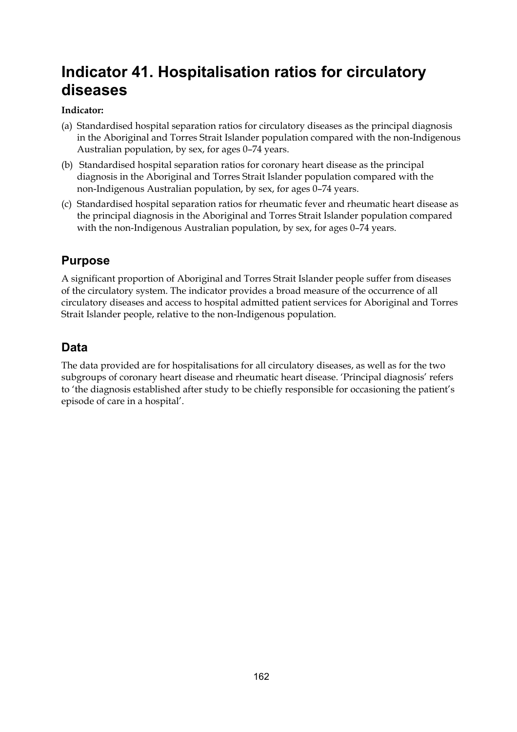# Indicator 41. Hospitalisation ratios for circulatory diseases

**Indicator:**

(a) Standardised hospital separation ratios for circulatory diseases as the principal diagnosis in the Aboriginal and Torres Strait Islander population compared with the non-Indigenous Australian population, by sex, for ages 0–74 years.

(b) Standardised hospital separation ratios for coronary heart disease as the principal diagnosis in the Aboriginal and Torres Strait Islander population compared with the non-Indigenous Australian population, by sex, for ages 0–74 years.

(c) Standardised hospital separation ratios for rheumatic fever and rheumatic heart disease as the principal diagnosis in the Aboriginal and Torres Strait Islander population compared with the non-Indigenous Australian population, by sex, for ages 0–74 years.

## Purpose

A significant proportion of Aboriginal and Torres Strait Islander people suffer from diseases of the circulatory system. The indicator provides a broad measure of the occurrence of all circulatory diseases and access to hospital admitted patient services for Aboriginal and Torres Strait Islander people, relative to the non-Indigenous population.

## Data

The data provided are for hospitalisations for all circulatory diseases, as well as for the two subgroups of coronary heart disease and rheumatic heart disease. 'Principal diagnosis' refers to 'the diagnosis established after study to be chiefly responsible for occasioning the patient's episode of care in a hospital'.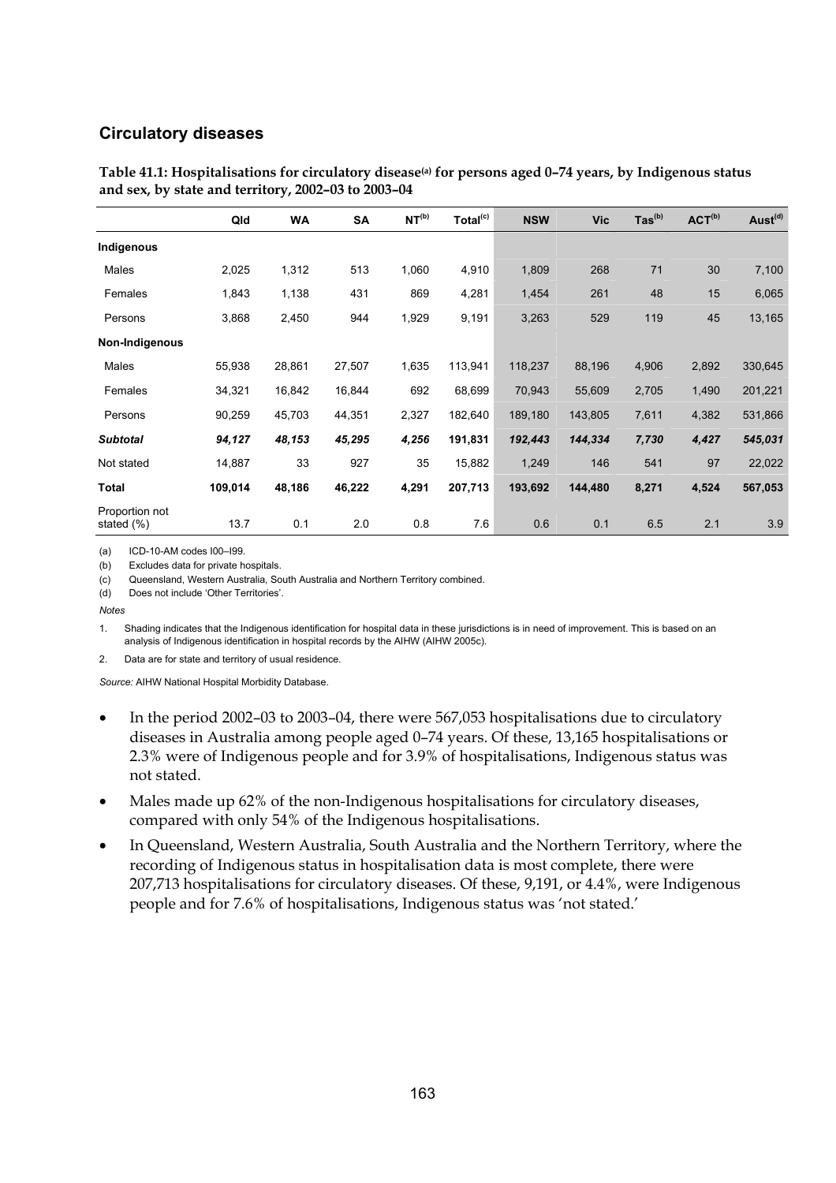## Circulatory diseases

**Table 41.1: Hospitalisations for circulatory disease[(a)] for persons aged 0–74 years, by Indigenous status and sex, by state and territory, 2002–03 to 2003–04**

| | Qld | WA | SA | NT[(b)] | Total[(c)] | NSW | Vic | Tas[(b)] | ACT[(b)] | Aust[(d)] |
|---|---|---|---|---|---|---|---|---|---|---|
| **Indigenous** | | | | | | | | | | |
| Males | 2,025 | 1,312 | 513 | 1,060 | 4,910 | 1,809 | 268 | 71 | 30 | 7,100 |
| Females | 1,843 | 1,138 | 431 | 869 | 4,281 | 1,454 | 261 | 48 | 15 | 6,065 |
| Persons | 3,868 | 2,450 | 944 | 1,929 | 9,191 | 3,263 | 529 | 119 | 45 | 13,165 |
| **Non-Indigenous** | | | | | | | | | | |
| Males | 55,938 | 28,861 | 27,507 | 1,635 | 113,941 | 118,237 | 88,196 | 4,906 | 2,892 | 330,645 |
| Females | 34,321 | 16,842 | 16,844 | 692 | 68,699 | 70,943 | 55,609 | 2,705 | 1,490 | 201,221 |
| Persons | 90,259 | 45,703 | 44,351 | 2,327 | 182,640 | 189,180 | 143,805 | 7,611 | 4,382 | 531,866 |
| ***Subtotal*** | ***94,127*** | ***48,153*** | ***45,295*** | ***4,256*** | ***191,831*** | ***192,443*** | ***144,334*** | ***7,730*** | ***4,427*** | ***545,031*** |
| Not stated | 14,887 | 33 | 927 | 35 | 15,882 | 1,249 | 146 | 541 | 97 | 22,022 |
| **Total** | **109,014** | **48,186** | **46,222** | **4,291** | **207,713** | **193,692** | **144,480** | **8,271** | **4,524** | **567,053** |
| Proportion not stated (%) | 13.7 | 0.1 | 2.0 | 0.8 | 7.6 | 0.6 | 0.1 | 6.5 | 2.1 | 3.9 |

(a) ICD-10-AM codes I00–I99.

(b) Excludes data for private hospitals.

(c) Queensland, Western Australia, South Australia and Northern Territory combined.

(d) Does not include 'Other Territories'.

*Notes*

1. Shading indicates that the Indigenous identification for hospital data in these jurisdictions is in need of improvement. This is based on an analysis of Indigenous identification in hospital records by the AIHW (AIHW 2005c).
2. Data are for state and territory of usual residence.

*Source:* AIHW National Hospital Morbidity Database.

- In the period 2002–03 to 2003–04, there were 567,053 hospitalisations due to circulatory diseases in Australia among people aged 0–74 years. Of these, 13,165 hospitalisations or 2.3% were of Indigenous people and for 3.9% of hospitalisations, Indigenous status was not stated.
- Males made up 62% of the non-Indigenous hospitalisations for circulatory diseases, compared with only 54% of the Indigenous hospitalisations.
- In Queensland, Western Australia, South Australia and the Northern Territory, where the recording of Indigenous status in hospitalisation data is most complete, there were 207,713 hospitalisations for circulatory diseases. Of these, 9,191, or 4.4%, were Indigenous people and for 7.6% of hospitalisations, Indigenous status was 'not stated.'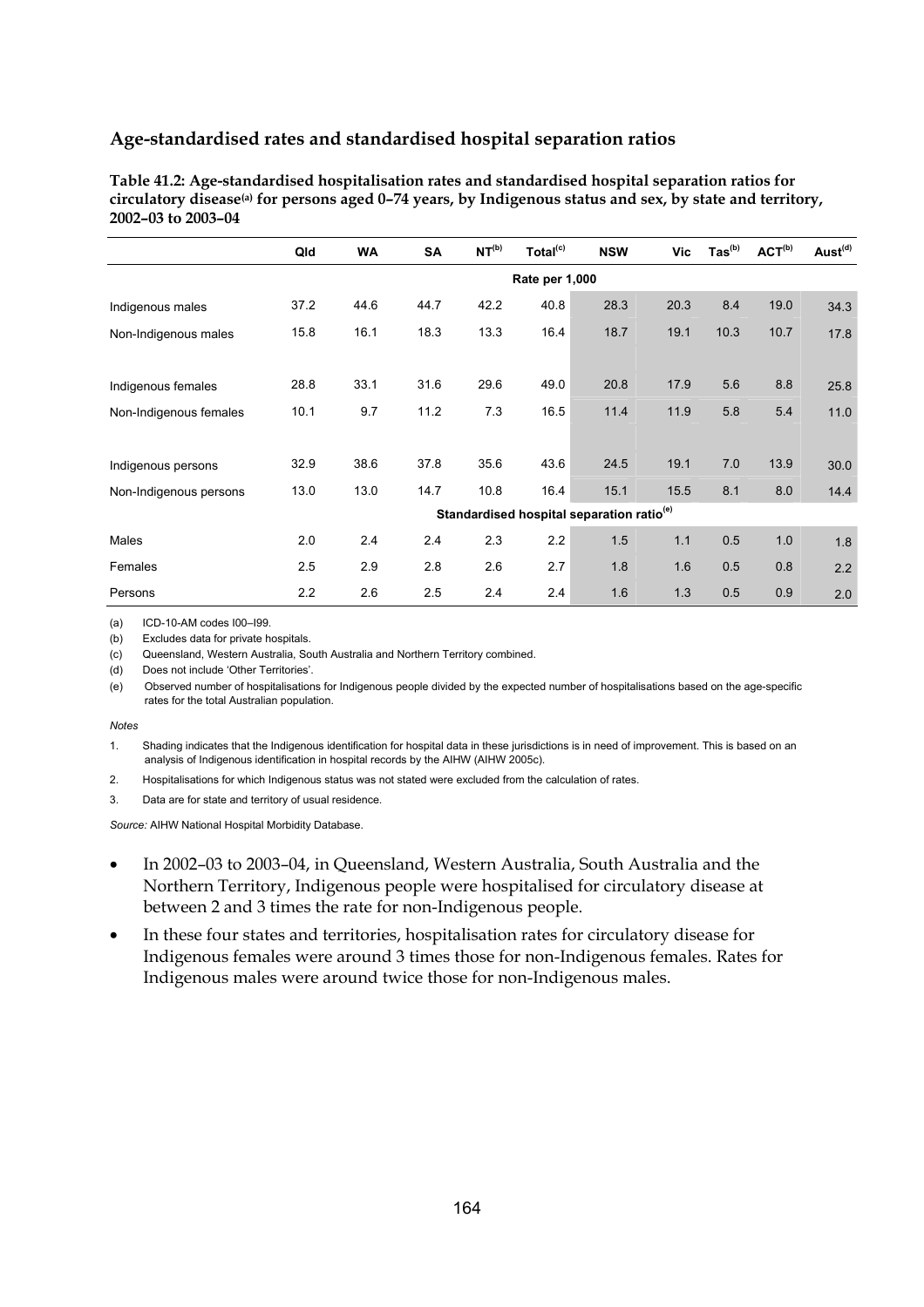## Age-standardised rates and standardised hospital separation ratios

**Table 41.2: Age-standardised hospitalisation rates and standardised hospital separation ratios for circulatory disease[(a)] for persons aged 0–74 years, by Indigenous status and sex, by state and territory, 2002–03 to 2003–04**

| | Qld | WA | SA | NT[(b)] | Total[(c)] | NSW | Vic | Tas[(b)] | ACT[(b)] | Aust[(d)] |
|---|---|---|---|---|---|---|---|---|---|---|
| | | | | | Rate per 1,000 | | | | | |
| Indigenous males | 37.2 | 44.6 | 44.7 | 42.2 | 40.8 | 28.3 | 20.3 | 8.4 | 19.0 | 34.3 |
| Non-Indigenous males | 15.8 | 16.1 | 18.3 | 13.3 | 16.4 | 18.7 | 19.1 | 10.3 | 10.7 | 17.8 |
| Indigenous females | 28.8 | 33.1 | 31.6 | 29.6 | 49.0 | 20.8 | 17.9 | 5.6 | 8.8 | 25.8 |
| Non-Indigenous females | 10.1 | 9.7 | 11.2 | 7.3 | 16.5 | 11.4 | 11.9 | 5.8 | 5.4 | 11.0 |
| Indigenous persons | 32.9 | 38.6 | 37.8 | 35.6 | 43.6 | 24.5 | 19.1 | 7.0 | 13.9 | 30.0 |
| Non-Indigenous persons | 13.0 | 13.0 | 14.7 | 10.8 | 16.4 | 15.1 | 15.5 | 8.1 | 8.0 | 14.4 |
| | | | | | Standardised hospital separation ratio[(e)] | | | | | |
| Males | 2.0 | 2.4 | 2.4 | 2.3 | 2.2 | 1.5 | 1.1 | 0.5 | 1.0 | 1.8 |
| Females | 2.5 | 2.9 | 2.8 | 2.6 | 2.7 | 1.8 | 1.6 | 0.5 | 0.8 | 2.2 |
| Persons | 2.2 | 2.6 | 2.5 | 2.4 | 2.4 | 1.6 | 1.3 | 0.5 | 0.9 | 2.0 |

(a) ICD-10-AM codes I00–I99.

(b) Excludes data for private hospitals.

(c) Queensland, Western Australia, South Australia and Northern Territory combined.

(d) Does not include 'Other Territories'.

(e) Observed number of hospitalisations for Indigenous people divided by the expected number of hospitalisations based on the age-specific rates for the total Australian population.

*Notes*

1. Shading indicates that the Indigenous identification for hospital data in these jurisdictions is in need of improvement. This is based on an analysis of Indigenous identification in hospital records by the AIHW (AIHW 2005c).
2. Hospitalisations for which Indigenous status was not stated were excluded from the calculation of rates.
3. Data are for state and territory of usual residence.

*Source:* AIHW National Hospital Morbidity Database.

- In 2002–03 to 2003–04, in Queensland, Western Australia, South Australia and the Northern Territory, Indigenous people were hospitalised for circulatory disease at between 2 and 3 times the rate for non-Indigenous people.
- In these four states and territories, hospitalisation rates for circulatory disease for Indigenous females were around 3 times those for non-Indigenous females. Rates for Indigenous males were around twice those for non-Indigenous males.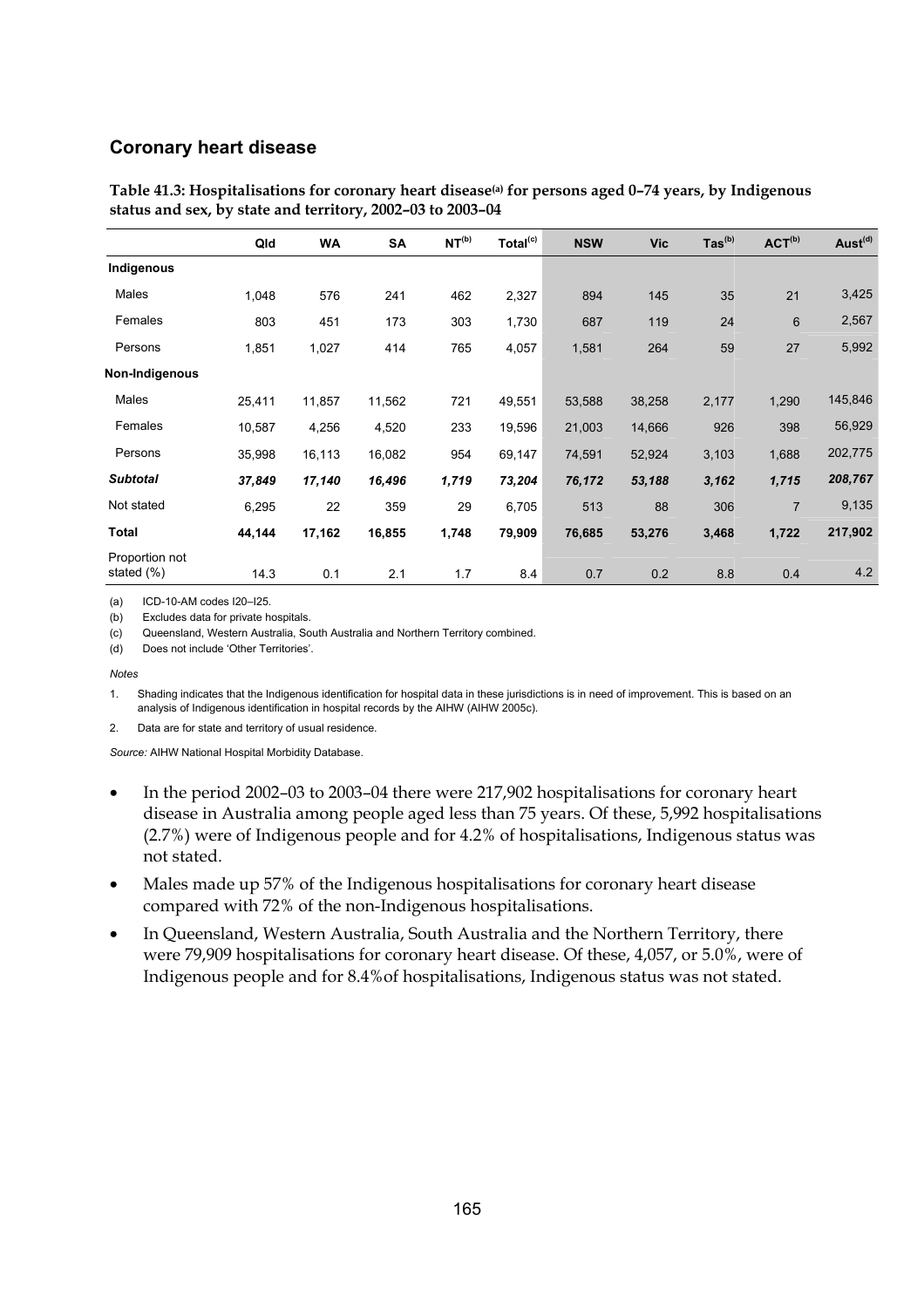## Coronary heart disease

**Table 41.3: Hospitalisations for coronary heart disease[(a)] for persons aged 0–74 years, by Indigenous status and sex, by state and territory, 2002–03 to 2003–04**

| | Qld | WA | SA | NT[(b)] | Total[(c)] | NSW | Vic | Tas[(b)] | ACT[(b)] | Aust[(d)] |
|---|---|---|---|---|---|---|---|---|---|---|
| **Indigenous** | | | | | | | | | | |
| Males | 1,048 | 576 | 241 | 462 | 2,327 | 894 | 145 | 35 | 21 | 3,425 |
| Females | 803 | 451 | 173 | 303 | 1,730 | 687 | 119 | 24 | 6 | 2,567 |
| Persons | 1,851 | 1,027 | 414 | 765 | 4,057 | 1,581 | 264 | 59 | 27 | 5,992 |
| **Non-Indigenous** | | | | | | | | | | |
| Males | 25,411 | 11,857 | 11,562 | 721 | 49,551 | 53,588 | 38,258 | 2,177 | 1,290 | 145,846 |
| Females | 10,587 | 4,256 | 4,520 | 233 | 19,596 | 21,003 | 14,666 | 926 | 398 | 56,929 |
| Persons | 35,998 | 16,113 | 16,082 | 954 | 69,147 | 74,591 | 52,924 | 3,103 | 1,688 | 202,775 |
| ***Subtotal*** | ***37,849*** | ***17,140*** | ***16,496*** | ***1,719*** | ***73,204*** | ***76,172*** | ***53,188*** | ***3,162*** | ***1,715*** | ***208,767*** |
| Not stated | 6,295 | 22 | 359 | 29 | 6,705 | 513 | 88 | 306 | 7 | 9,135 |
| **Total** | **44,144** | **17,162** | **16,855** | **1,748** | **79,909** | **76,685** | **53,276** | **3,468** | **1,722** | **217,902** |
| Proportion not stated (%) | 14.3 | 0.1 | 2.1 | 1.7 | 8.4 | 0.7 | 0.2 | 8.8 | 0.4 | 4.2 |

(a) ICD-10-AM codes I20–I25.

(b) Excludes data for private hospitals.

(c) Queensland, Western Australia, South Australia and Northern Territory combined.

(d) Does not include 'Other Territories'.

*Notes*

1. Shading indicates that the Indigenous identification for hospital data in these jurisdictions is in need of improvement. This is based on an analysis of Indigenous identification in hospital records by the AIHW (AIHW 2005c).

2. Data are for state and territory of usual residence.

*Source:* AIHW National Hospital Morbidity Database.

- In the period 2002–03 to 2003–04 there were 217,902 hospitalisations for coronary heart disease in Australia among people aged less than 75 years. Of these, 5,992 hospitalisations (2.7%) were of Indigenous people and for 4.2% of hospitalisations, Indigenous status was not stated.
- Males made up 57% of the Indigenous hospitalisations for coronary heart disease compared with 72% of the non-Indigenous hospitalisations.
- In Queensland, Western Australia, South Australia and the Northern Territory, there were 79,909 hospitalisations for coronary heart disease. Of these, 4,057, or 5.0%, were of Indigenous people and for 8.4%of hospitalisations, Indigenous status was not stated.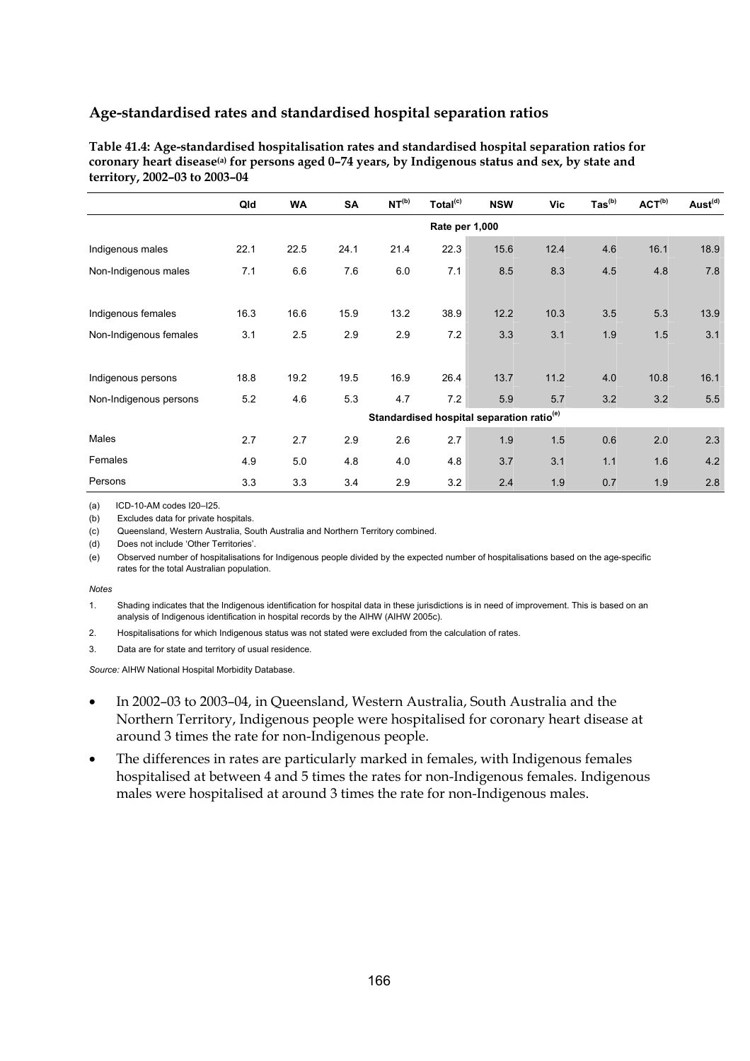## Age-standardised rates and standardised hospital separation ratios

**Table 41.4: Age-standardised hospitalisation rates and standardised hospital separation ratios for coronary heart disease[(a)] for persons aged 0–74 years, by Indigenous status and sex, by state and territory, 2002–03 to 2003–04**

| | Qld | WA | SA | NT[(b)] | Total[(c)] | NSW | Vic | Tas[(b)] | ACT[(b)] | Aust[(d)] |
|---|---|---|---|---|---|---|---|---|---|---|
| | | | | | Rate per 1,000 | | | | | |
| Indigenous males | 22.1 | 22.5 | 24.1 | 21.4 | 22.3 | 15.6 | 12.4 | 4.6 | 16.1 | 18.9 |
| Non-Indigenous males | 7.1 | 6.6 | 7.6 | 6.0 | 7.1 | 8.5 | 8.3 | 4.5 | 4.8 | 7.8 |
| Indigenous females | 16.3 | 16.6 | 15.9 | 13.2 | 38.9 | 12.2 | 10.3 | 3.5 | 5.3 | 13.9 |
| Non-Indigenous females | 3.1 | 2.5 | 2.9 | 2.9 | 7.2 | 3.3 | 3.1 | 1.9 | 1.5 | 3.1 |
| Indigenous persons | 18.8 | 19.2 | 19.5 | 16.9 | 26.4 | 13.7 | 11.2 | 4.0 | 10.8 | 16.1 |
| Non-Indigenous persons | 5.2 | 4.6 | 5.3 | 4.7 | 7.2 | 5.9 | 5.7 | 3.2 | 3.2 | 5.5 |
| | | | | | Standardised hospital separation ratio[(e)] | | | | | |
| Males | 2.7 | 2.7 | 2.9 | 2.6 | 2.7 | 1.9 | 1.5 | 0.6 | 2.0 | 2.3 |
| Females | 4.9 | 5.0 | 4.8 | 4.0 | 4.8 | 3.7 | 3.1 | 1.1 | 1.6 | 4.2 |
| Persons | 3.3 | 3.3 | 3.4 | 2.9 | 3.2 | 2.4 | 1.9 | 0.7 | 1.9 | 2.8 |

(a) ICD-10-AM codes I20–I25.

(b) Excludes data for private hospitals.

(c) Queensland, Western Australia, South Australia and Northern Territory combined.

(d) Does not include 'Other Territories'.

(e) Observed number of hospitalisations for Indigenous people divided by the expected number of hospitalisations based on the age-specific rates for the total Australian population.

*Notes*

1. Shading indicates that the Indigenous identification for hospital data in these jurisdictions is in need of improvement. This is based on an analysis of Indigenous identification in hospital records by the AIHW (AIHW 2005c).
2. Hospitalisations for which Indigenous status was not stated were excluded from the calculation of rates.
3. Data are for state and territory of usual residence.

*Source:* AIHW National Hospital Morbidity Database.

- In 2002–03 to 2003–04, in Queensland, Western Australia, South Australia and the Northern Territory, Indigenous people were hospitalised for coronary heart disease at around 3 times the rate for non-Indigenous people.
- The differences in rates are particularly marked in females, with Indigenous females hospitalised at between 4 and 5 times the rates for non-Indigenous females. Indigenous males were hospitalised at around 3 times the rate for non-Indigenous males.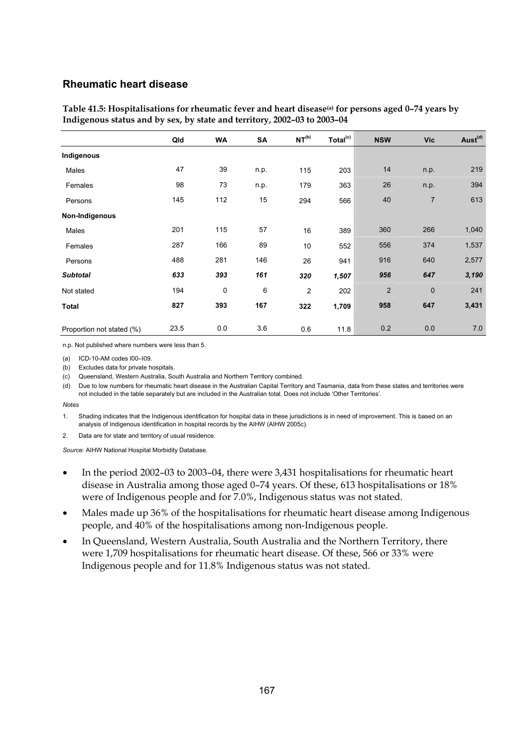## Rheumatic heart disease

**Table 41.5: Hospitalisations for rheumatic fever and heart disease[(a)] for persons aged 0–74 years by Indigenous status and by sex, by state and territory, 2002–03 to 2003–04**

| | Qld | WA | SA | NT[(b)] | Total[(c)] | NSW | Vic | Aust[(d)] |
|---|---|---|---|---|---|---|---|---|
| **Indigenous** | | | | | | | | |
| Males | 47 | 39 | n.p. | 115 | 203 | 14 | n.p. | 219 |
| Females | 98 | 73 | n.p. | 179 | 363 | 26 | n.p. | 394 |
| Persons | 145 | 112 | 15 | 294 | 566 | 40 | 7 | 613 |
| **Non-Indigenous** | | | | | | | | |
| Males | 201 | 115 | 57 | 16 | 389 | 360 | 266 | 1,040 |
| Females | 287 | 166 | 89 | 10 | 552 | 556 | 374 | 1,537 |
| Persons | 488 | 281 | 146 | 26 | 941 | 916 | 640 | 2,577 |
| ***Subtotal*** | ***633*** | ***393*** | ***161*** | ***320*** | ***1,507*** | ***956*** | ***647*** | ***3,190*** |
| Not stated | 194 | 0 | 6 | 2 | 202 | 2 | 0 | 241 |
| **Total** | **827** | **393** | **167** | **322** | **1,709** | **958** | **647** | **3,431** |
| Proportion not stated (%) | 23.5 | 0.0 | 3.6 | 0.6 | 11.8 | 0.2 | 0.0 | 7.0 |

n.p. Not published where numbers were less than 5.

(a) ICD-10-AM codes I00–I09.

(b) Excludes data for private hospitals.

(c) Queensland, Western Australia, South Australia and Northern Territory combined.

(d) Due to low numbers for rheumatic heart disease in the Australian Capital Territory and Tasmania, data from these states and territories were not included in the table separately but are included in the Australian total. Does not include 'Other Territories'.

*Notes*

1. Shading indicates that the Indigenous identification for hospital data in these jurisdictions is in need of improvement. This is based on an analysis of Indigenous identification in hospital records by the AIHW (AIHW 2005c).
2. Data are for state and territory of usual residence.

*Source:* AIHW National Hospital Morbidity Database.

- In the period 2002–03 to 2003–04, there were 3,431 hospitalisations for rheumatic heart disease in Australia among those aged 0–74 years. Of these, 613 hospitalisations or 18% were of Indigenous people and for 7.0%, Indigenous status was not stated.
- Males made up 36% of the hospitalisations for rheumatic heart disease among Indigenous people, and 40% of the hospitalisations among non-Indigenous people.
- In Queensland, Western Australia, South Australia and the Northern Territory, there were 1,709 hospitalisations for rheumatic heart disease. Of these, 566 or 33% were Indigenous people and for 11.8% Indigenous status was not stated.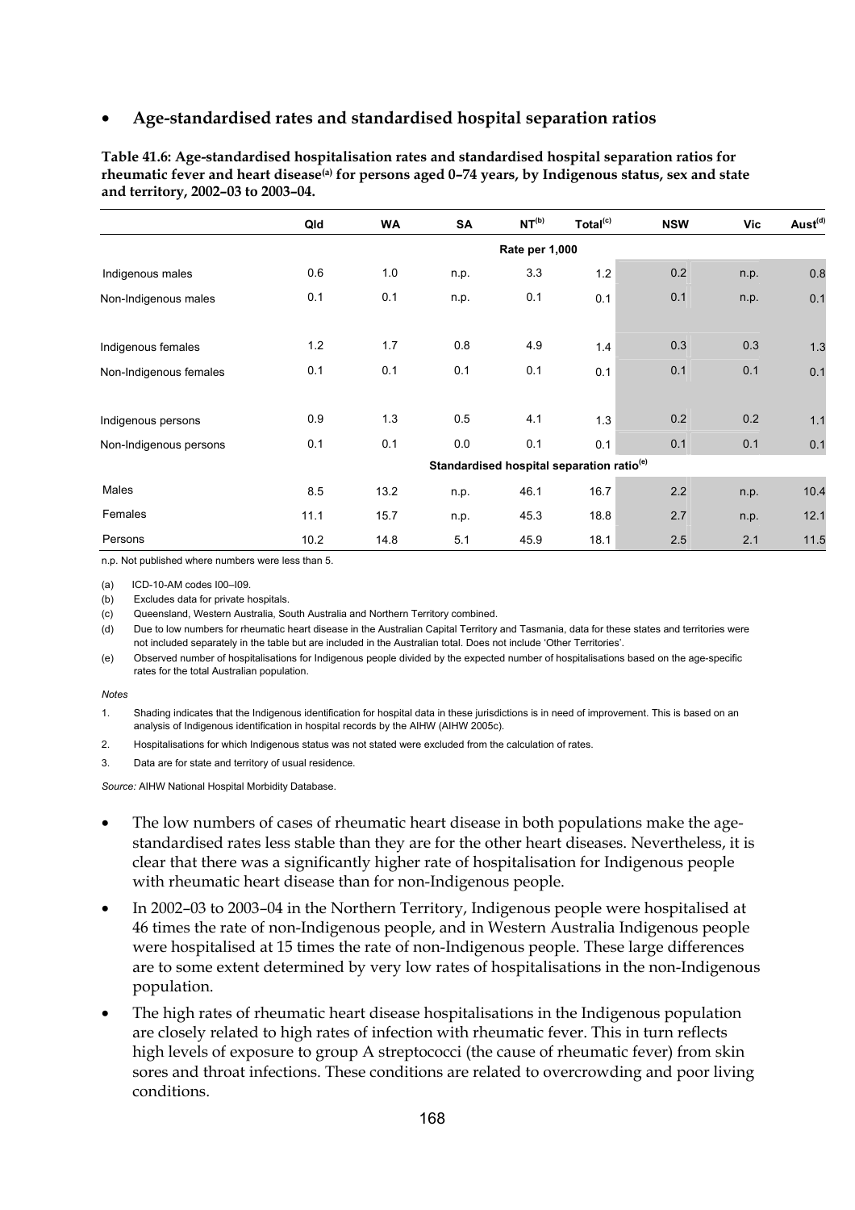- **Age-standardised rates and standardised hospital separation ratios**

**Table 41.6: Age-standardised hospitalisation rates and standardised hospital separation ratios for rheumatic fever and heart disease[(a)] for persons aged 0–74 years, by Indigenous status, sex and state and territory, 2002–03 to 2003–04.**

| | Qld | WA | SA | NT[(b)] | Total[(c)] | NSW | Vic | Aust[(d)] |
|---|---|---|---|---|---|---|---|---|
| | | | | Rate per 1,000 | | | | |
| Indigenous males | 0.6 | 1.0 | n.p. | 3.3 | 1.2 | 0.2 | n.p. | 0.8 |
| Non-Indigenous males | 0.1 | 0.1 | n.p. | 0.1 | 0.1 | 0.1 | n.p. | 0.1 |
| Indigenous females | 1.2 | 1.7 | 0.8 | 4.9 | 1.4 | 0.3 | 0.3 | 1.3 |
| Non-Indigenous females | 0.1 | 0.1 | 0.1 | 0.1 | 0.1 | 0.1 | 0.1 | 0.1 |
| Indigenous persons | 0.9 | 1.3 | 0.5 | 4.1 | 1.3 | 0.2 | 0.2 | 1.1 |
| Non-Indigenous persons | 0.1 | 0.1 | 0.0 | 0.1 | 0.1 | 0.1 | 0.1 | 0.1 |
| | | | | Standardised hospital separation ratio[(e)] | | | | |
| Males | 8.5 | 13.2 | n.p. | 46.1 | 16.7 | 2.2 | n.p. | 10.4 |
| Females | 11.1 | 15.7 | n.p. | 45.3 | 18.8 | 2.7 | n.p. | 12.1 |
| Persons | 10.2 | 14.8 | 5.1 | 45.9 | 18.1 | 2.5 | 2.1 | 11.5 |

n.p. Not published where numbers were less than 5.

(a) ICD-10-AM codes I00–I09.

(b) Excludes data for private hospitals.

(c) Queensland, Western Australia, South Australia and Northern Territory combined.

(d) Due to low numbers for rheumatic heart disease in the Australian Capital Territory and Tasmania, data for these states and territories were not included separately in the table but are included in the Australian total. Does not include 'Other Territories'.

(e) Observed number of hospitalisations for Indigenous people divided by the expected number of hospitalisations based on the age-specific rates for the total Australian population.

*Notes*

1. Shading indicates that the Indigenous identification for hospital data in these jurisdictions is in need of improvement. This is based on an analysis of Indigenous identification in hospital records by the AIHW (AIHW 2005c).
2. Hospitalisations for which Indigenous status was not stated were excluded from the calculation of rates.
3. Data are for state and territory of usual residence.

*Source:* AIHW National Hospital Morbidity Database.

- The low numbers of cases of rheumatic heart disease in both populations make the age-standardised rates less stable than they are for the other heart diseases. Nevertheless, it is clear that there was a significantly higher rate of hospitalisation for Indigenous people with rheumatic heart disease than for non-Indigenous people.
- In 2002–03 to 2003–04 in the Northern Territory, Indigenous people were hospitalised at 46 times the rate of non-Indigenous people, and in Western Australia Indigenous people were hospitalised at 15 times the rate of non-Indigenous people. These large differences are to some extent determined by very low rates of hospitalisations in the non-Indigenous population.
- The high rates of rheumatic heart disease hospitalisations in the Indigenous population are closely related to high rates of infection with rheumatic fever. This in turn reflects high levels of exposure to group A streptococci (the cause of rheumatic fever) from skin sores and throat infections. These conditions are related to overcrowding and poor living conditions.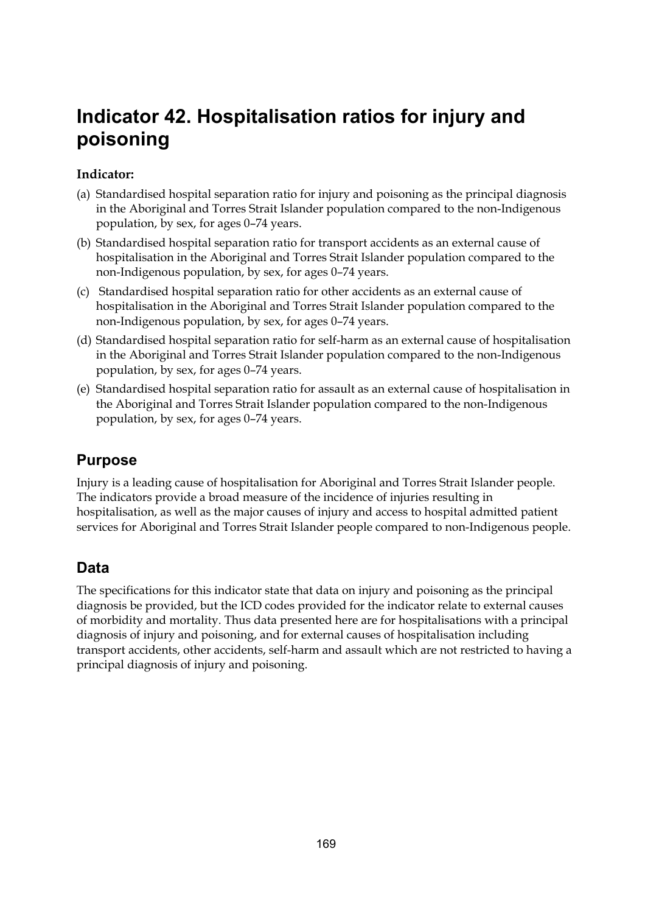# Indicator 42. Hospitalisation ratios for injury and poisoning

**Indicator:**

(a) Standardised hospital separation ratio for injury and poisoning as the principal diagnosis in the Aboriginal and Torres Strait Islander population compared to the non-Indigenous population, by sex, for ages 0–74 years.

(b) Standardised hospital separation ratio for transport accidents as an external cause of hospitalisation in the Aboriginal and Torres Strait Islander population compared to the non-Indigenous population, by sex, for ages 0–74 years.

(c) Standardised hospital separation ratio for other accidents as an external cause of hospitalisation in the Aboriginal and Torres Strait Islander population compared to the non-Indigenous population, by sex, for ages 0–74 years.

(d) Standardised hospital separation ratio for self-harm as an external cause of hospitalisation in the Aboriginal and Torres Strait Islander population compared to the non-Indigenous population, by sex, for ages 0–74 years.

(e) Standardised hospital separation ratio for assault as an external cause of hospitalisation in the Aboriginal and Torres Strait Islander population compared to the non-Indigenous population, by sex, for ages 0–74 years.

## Purpose

Injury is a leading cause of hospitalisation for Aboriginal and Torres Strait Islander people. The indicators provide a broad measure of the incidence of injuries resulting in hospitalisation, as well as the major causes of injury and access to hospital admitted patient services for Aboriginal and Torres Strait Islander people compared to non-Indigenous people.

## Data

The specifications for this indicator state that data on injury and poisoning as the principal diagnosis be provided, but the ICD codes provided for the indicator relate to external causes of morbidity and mortality. Thus data presented here are for hospitalisations with a principal diagnosis of injury and poisoning, and for external causes of hospitalisation including transport accidents, other accidents, self-harm and assault which are not restricted to having a principal diagnosis of injury and poisoning.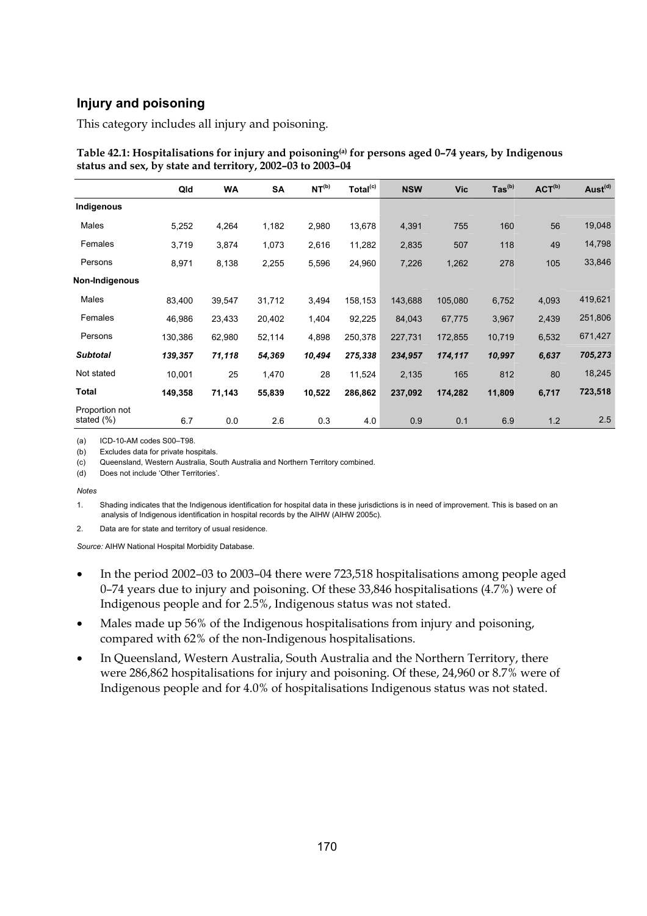## Injury and poisoning

This category includes all injury and poisoning.

**Table 42.1: Hospitalisations for injury and poisoning[(a)] for persons aged 0–74 years, by Indigenous status and sex, by state and territory, 2002–03 to 2003–04**

| | Qld | WA | SA | NT[(b)] | Total[(c)] | NSW | Vic | Tas[(b)] | ACT[(b)] | Aust[(d)] |
|---|---|---|---|---|---|---|---|---|---|---|
| **Indigenous** | | | | | | | | | | |
| Males | 5,252 | 4,264 | 1,182 | 2,980 | 13,678 | 4,391 | 755 | 160 | 56 | 19,048 |
| Females | 3,719 | 3,874 | 1,073 | 2,616 | 11,282 | 2,835 | 507 | 118 | 49 | 14,798 |
| Persons | 8,971 | 8,138 | 2,255 | 5,596 | 24,960 | 7,226 | 1,262 | 278 | 105 | 33,846 |
| **Non-Indigenous** | | | | | | | | | | |
| Males | 83,400 | 39,547 | 31,712 | 3,494 | 158,153 | 143,688 | 105,080 | 6,752 | 4,093 | 419,621 |
| Females | 46,986 | 23,433 | 20,402 | 1,404 | 92,225 | 84,043 | 67,775 | 3,967 | 2,439 | 251,806 |
| Persons | 130,386 | 62,980 | 52,114 | 4,898 | 250,378 | 227,731 | 172,855 | 10,719 | 6,532 | 671,427 |
| ***Subtotal*** | ***139,357*** | ***71,118*** | ***54,369*** | ***10,494*** | ***275,338*** | ***234,957*** | ***174,117*** | ***10,997*** | ***6,637*** | ***705,273*** |
| Not stated | 10,001 | 25 | 1,470 | 28 | 11,524 | 2,135 | 165 | 812 | 80 | 18,245 |
| **Total** | **149,358** | **71,143** | **55,839** | **10,522** | **286,862** | **237,092** | **174,282** | **11,809** | **6,717** | **723,518** |
| Proportion not stated (%) | 6.7 | 0.0 | 2.6 | 0.3 | 4.0 | 0.9 | 0.1 | 6.9 | 1.2 | 2.5 |

(a) ICD-10-AM codes S00–T98.

(b) Excludes data for private hospitals.

(c) Queensland, Western Australia, South Australia and Northern Territory combined.

(d) Does not include 'Other Territories'.

*Notes*

1. Shading indicates that the Indigenous identification for hospital data in these jurisdictions is in need of improvement. This is based on an analysis of Indigenous identification in hospital records by the AIHW (AIHW 2005c).

2. Data are for state and territory of usual residence.

*Source:* AIHW National Hospital Morbidity Database.

- In the period 2002–03 to 2003–04 there were 723,518 hospitalisations among people aged 0–74 years due to injury and poisoning. Of these 33,846 hospitalisations (4.7%) were of Indigenous people and for 2.5%, Indigenous status was not stated.
- Males made up 56% of the Indigenous hospitalisations from injury and poisoning, compared with 62% of the non-Indigenous hospitalisations.
- In Queensland, Western Australia, South Australia and the Northern Territory, there were 286,862 hospitalisations for injury and poisoning. Of these, 24,960 or 8.7% were of Indigenous people and for 4.0% of hospitalisations Indigenous status was not stated.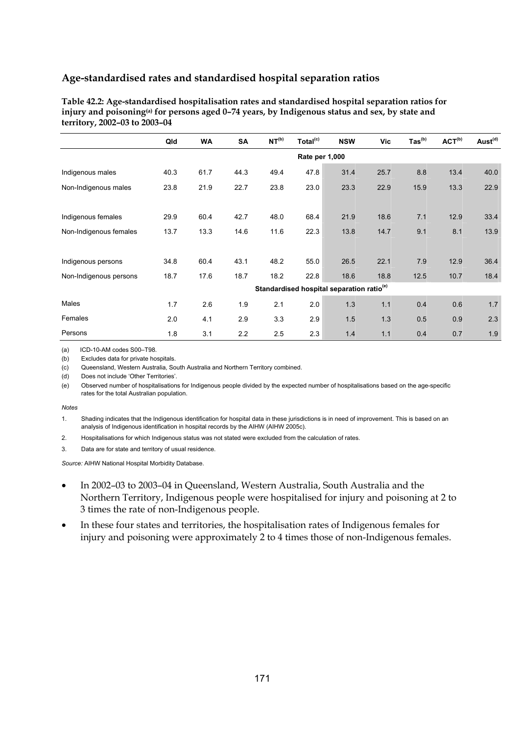## Age-standardised rates and standardised hospital separation ratios

**Table 42.2: Age-standardised hospitalisation rates and standardised hospital separation ratios for injury and poisoning[(a)] for persons aged 0–74 years, by Indigenous status and sex, by state and territory, 2002–03 to 2003–04**

| | Qld | WA | SA | NT[(b)] | Total[(c)] | NSW | Vic | Tas[(b)] | ACT[(b)] | Aust[(d)] |
|---|---|---|---|---|---|---|---|---|---|---|
| | | | | | Rate per 1,000 | | | | | |
| Indigenous males | 40.3 | 61.7 | 44.3 | 49.4 | 47.8 | 31.4 | 25.7 | 8.8 | 13.4 | 40.0 |
| Non-Indigenous males | 23.8 | 21.9 | 22.7 | 23.8 | 23.0 | 23.3 | 22.9 | 15.9 | 13.3 | 22.9 |
| Indigenous females | 29.9 | 60.4 | 42.7 | 48.0 | 68.4 | 21.9 | 18.6 | 7.1 | 12.9 | 33.4 |
| Non-Indigenous females | 13.7 | 13.3 | 14.6 | 11.6 | 22.3 | 13.8 | 14.7 | 9.1 | 8.1 | 13.9 |
| Indigenous persons | 34.8 | 60.4 | 43.1 | 48.2 | 55.0 | 26.5 | 22.1 | 7.9 | 12.9 | 36.4 |
| Non-Indigenous persons | 18.7 | 17.6 | 18.7 | 18.2 | 22.8 | 18.6 | 18.8 | 12.5 | 10.7 | 18.4 |
| | | | | | Standardised hospital separation ratio[(e)] | | | | | |
| Males | 1.7 | 2.6 | 1.9 | 2.1 | 2.0 | 1.3 | 1.1 | 0.4 | 0.6 | 1.7 |
| Females | 2.0 | 4.1 | 2.9 | 3.3 | 2.9 | 1.5 | 1.3 | 0.5 | 0.9 | 2.3 |
| Persons | 1.8 | 3.1 | 2.2 | 2.5 | 2.3 | 1.4 | 1.1 | 0.4 | 0.7 | 1.9 |

(a) ICD-10-AM codes S00–T98.

(b) Excludes data for private hospitals.

(c) Queensland, Western Australia, South Australia and Northern Territory combined.

(d) Does not include 'Other Territories'.

(e) Observed number of hospitalisations for Indigenous people divided by the expected number of hospitalisations based on the age-specific rates for the total Australian population.

*Notes*

1. Shading indicates that the Indigenous identification for hospital data in these jurisdictions is in need of improvement. This is based on an analysis of Indigenous identification in hospital records by the AIHW (AIHW 2005c).
2. Hospitalisations for which Indigenous status was not stated were excluded from the calculation of rates.
3. Data are for state and territory of usual residence.

*Source:* AIHW National Hospital Morbidity Database.

- In 2002–03 to 2003–04 in Queensland, Western Australia, South Australia and the Northern Territory, Indigenous people were hospitalised for injury and poisoning at 2 to 3 times the rate of non-Indigenous people.
- In these four states and territories, the hospitalisation rates of Indigenous females for injury and poisoning were approximately 2 to 4 times those of non-Indigenous females.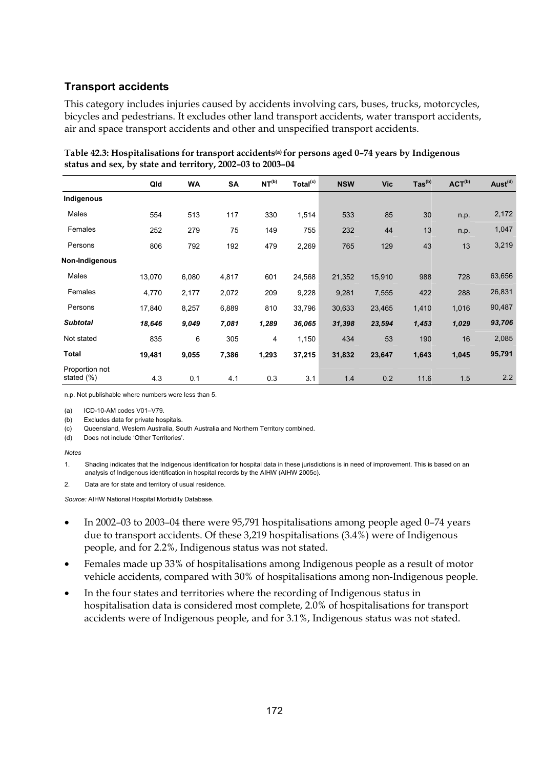### Transport accidents

This category includes injuries caused by accidents involving cars, buses, trucks, motorcycles, bicycles and pedestrians. It excludes other land transport accidents, water transport accidents, air and space transport accidents and other and unspecified transport accidents.

**Table 42.3: Hospitalisations for transport accidents[(a)] for persons aged 0–74 years by Indigenous status and sex, by state and territory, 2002–03 to 2003–04**

| | Qld | WA | SA | NT[(b)] | Total[(c)] | NSW | Vic | Tas[(b)] | ACT[(b)] | Aust[(d)] |
|---|---|---|---|---|---|---|---|---|---|---|
| **Indigenous** | | | | | | | | | | |
| Males | 554 | 513 | 117 | 330 | 1,514 | 533 | 85 | 30 | n.p. | 2,172 |
| Females | 252 | 279 | 75 | 149 | 755 | 232 | 44 | 13 | n.p. | 1,047 |
| Persons | 806 | 792 | 192 | 479 | 2,269 | 765 | 129 | 43 | 13 | 3,219 |
| **Non-Indigenous** | | | | | | | | | | |
| Males | 13,070 | 6,080 | 4,817 | 601 | 24,568 | 21,352 | 15,910 | 988 | 728 | 63,656 |
| Females | 4,770 | 2,177 | 2,072 | 209 | 9,228 | 9,281 | 7,555 | 422 | 288 | 26,831 |
| Persons | 17,840 | 8,257 | 6,889 | 810 | 33,796 | 30,633 | 23,465 | 1,410 | 1,016 | 90,487 |
| ***Subtotal*** | ***18,646*** | ***9,049*** | ***7,081*** | ***1,289*** | ***36,065*** | ***31,398*** | ***23,594*** | ***1,453*** | ***1,029*** | ***93,706*** |
| Not stated | 835 | 6 | 305 | 4 | 1,150 | 434 | 53 | 190 | 16 | 2,085 |
| **Total** | **19,481** | **9,055** | **7,386** | **1,293** | **37,215** | **31,832** | **23,647** | **1,643** | **1,045** | **95,791** |
| Proportion not stated (%) | 4.3 | 0.1 | 4.1 | 0.3 | 3.1 | 1.4 | 0.2 | 11.6 | 1.5 | 2.2 |

n.p. Not publishable where numbers were less than 5.

(a) ICD-10-AM codes V01–V79.

(b) Excludes data for private hospitals.

(c) Queensland, Western Australia, South Australia and Northern Territory combined.

(d) Does not include 'Other Territories'.

*Notes*

1. Shading indicates that the Indigenous identification for hospital data in these jurisdictions is in need of improvement. This is based on an analysis of Indigenous identification in hospital records by the AIHW (AIHW 2005c).

2. Data are for state and territory of usual residence.

*Source:* AIHW National Hospital Morbidity Database.

- In 2002–03 to 2003–04 there were 95,791 hospitalisations among people aged 0–74 years due to transport accidents. Of these 3,219 hospitalisations (3.4%) were of Indigenous people, and for 2.2%, Indigenous status was not stated.
- Females made up 33% of hospitalisations among Indigenous people as a result of motor vehicle accidents, compared with 30% of hospitalisations among non-Indigenous people.
- In the four states and territories where the recording of Indigenous status in hospitalisation data is considered most complete, 2.0% of hospitalisations for transport accidents were of Indigenous people, and for 3.1%, Indigenous status was not stated.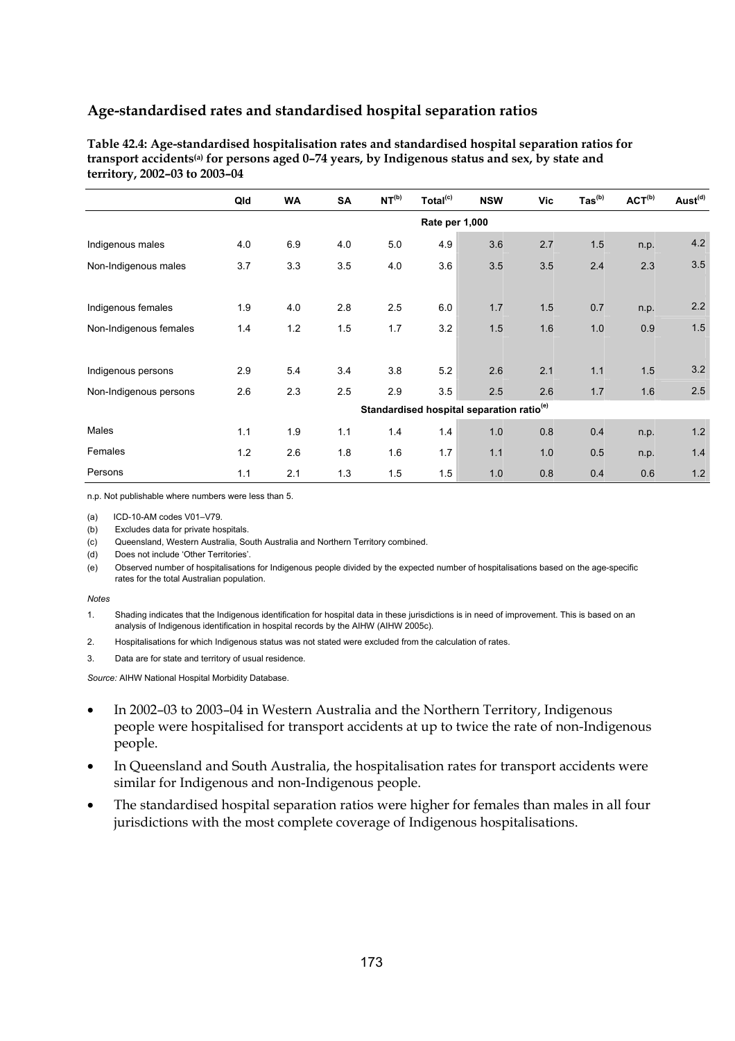## Age-standardised rates and standardised hospital separation ratios

**Table 42.4: Age-standardised hospitalisation rates and standardised hospital separation ratios for transport accidents[(a)] for persons aged 0–74 years, by Indigenous status and sex, by state and territory, 2002–03 to 2003–04**

| | Qld | WA | SA | NT[(b)] | Total[(c)] | NSW | Vic | Tas[(b)] | ACT[(b)] | Aust[(d)] |
|---|---|---|---|---|---|---|---|---|---|---|
| | | | | | Rate per 1,000 | | | | | |
| Indigenous males | 4.0 | 6.9 | 4.0 | 5.0 | 4.9 | 3.6 | 2.7 | 1.5 | n.p. | 4.2 |
| Non-Indigenous males | 3.7 | 3.3 | 3.5 | 4.0 | 3.6 | 3.5 | 3.5 | 2.4 | 2.3 | 3.5 |
| Indigenous females | 1.9 | 4.0 | 2.8 | 2.5 | 6.0 | 1.7 | 1.5 | 0.7 | n.p. | 2.2 |
| Non-Indigenous females | 1.4 | 1.2 | 1.5 | 1.7 | 3.2 | 1.5 | 1.6 | 1.0 | 0.9 | 1.5 |
| Indigenous persons | 2.9 | 5.4 | 3.4 | 3.8 | 5.2 | 2.6 | 2.1 | 1.1 | 1.5 | 3.2 |
| Non-Indigenous persons | 2.6 | 2.3 | 2.5 | 2.9 | 3.5 | 2.5 | 2.6 | 1.7 | 1.6 | 2.5 |
| | | | | | Standardised hospital separation ratio[(e)] | | | | | |
| Males | 1.1 | 1.9 | 1.1 | 1.4 | 1.4 | 1.0 | 0.8 | 0.4 | n.p. | 1.2 |
| Females | 1.2 | 2.6 | 1.8 | 1.6 | 1.7 | 1.1 | 1.0 | 0.5 | n.p. | 1.4 |
| Persons | 1.1 | 2.1 | 1.3 | 1.5 | 1.5 | 1.0 | 0.8 | 0.4 | 0.6 | 1.2 |

n.p. Not publishable where numbers were less than 5.

(a) ICD-10-AM codes V01–V79.

(b) Excludes data for private hospitals.

(c) Queensland, Western Australia, South Australia and Northern Territory combined.

(d) Does not include 'Other Territories'.

(e) Observed number of hospitalisations for Indigenous people divided by the expected number of hospitalisations based on the age-specific rates for the total Australian population.

*Notes*

1. Shading indicates that the Indigenous identification for hospital data in these jurisdictions is in need of improvement. This is based on an analysis of Indigenous identification in hospital records by the AIHW (AIHW 2005c).
2. Hospitalisations for which Indigenous status was not stated were excluded from the calculation of rates.
3. Data are for state and territory of usual residence.

*Source:* AIHW National Hospital Morbidity Database.

- In 2002–03 to 2003–04 in Western Australia and the Northern Territory, Indigenous people were hospitalised for transport accidents at up to twice the rate of non-Indigenous people.
- In Queensland and South Australia, the hospitalisation rates for transport accidents were similar for Indigenous and non-Indigenous people.
- The standardised hospital separation ratios were higher for females than males in all four jurisdictions with the most complete coverage of Indigenous hospitalisations.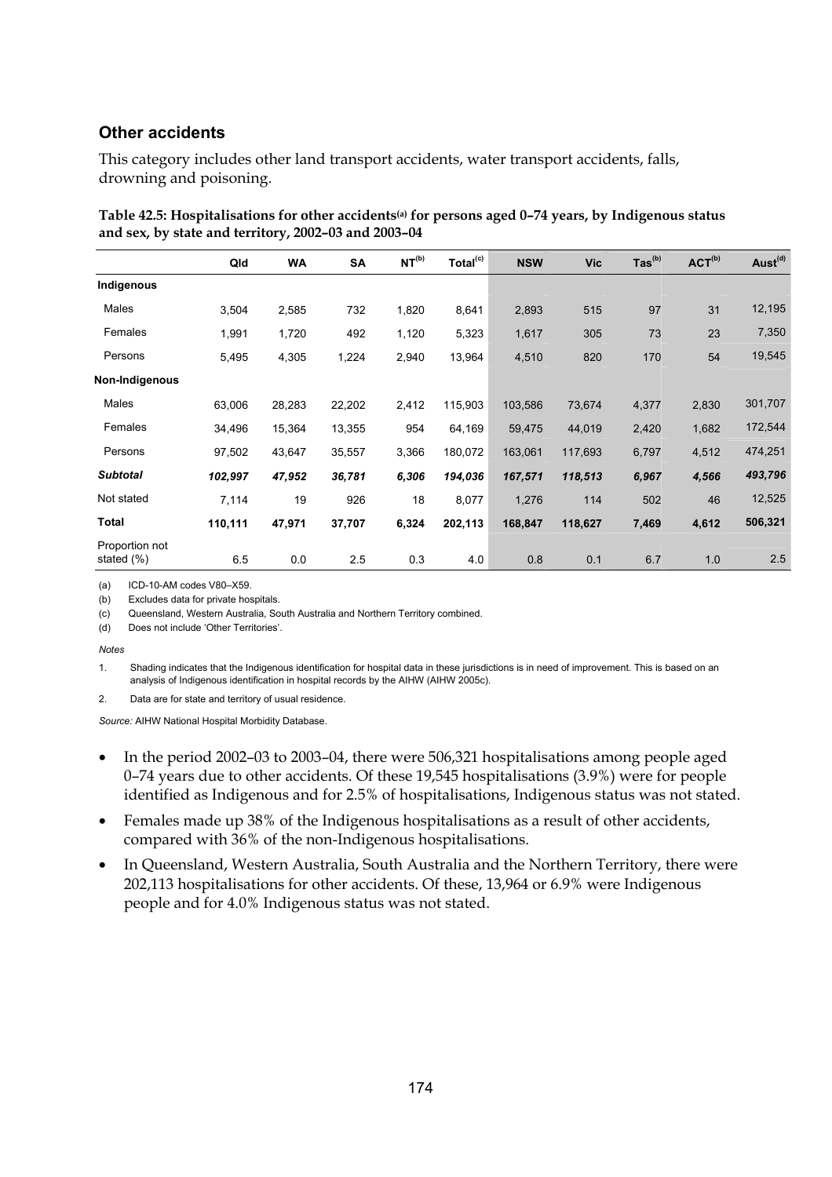### Other accidents

This category includes other land transport accidents, water transport accidents, falls, drowning and poisoning.

**Table 42.5: Hospitalisations for other accidents[(a)] for persons aged 0–74 years, by Indigenous status and sex, by state and territory, 2002–03 and 2003–04**

| | Qld | WA | SA | NT[(b)] | Total[(c)] | NSW | Vic | Tas[(b)] | ACT[(b)] | Aust[(d)] |
|---|---|---|---|---|---|---|---|---|---|---|
| **Indigenous** | | | | | | | | | | |
| Males | 3,504 | 2,585 | 732 | 1,820 | 8,641 | 2,893 | 515 | 97 | 31 | 12,195 |
| Females | 1,991 | 1,720 | 492 | 1,120 | 5,323 | 1,617 | 305 | 73 | 23 | 7,350 |
| Persons | 5,495 | 4,305 | 1,224 | 2,940 | 13,964 | 4,510 | 820 | 170 | 54 | 19,545 |
| **Non-Indigenous** | | | | | | | | | | |
| Males | 63,006 | 28,283 | 22,202 | 2,412 | 115,903 | 103,586 | 73,674 | 4,377 | 2,830 | 301,707 |
| Females | 34,496 | 15,364 | 13,355 | 954 | 64,169 | 59,475 | 44,019 | 2,420 | 1,682 | 172,544 |
| Persons | 97,502 | 43,647 | 35,557 | 3,366 | 180,072 | 163,061 | 117,693 | 6,797 | 4,512 | 474,251 |
| ***Subtotal*** | ***102,997*** | ***47,952*** | ***36,781*** | ***6,306*** | ***194,036*** | ***167,571*** | ***118,513*** | ***6,967*** | ***4,566*** | ***493,796*** |
| Not stated | 7,114 | 19 | 926 | 18 | 8,077 | 1,276 | 114 | 502 | 46 | 12,525 |
| **Total** | **110,111** | **47,971** | **37,707** | **6,324** | **202,113** | **168,847** | **118,627** | **7,469** | **4,612** | **506,321** |
| Proportion not stated (%) | 6.5 | 0.0 | 2.5 | 0.3 | 4.0 | 0.8 | 0.1 | 6.7 | 1.0 | 2.5 |

(a) ICD-10-AM codes V80–X59.

(b) Excludes data for private hospitals.

(c) Queensland, Western Australia, South Australia and Northern Territory combined.

(d) Does not include 'Other Territories'.

*Notes*

1. Shading indicates that the Indigenous identification for hospital data in these jurisdictions is in need of improvement. This is based on an analysis of Indigenous identification in hospital records by the AIHW (AIHW 2005c).

2. Data are for state and territory of usual residence.

*Source:* AIHW National Hospital Morbidity Database.

- In the period 2002–03 to 2003–04, there were 506,321 hospitalisations among people aged 0–74 years due to other accidents. Of these 19,545 hospitalisations (3.9%) were for people identified as Indigenous and for 2.5% of hospitalisations, Indigenous status was not stated.
- Females made up 38% of the Indigenous hospitalisations as a result of other accidents, compared with 36% of the non-Indigenous hospitalisations.
- In Queensland, Western Australia, South Australia and the Northern Territory, there were 202,113 hospitalisations for other accidents. Of these, 13,964 or 6.9% were Indigenous people and for 4.0% Indigenous status was not stated.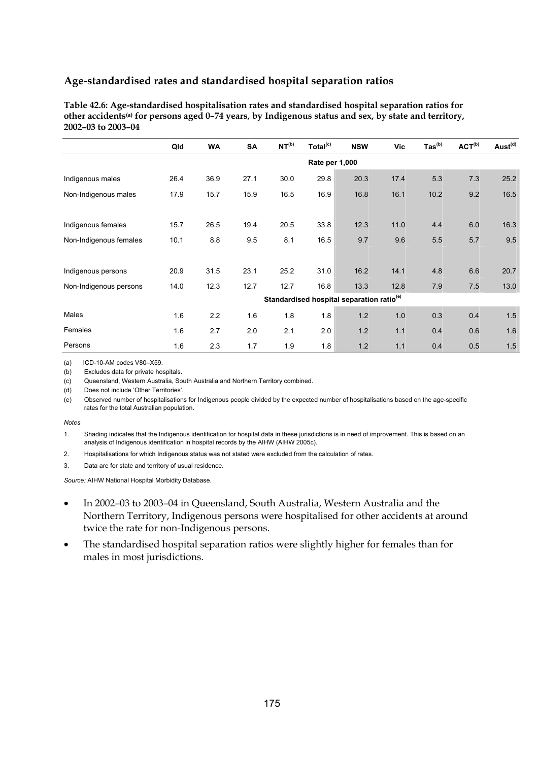## Age-standardised rates and standardised hospital separation ratios

**Table 42.6: Age-standardised hospitalisation rates and standardised hospital separation ratios for other accidents[(a)] for persons aged 0–74 years, by Indigenous status and sex, by state and territory, 2002–03 to 2003–04**

| | Qld | WA | SA | NT[(b)] | Total[(c)] | NSW | Vic | Tas[(b)] | ACT[(b)] | Aust[(d)] |
|---|---|---|---|---|---|---|---|---|---|---|
| | | | | | Rate per 1,000 | | | | | |
| Indigenous males | 26.4 | 36.9 | 27.1 | 30.0 | 29.8 | 20.3 | 17.4 | 5.3 | 7.3 | 25.2 |
| Non-Indigenous males | 17.9 | 15.7 | 15.9 | 16.5 | 16.9 | 16.8 | 16.1 | 10.2 | 9.2 | 16.5 |
| Indigenous females | 15.7 | 26.5 | 19.4 | 20.5 | 33.8 | 12.3 | 11.0 | 4.4 | 6.0 | 16.3 |
| Non-Indigenous females | 10.1 | 8.8 | 9.5 | 8.1 | 16.5 | 9.7 | 9.6 | 5.5 | 5.7 | 9.5 |
| Indigenous persons | 20.9 | 31.5 | 23.1 | 25.2 | 31.0 | 16.2 | 14.1 | 4.8 | 6.6 | 20.7 |
| Non-Indigenous persons | 14.0 | 12.3 | 12.7 | 12.7 | 16.8 | 13.3 | 12.8 | 7.9 | 7.5 | 13.0 |
| | | | | | Standardised hospital separation ratio[(e)] | | | | | |
| Males | 1.6 | 2.2 | 1.6 | 1.8 | 1.8 | 1.2 | 1.0 | 0.3 | 0.4 | 1.5 |
| Females | 1.6 | 2.7 | 2.0 | 2.1 | 2.0 | 1.2 | 1.1 | 0.4 | 0.6 | 1.6 |
| Persons | 1.6 | 2.3 | 1.7 | 1.9 | 1.8 | 1.2 | 1.1 | 0.4 | 0.5 | 1.5 |

(a) ICD-10-AM codes V80–X59.

(b) Excludes data for private hospitals.

(c) Queensland, Western Australia, South Australia and Northern Territory combined.

(d) Does not include 'Other Territories'.

(e) Observed number of hospitalisations for Indigenous people divided by the expected number of hospitalisations based on the age-specific rates for the total Australian population.

*Notes*

1. Shading indicates that the Indigenous identification for hospital data in these jurisdictions is in need of improvement. This is based on an analysis of Indigenous identification in hospital records by the AIHW (AIHW 2005c).
2. Hospitalisations for which Indigenous status was not stated were excluded from the calculation of rates.
3. Data are for state and territory of usual residence.

*Source:* AIHW National Hospital Morbidity Database.

- In 2002–03 to 2003–04 in Queensland, South Australia, Western Australia and the Northern Territory, Indigenous persons were hospitalised for other accidents at around twice the rate for non-Indigenous persons.
- The standardised hospital separation ratios were slightly higher for females than for males in most jurisdictions.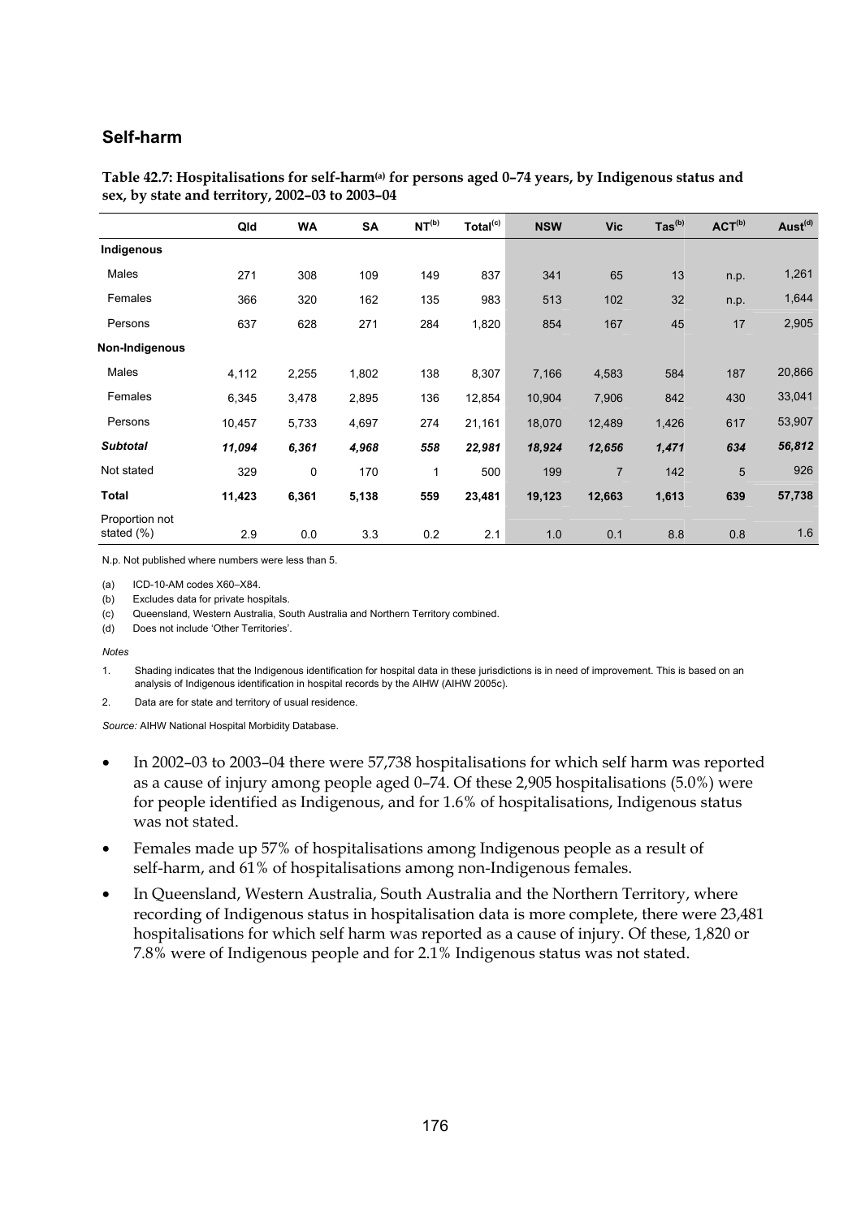## Self-harm

**Table 42.7: Hospitalisations for self-harm[(a)] for persons aged 0–74 years, by Indigenous status and sex, by state and territory, 2002–03 to 2003–04**

| | Qld | WA | SA | NT[(b)] | Total[(c)] | NSW | Vic | Tas[(b)] | ACT[(b)] | Aust[(d)] |
|---|---|---|---|---|---|---|---|---|---|---|
| **Indigenous** | | | | | | | | | | |
| Males | 271 | 308 | 109 | 149 | 837 | 341 | 65 | 13 | n.p. | 1,261 |
| Females | 366 | 320 | 162 | 135 | 983 | 513 | 102 | 32 | n.p. | 1,644 |
| Persons | 637 | 628 | 271 | 284 | 1,820 | 854 | 167 | 45 | 17 | 2,905 |
| **Non-Indigenous** | | | | | | | | | | |
| Males | 4,112 | 2,255 | 1,802 | 138 | 8,307 | 7,166 | 4,583 | 584 | 187 | 20,866 |
| Females | 6,345 | 3,478 | 2,895 | 136 | 12,854 | 10,904 | 7,906 | 842 | 430 | 33,041 |
| Persons | 10,457 | 5,733 | 4,697 | 274 | 21,161 | 18,070 | 12,489 | 1,426 | 617 | 53,907 |
| ***Subtotal*** | ***11,094*** | ***6,361*** | ***4,968*** | ***558*** | ***22,981*** | ***18,924*** | ***12,656*** | ***1,471*** | ***634*** | ***56,812*** |
| Not stated | 329 | 0 | 170 | 1 | 500 | 199 | 7 | 142 | 5 | 926 |
| **Total** | **11,423** | **6,361** | **5,138** | **559** | **23,481** | **19,123** | **12,663** | **1,613** | **639** | **57,738** |
| Proportion not stated (%) | 2.9 | 0.0 | 3.3 | 0.2 | 2.1 | 1.0 | 0.1 | 8.8 | 0.8 | 1.6 |

N.p. Not published where numbers were less than 5.

(a) ICD-10-AM codes X60–X84.

(b) Excludes data for private hospitals.

(c) Queensland, Western Australia, South Australia and Northern Territory combined.

(d) Does not include 'Other Territories'.

*Notes*

1. Shading indicates that the Indigenous identification for hospital data in these jurisdictions is in need of improvement. This is based on an analysis of Indigenous identification in hospital records by the AIHW (AIHW 2005c).

2. Data are for state and territory of usual residence.

*Source:* AIHW National Hospital Morbidity Database.

- In 2002–03 to 2003–04 there were 57,738 hospitalisations for which self harm was reported as a cause of injury among people aged 0–74. Of these 2,905 hospitalisations (5.0%) were for people identified as Indigenous, and for 1.6% of hospitalisations, Indigenous status was not stated.
- Females made up 57% of hospitalisations among Indigenous people as a result of self-harm, and 61% of hospitalisations among non-Indigenous females.
- In Queensland, Western Australia, South Australia and the Northern Territory, where recording of Indigenous status in hospitalisation data is more complete, there were 23,481 hospitalisations for which self harm was reported as a cause of injury. Of these, 1,820 or 7.8% were of Indigenous people and for 2.1% Indigenous status was not stated.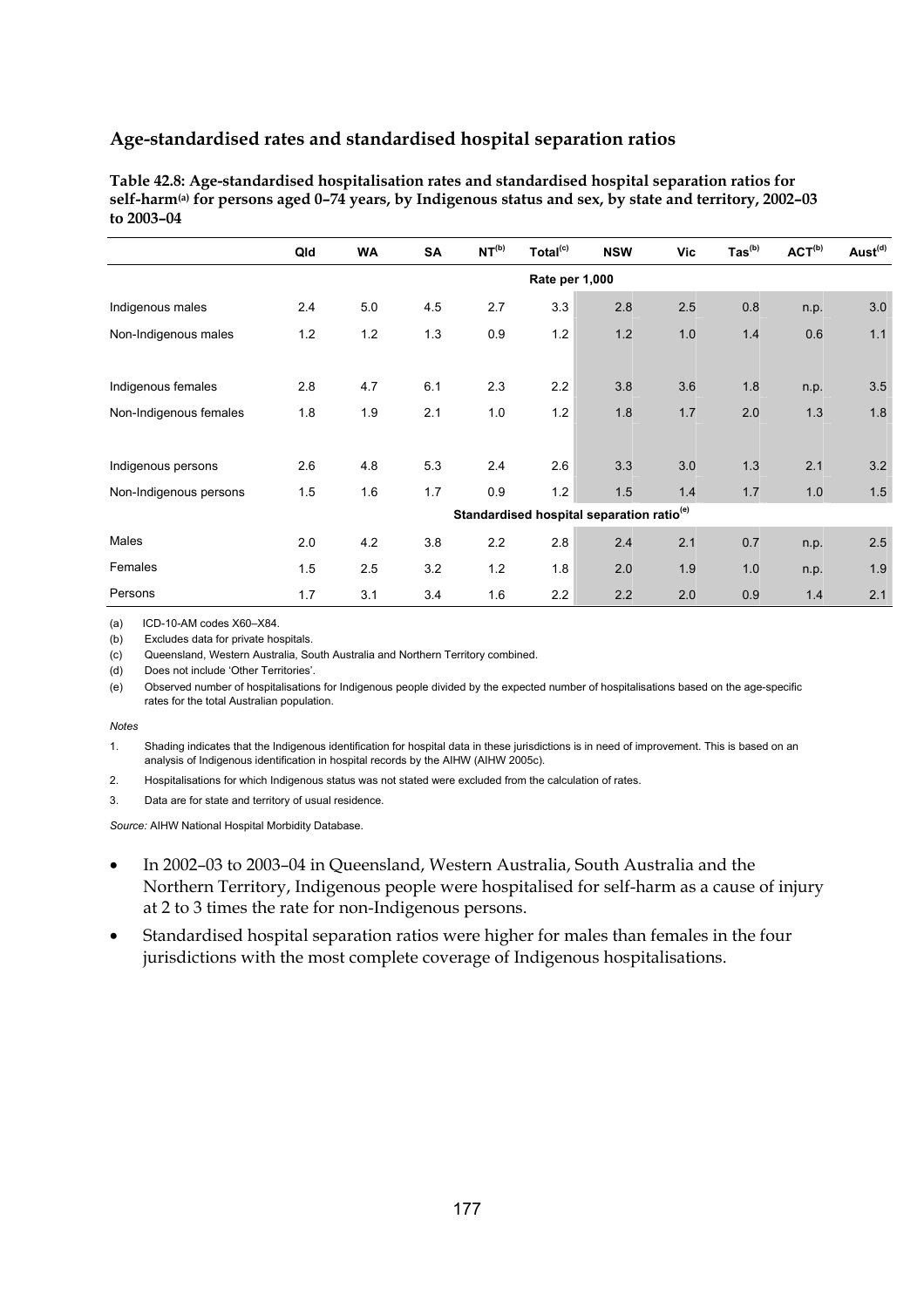## Age-standardised rates and standardised hospital separation ratios

**Table 42.8: Age-standardised hospitalisation rates and standardised hospital separation ratios for self-harm[(a)] for persons aged 0–74 years, by Indigenous status and sex, by state and territory, 2002–03 to 2003–04**

| | Qld | WA | SA | NT[(b)] | Total[(c)] | NSW | Vic | Tas[(b)] | ACT[(b)] | Aust[(d)] |
|---|---|---|---|---|---|---|---|---|---|---|
| | | | | | **Rate per 1,000** | | | | | |
| Indigenous males | 2.4 | 5.0 | 4.5 | 2.7 | 3.3 | 2.8 | 2.5 | 0.8 | n.p. | 3.0 |
| Non-Indigenous males | 1.2 | 1.2 | 1.3 | 0.9 | 1.2 | 1.2 | 1.0 | 1.4 | 0.6 | 1.1 |
| Indigenous females | 2.8 | 4.7 | 6.1 | 2.3 | 2.2 | 3.8 | 3.6 | 1.8 | n.p. | 3.5 |
| Non-Indigenous females | 1.8 | 1.9 | 2.1 | 1.0 | 1.2 | 1.8 | 1.7 | 2.0 | 1.3 | 1.8 |
| Indigenous persons | 2.6 | 4.8 | 5.3 | 2.4 | 2.6 | 3.3 | 3.0 | 1.3 | 2.1 | 3.2 |
| Non-Indigenous persons | 1.5 | 1.6 | 1.7 | 0.9 | 1.2 | 1.5 | 1.4 | 1.7 | 1.0 | 1.5 |
| | | | | | **Standardised hospital separation ratio[(e)]** | | | | | |
| Males | 2.0 | 4.2 | 3.8 | 2.2 | 2.8 | 2.4 | 2.1 | 0.7 | n.p. | 2.5 |
| Females | 1.5 | 2.5 | 3.2 | 1.2 | 1.8 | 2.0 | 1.9 | 1.0 | n.p. | 1.9 |
| Persons | 1.7 | 3.1 | 3.4 | 1.6 | 2.2 | 2.2 | 2.0 | 0.9 | 1.4 | 2.1 |

(a) ICD-10-AM codes X60–X84.

(b) Excludes data for private hospitals.

(c) Queensland, Western Australia, South Australia and Northern Territory combined.

(d) Does not include 'Other Territories'.

(e) Observed number of hospitalisations for Indigenous people divided by the expected number of hospitalisations based on the age-specific rates for the total Australian population.

*Notes*

1. Shading indicates that the Indigenous identification for hospital data in these jurisdictions is in need of improvement. This is based on an analysis of Indigenous identification in hospital records by the AIHW (AIHW 2005c).
2. Hospitalisations for which Indigenous status was not stated were excluded from the calculation of rates.
3. Data are for state and territory of usual residence.

*Source:* AIHW National Hospital Morbidity Database.

- In 2002–03 to 2003–04 in Queensland, Western Australia, South Australia and the Northern Territory, Indigenous people were hospitalised for self-harm as a cause of injury at 2 to 3 times the rate for non-Indigenous persons.
- Standardised hospital separation ratios were higher for males than females in the four jurisdictions with the most complete coverage of Indigenous hospitalisations.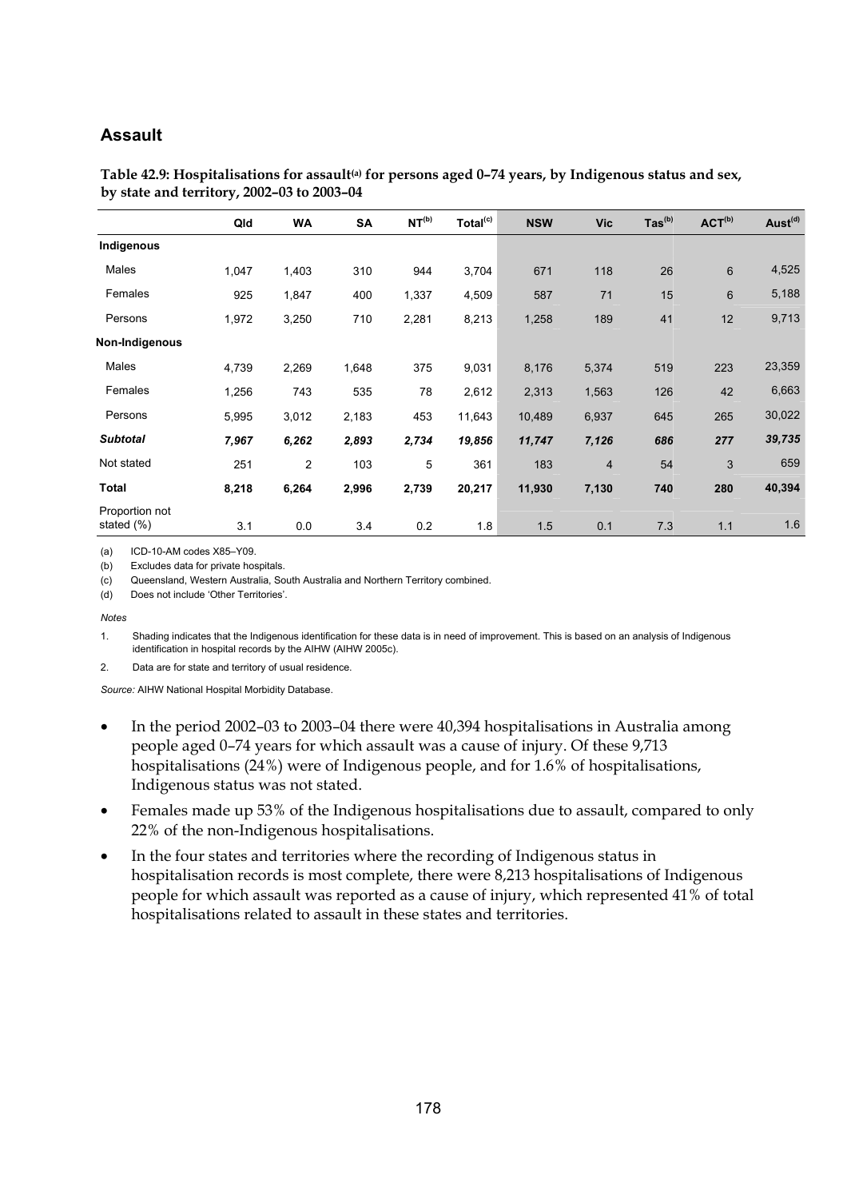## Assault

**Table 42.9: Hospitalisations for assault[(a)] for persons aged 0–74 years, by Indigenous status and sex, by state and territory, 2002–03 to 2003–04**

| | Qld | WA | SA | NT[(b)] | Total[(c)] | NSW | Vic | Tas[(b)] | ACT[(b)] | Aust[(d)] |
|---|---|---|---|---|---|---|---|---|---|---|
| **Indigenous** | | | | | | | | | | |
| Males | 1,047 | 1,403 | 310 | 944 | 3,704 | 671 | 118 | 26 | 6 | 4,525 |
| Females | 925 | 1,847 | 400 | 1,337 | 4,509 | 587 | 71 | 15 | 6 | 5,188 |
| Persons | 1,972 | 3,250 | 710 | 2,281 | 8,213 | 1,258 | 189 | 41 | 12 | 9,713 |
| **Non-Indigenous** | | | | | | | | | | |
| Males | 4,739 | 2,269 | 1,648 | 375 | 9,031 | 8,176 | 5,374 | 519 | 223 | 23,359 |
| Females | 1,256 | 743 | 535 | 78 | 2,612 | 2,313 | 1,563 | 126 | 42 | 6,663 |
| Persons | 5,995 | 3,012 | 2,183 | 453 | 11,643 | 10,489 | 6,937 | 645 | 265 | 30,022 |
| ***Subtotal*** | ***7,967*** | ***6,262*** | ***2,893*** | ***2,734*** | ***19,856*** | ***11,747*** | ***7,126*** | ***686*** | ***277*** | ***39,735*** |
| Not stated | 251 | 2 | 103 | 5 | 361 | 183 | 4 | 54 | 3 | 659 |
| **Total** | **8,218** | **6,264** | **2,996** | **2,739** | **20,217** | **11,930** | **7,130** | **740** | **280** | **40,394** |
| Proportion not stated (%) | 3.1 | 0.0 | 3.4 | 0.2 | 1.8 | 1.5 | 0.1 | 7.3 | 1.1 | 1.6 |

(a) ICD-10-AM codes X85–Y09.

(b) Excludes data for private hospitals.

(c) Queensland, Western Australia, South Australia and Northern Territory combined.

(d) Does not include 'Other Territories'.

*Notes*

1. Shading indicates that the Indigenous identification for these data is in need of improvement. This is based on an analysis of Indigenous identification in hospital records by the AIHW (AIHW 2005c).

2. Data are for state and territory of usual residence.

*Source:* AIHW National Hospital Morbidity Database.

- In the period 2002–03 to 2003–04 there were 40,394 hospitalisations in Australia among people aged 0–74 years for which assault was a cause of injury. Of these 9,713 hospitalisations (24%) were of Indigenous people, and for 1.6% of hospitalisations, Indigenous status was not stated.
- Females made up 53% of the Indigenous hospitalisations due to assault, compared to only 22% of the non-Indigenous hospitalisations.
- In the four states and territories where the recording of Indigenous status in hospitalisation records is most complete, there were 8,213 hospitalisations of Indigenous people for which assault was reported as a cause of injury, which represented 41% of total hospitalisations related to assault in these states and territories.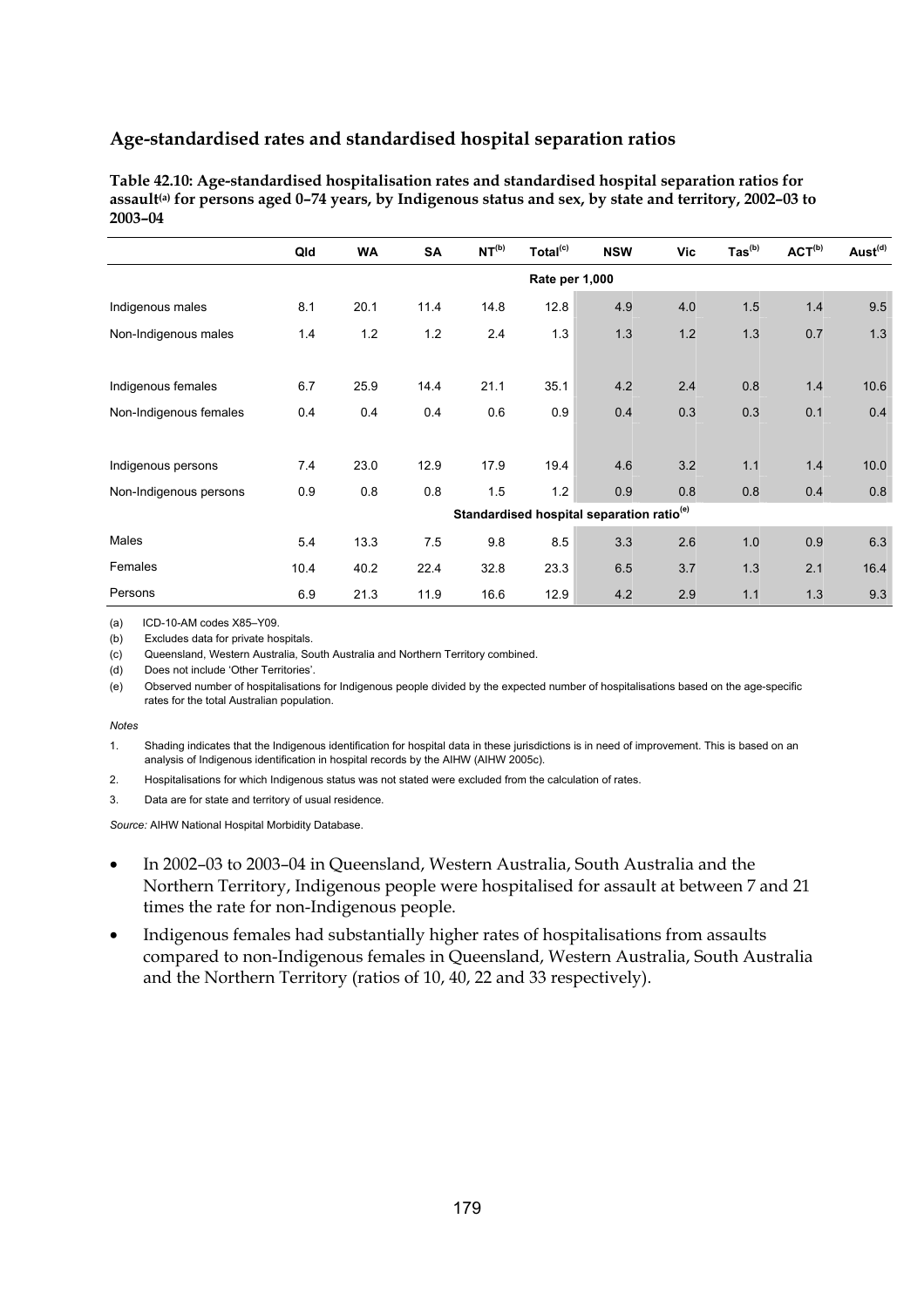## Age-standardised rates and standardised hospital separation ratios

**Table 42.10: Age-standardised hospitalisation rates and standardised hospital separation ratios for assault[(a)] for persons aged 0–74 years, by Indigenous status and sex, by state and territory, 2002–03 to 2003–04**

| | Qld | WA | SA | NT[(b)] | Total[(c)] | NSW | Vic | Tas[(b)] | ACT[(b)] | Aust[(d)] |
|---|---|---|---|---|---|---|---|---|---|---|
| | | | | | **Rate per 1,000** | | | | | |
| Indigenous males | 8.1 | 20.1 | 11.4 | 14.8 | 12.8 | 4.9 | 4.0 | 1.5 | 1.4 | 9.5 |
| Non-Indigenous males | 1.4 | 1.2 | 1.2 | 2.4 | 1.3 | 1.3 | 1.2 | 1.3 | 0.7 | 1.3 |
| Indigenous females | 6.7 | 25.9 | 14.4 | 21.1 | 35.1 | 4.2 | 2.4 | 0.8 | 1.4 | 10.6 |
| Non-Indigenous females | 0.4 | 0.4 | 0.4 | 0.6 | 0.9 | 0.4 | 0.3 | 0.3 | 0.1 | 0.4 |
| Indigenous persons | 7.4 | 23.0 | 12.9 | 17.9 | 19.4 | 4.6 | 3.2 | 1.1 | 1.4 | 10.0 |
| Non-Indigenous persons | 0.9 | 0.8 | 0.8 | 1.5 | 1.2 | 0.9 | 0.8 | 0.8 | 0.4 | 0.8 |
| | | | | | **Standardised hospital separation ratio[(e)]** | | | | | |
| Males | 5.4 | 13.3 | 7.5 | 9.8 | 8.5 | 3.3 | 2.6 | 1.0 | 0.9 | 6.3 |
| Females | 10.4 | 40.2 | 22.4 | 32.8 | 23.3 | 6.5 | 3.7 | 1.3 | 2.1 | 16.4 |
| Persons | 6.9 | 21.3 | 11.9 | 16.6 | 12.9 | 4.2 | 2.9 | 1.1 | 1.3 | 9.3 |

(a) ICD-10-AM codes X85–Y09.

(b) Excludes data for private hospitals.

(c) Queensland, Western Australia, South Australia and Northern Territory combined.

(d) Does not include 'Other Territories'.

(e) Observed number of hospitalisations for Indigenous people divided by the expected number of hospitalisations based on the age-specific rates for the total Australian population.

*Notes*

1. Shading indicates that the Indigenous identification for hospital data in these jurisdictions is in need of improvement. This is based on an analysis of Indigenous identification in hospital records by the AIHW (AIHW 2005c).
2. Hospitalisations for which Indigenous status was not stated were excluded from the calculation of rates.
3. Data are for state and territory of usual residence.

*Source:* AIHW National Hospital Morbidity Database.

- In 2002–03 to 2003–04 in Queensland, Western Australia, South Australia and the Northern Territory, Indigenous people were hospitalised for assault at between 7 and 21 times the rate for non-Indigenous people.
- Indigenous females had substantially higher rates of hospitalisations from assaults compared to non-Indigenous females in Queensland, Western Australia, South Australia and the Northern Territory (ratios of 10, 40, 22 and 33 respectively).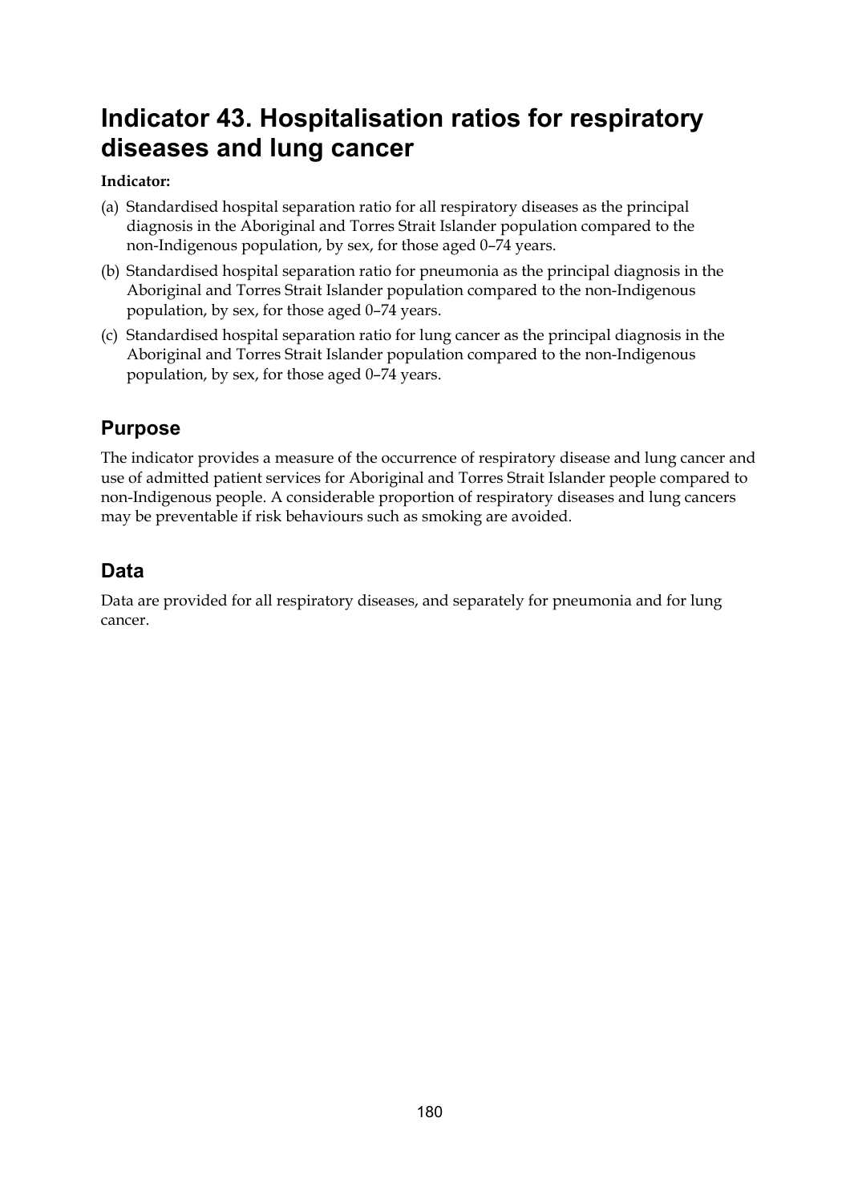# Indicator 43. Hospitalisation ratios for respiratory diseases and lung cancer

**Indicator:**

(a) Standardised hospital separation ratio for all respiratory diseases as the principal diagnosis in the Aboriginal and Torres Strait Islander population compared to the non-Indigenous population, by sex, for those aged 0–74 years.

(b) Standardised hospital separation ratio for pneumonia as the principal diagnosis in the Aboriginal and Torres Strait Islander population compared to the non-Indigenous population, by sex, for those aged 0–74 years.

(c) Standardised hospital separation ratio for lung cancer as the principal diagnosis in the Aboriginal and Torres Strait Islander population compared to the non-Indigenous population, by sex, for those aged 0–74 years.

## Purpose

The indicator provides a measure of the occurrence of respiratory disease and lung cancer and use of admitted patient services for Aboriginal and Torres Strait Islander people compared to non-Indigenous people. A considerable proportion of respiratory diseases and lung cancers may be preventable if risk behaviours such as smoking are avoided.

## Data

Data are provided for all respiratory diseases, and separately for pneumonia and for lung cancer.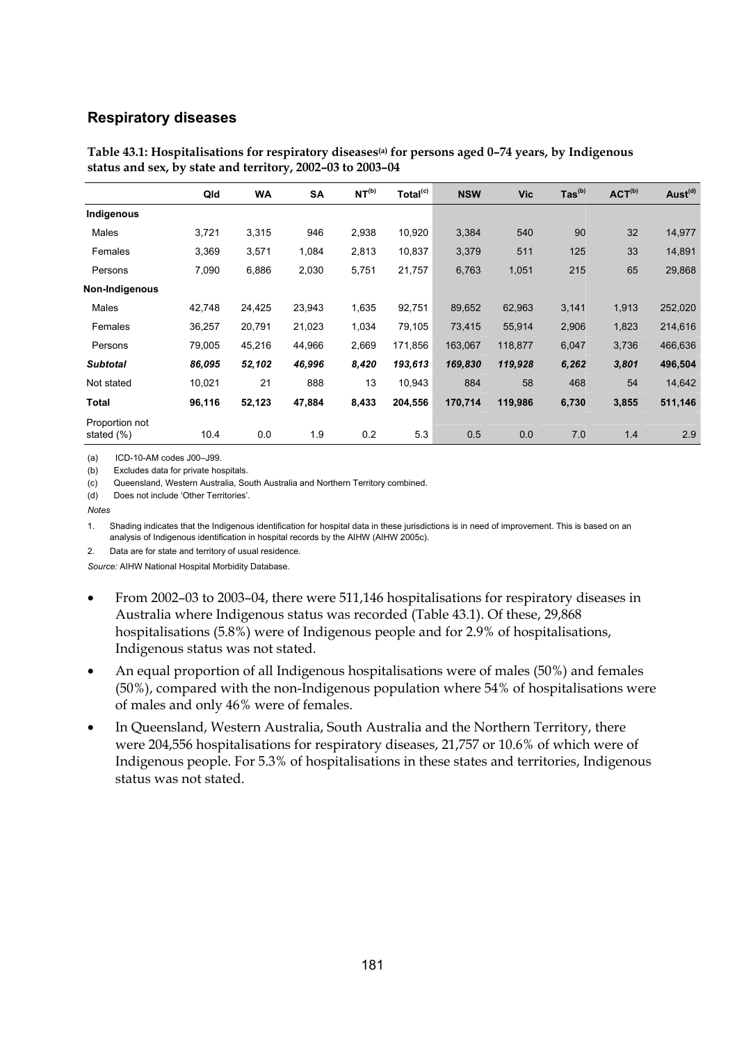## Respiratory diseases

**Table 43.1: Hospitalisations for respiratory diseases[(a)] for persons aged 0–74 years, by Indigenous status and sex, by state and territory, 2002–03 to 2003–04**

| | Qld | WA | SA | NT[(b)] | Total[(c)] | NSW | Vic | Tas[(b)] | ACT[(b)] | Aust[(d)] |
|---|---|---|---|---|---|---|---|---|---|---|
| **Indigenous** | | | | | | | | | | |
| Males | 3,721 | 3,315 | 946 | 2,938 | 10,920 | 3,384 | 540 | 90 | 32 | 14,977 |
| Females | 3,369 | 3,571 | 1,084 | 2,813 | 10,837 | 3,379 | 511 | 125 | 33 | 14,891 |
| Persons | 7,090 | 6,886 | 2,030 | 5,751 | 21,757 | 6,763 | 1,051 | 215 | 65 | 29,868 |
| **Non-Indigenous** | | | | | | | | | | |
| Males | 42,748 | 24,425 | 23,943 | 1,635 | 92,751 | 89,652 | 62,963 | 3,141 | 1,913 | 252,020 |
| Females | 36,257 | 20,791 | 21,023 | 1,034 | 79,105 | 73,415 | 55,914 | 2,906 | 1,823 | 214,616 |
| Persons | 79,005 | 45,216 | 44,966 | 2,669 | 171,856 | 163,067 | 118,877 | 6,047 | 3,736 | 466,636 |
| ***Subtotal*** | ***86,095*** | ***52,102*** | ***46,996*** | ***8,420*** | ***193,613*** | ***169,830*** | ***119,928*** | ***6,262*** | ***3,801*** | ***496,504*** |
| Not stated | 10,021 | 21 | 888 | 13 | 10,943 | 884 | 58 | 468 | 54 | 14,642 |
| **Total** | **96,116** | **52,123** | **47,884** | **8,433** | **204,556** | **170,714** | **119,986** | **6,730** | **3,855** | **511,146** |
| Proportion not stated (%) | 10.4 | 0.0 | 1.9 | 0.2 | 5.3 | 0.5 | 0.0 | 7.0 | 1.4 | 2.9 |

(a) ICD-10-AM codes J00–J99.

(b) Excludes data for private hospitals.

(c) Queensland, Western Australia, South Australia and Northern Territory combined.

(d) Does not include 'Other Territories'.

*Notes*

1. Shading indicates that the Indigenous identification for hospital data in these jurisdictions is in need of improvement. This is based on an analysis of Indigenous identification in hospital records by the AIHW (AIHW 2005c).

2. Data are for state and territory of usual residence.

*Source:* AIHW National Hospital Morbidity Database.

- From 2002–03 to 2003–04, there were 511,146 hospitalisations for respiratory diseases in Australia where Indigenous status was recorded (Table 43.1). Of these, 29,868 hospitalisations (5.8%) were of Indigenous people and for 2.9% of hospitalisations, Indigenous status was not stated.
- An equal proportion of all Indigenous hospitalisations were of males (50%) and females (50%), compared with the non-Indigenous population where 54% of hospitalisations were of males and only 46% were of females.
- In Queensland, Western Australia, South Australia and the Northern Territory, there were 204,556 hospitalisations for respiratory diseases, 21,757 or 10.6% of which were of Indigenous people. For 5.3% of hospitalisations in these states and territories, Indigenous status was not stated.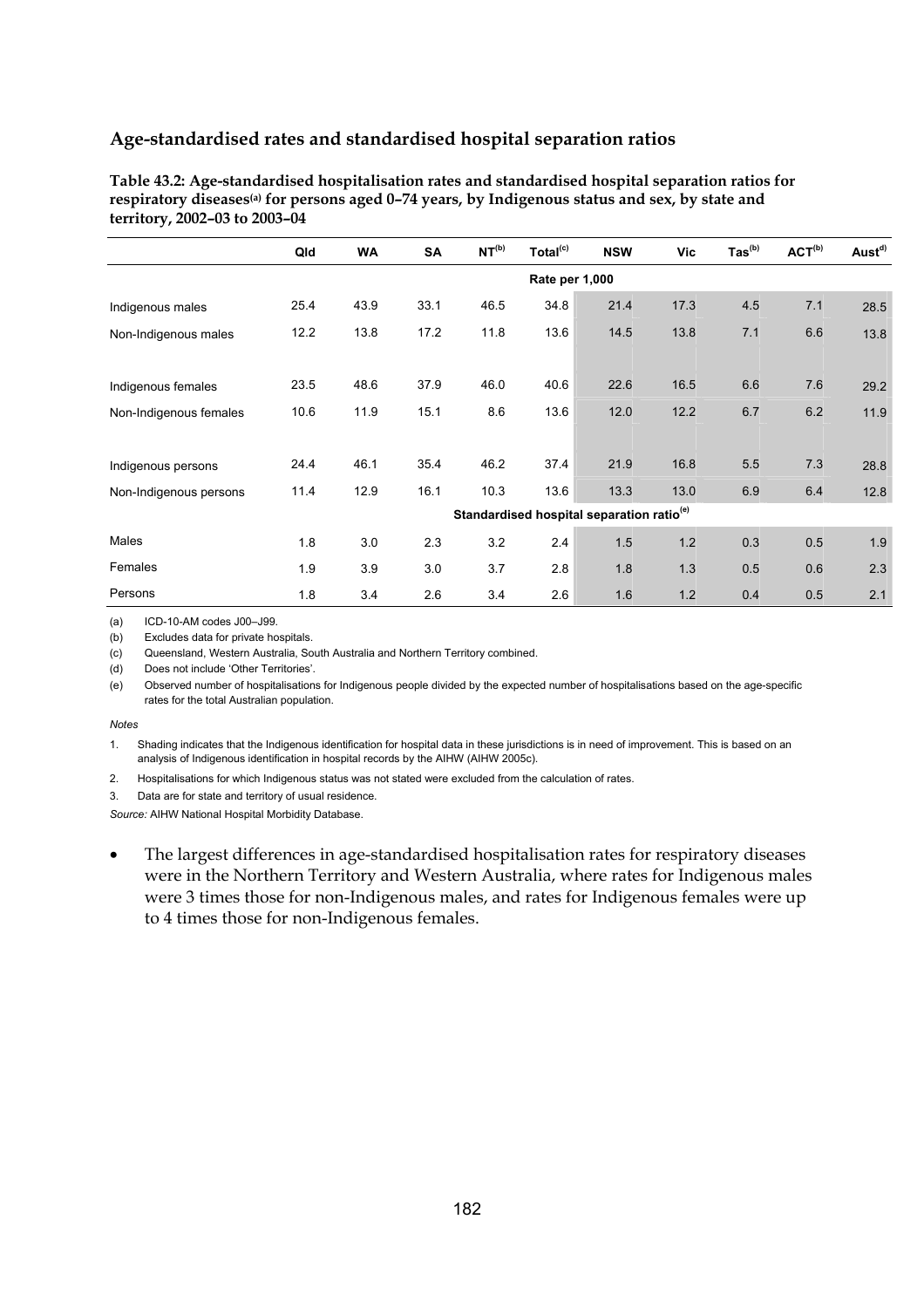## Age-standardised rates and standardised hospital separation ratios

**Table 43.2: Age-standardised hospitalisation rates and standardised hospital separation ratios for respiratory diseases[(a)] for persons aged 0–74 years, by Indigenous status and sex, by state and territory, 2002–03 to 2003–04**

| | Qld | WA | SA | NT[(b)] | Total[(c)] | NSW | Vic | Tas[(b)] | ACT[(b)] | Aust[(d)] |
|---|---|---|---|---|---|---|---|---|---|---|
| | | | | | Rate per 1,000 | | | | | |
| Indigenous males | 25.4 | 43.9 | 33.1 | 46.5 | 34.8 | 21.4 | 17.3 | 4.5 | 7.1 | 28.5 |
| Non-Indigenous males | 12.2 | 13.8 | 17.2 | 11.8 | 13.6 | 14.5 | 13.8 | 7.1 | 6.6 | 13.8 |
| Indigenous females | 23.5 | 48.6 | 37.9 | 46.0 | 40.6 | 22.6 | 16.5 | 6.6 | 7.6 | 29.2 |
| Non-Indigenous females | 10.6 | 11.9 | 15.1 | 8.6 | 13.6 | 12.0 | 12.2 | 6.7 | 6.2 | 11.9 |
| Indigenous persons | 24.4 | 46.1 | 35.4 | 46.2 | 37.4 | 21.9 | 16.8 | 5.5 | 7.3 | 28.8 |
| Non-Indigenous persons | 11.4 | 12.9 | 16.1 | 10.3 | 13.6 | 13.3 | 13.0 | 6.9 | 6.4 | 12.8 |
| | | | | | Standardised hospital separation ratio[(e)] | | | | | |
| Males | 1.8 | 3.0 | 2.3 | 3.2 | 2.4 | 1.5 | 1.2 | 0.3 | 0.5 | 1.9 |
| Females | 1.9 | 3.9 | 3.0 | 3.7 | 2.8 | 1.8 | 1.3 | 0.5 | 0.6 | 2.3 |
| Persons | 1.8 | 3.4 | 2.6 | 3.4 | 2.6 | 1.6 | 1.2 | 0.4 | 0.5 | 2.1 |

(a) ICD-10-AM codes J00–J99.

(b) Excludes data for private hospitals.

(c) Queensland, Western Australia, South Australia and Northern Territory combined.

(d) Does not include 'Other Territories'.

(e) Observed number of hospitalisations for Indigenous people divided by the expected number of hospitalisations based on the age-specific rates for the total Australian population.

*Notes*

1. Shading indicates that the Indigenous identification for hospital data in these jurisdictions is in need of improvement. This is based on an analysis of Indigenous identification in hospital records by the AIHW (AIHW 2005c).
2. Hospitalisations for which Indigenous status was not stated were excluded from the calculation of rates.
3. Data are for state and territory of usual residence.

*Source:* AIHW National Hospital Morbidity Database.

- The largest differences in age-standardised hospitalisation rates for respiratory diseases were in the Northern Territory and Western Australia, where rates for Indigenous males were 3 times those for non-Indigenous males, and rates for Indigenous females were up to 4 times those for non-Indigenous females.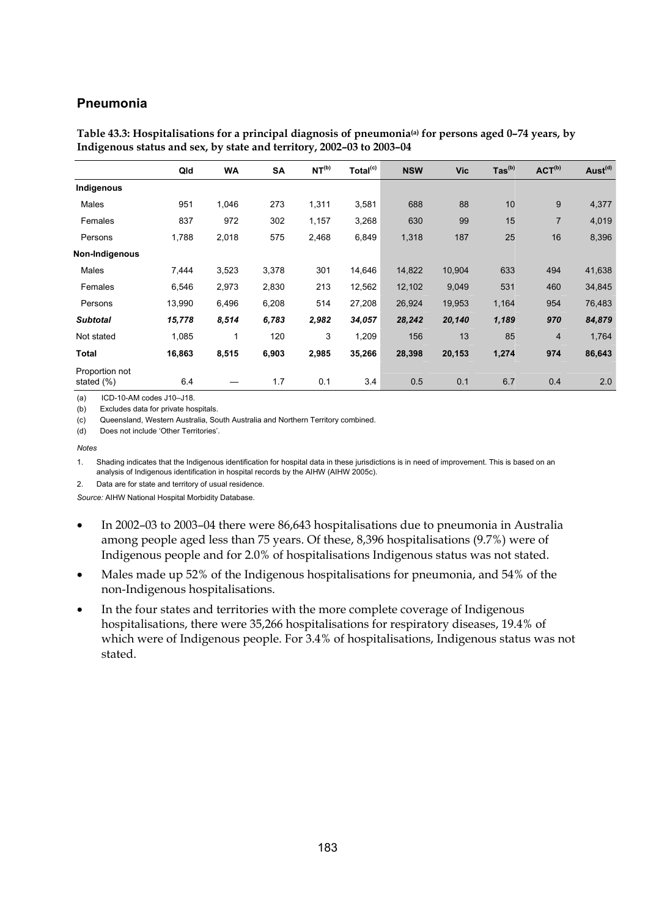## Pneumonia

**Table 43.3: Hospitalisations for a principal diagnosis of pneumonia[(a)] for persons aged 0–74 years, by Indigenous status and sex, by state and territory, 2002–03 to 2003–04**

| | Qld | WA | SA | NT[(b)] | Total[(c)] | NSW | Vic | Tas[(b)] | ACT[(b)] | Aust[(d)] |
|---|---|---|---|---|---|---|---|---|---|---|
| **Indigenous** | | | | | | | | | | |
| Males | 951 | 1,046 | 273 | 1,311 | 3,581 | 688 | 88 | 10 | 9 | 4,377 |
| Females | 837 | 972 | 302 | 1,157 | 3,268 | 630 | 99 | 15 | 7 | 4,019 |
| Persons | 1,788 | 2,018 | 575 | 2,468 | 6,849 | 1,318 | 187 | 25 | 16 | 8,396 |
| **Non-Indigenous** | | | | | | | | | | |
| Males | 7,444 | 3,523 | 3,378 | 301 | 14,646 | 14,822 | 10,904 | 633 | 494 | 41,638 |
| Females | 6,546 | 2,973 | 2,830 | 213 | 12,562 | 12,102 | 9,049 | 531 | 460 | 34,845 |
| Persons | 13,990 | 6,496 | 6,208 | 514 | 27,208 | 26,924 | 19,953 | 1,164 | 954 | 76,483 |
| ***Subtotal*** | ***15,778*** | ***8,514*** | ***6,783*** | ***2,982*** | ***34,057*** | ***28,242*** | ***20,140*** | ***1,189*** | ***970*** | ***84,879*** |
| Not stated | 1,085 | 1 | 120 | 3 | 1,209 | 156 | 13 | 85 | 4 | 1,764 |
| **Total** | **16,863** | **8,515** | **6,903** | **2,985** | **35,266** | **28,398** | **20,153** | **1,274** | **974** | **86,643** |
| Proportion not stated (%) | 6.4 | — | 1.7 | 0.1 | 3.4 | 0.5 | 0.1 | 6.7 | 0.4 | 2.0 |

(a) ICD-10-AM codes J10–J18.

(b) Excludes data for private hospitals.

(c) Queensland, Western Australia, South Australia and Northern Territory combined.

(d) Does not include 'Other Territories'.

*Notes*

1. Shading indicates that the Indigenous identification for hospital data in these jurisdictions is in need of improvement. This is based on an analysis of Indigenous identification in hospital records by the AIHW (AIHW 2005c).

2. Data are for state and territory of usual residence.

*Source:* AIHW National Hospital Morbidity Database.

- In 2002–03 to 2003–04 there were 86,643 hospitalisations due to pneumonia in Australia among people aged less than 75 years. Of these, 8,396 hospitalisations (9.7%) were of Indigenous people and for 2.0% of hospitalisations Indigenous status was not stated.
- Males made up 52% of the Indigenous hospitalisations for pneumonia, and 54% of the non-Indigenous hospitalisations.
- In the four states and territories with the more complete coverage of Indigenous hospitalisations, there were 35,266 hospitalisations for respiratory diseases, 19.4% of which were of Indigenous people. For 3.4% of hospitalisations, Indigenous status was not stated.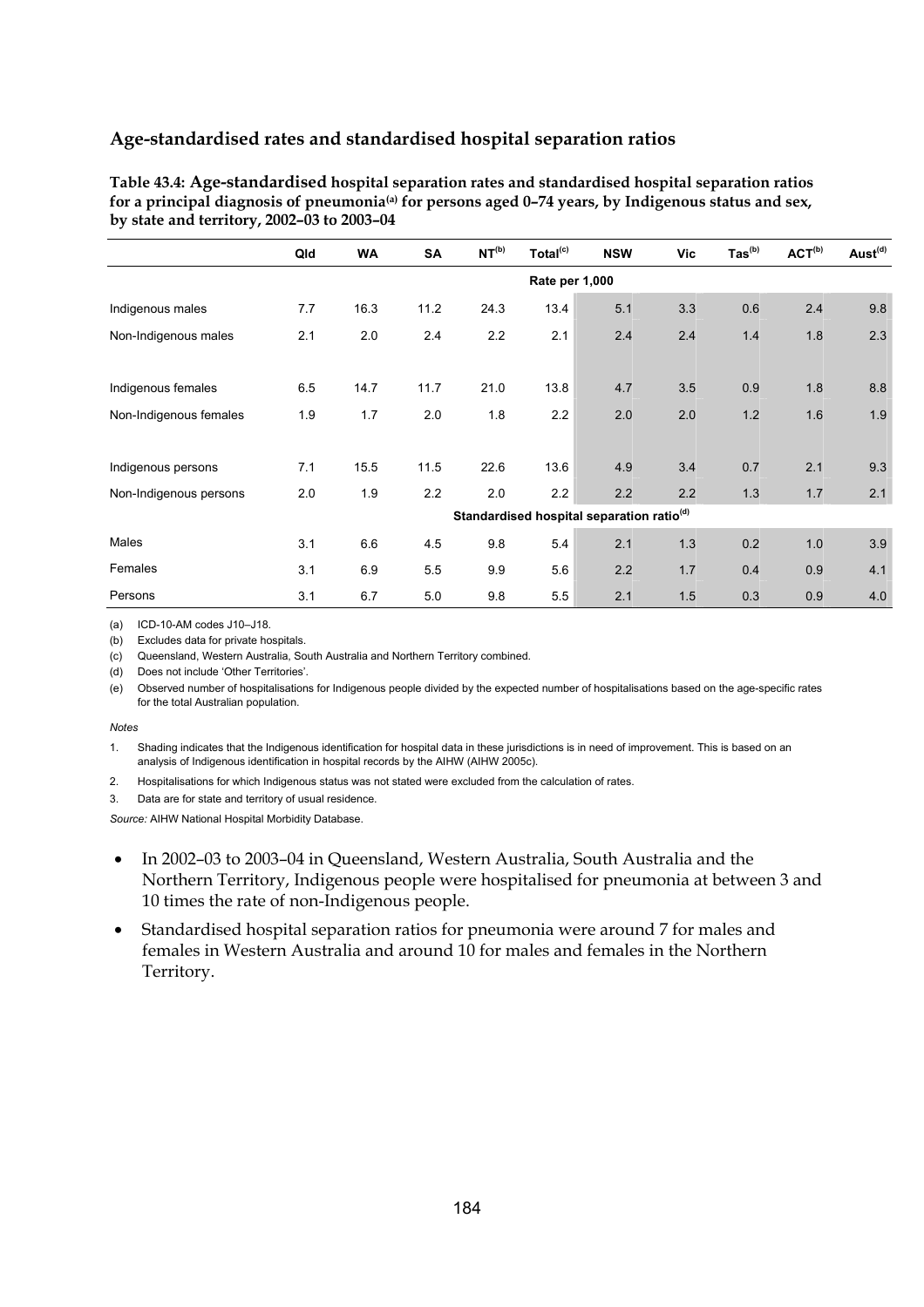## Age-standardised rates and standardised hospital separation ratios

**Table 43.4: Age-standardised hospital separation rates and standardised hospital separation ratios for a principal diagnosis of pneumonia[(a)] for persons aged 0–74 years, by Indigenous status and sex, by state and territory, 2002–03 to 2003–04**

| | Qld | WA | SA | NT[(b)] | Total[(c)] | NSW | Vic | Tas[(b)] | ACT[(b)] | Aust[(d)] |
|---|---|---|---|---|---|---|---|---|---|---|
| | | | | | **Rate per 1,000** | | | | | |
| Indigenous males | 7.7 | 16.3 | 11.2 | 24.3 | 13.4 | 5.1 | 3.3 | 0.6 | 2.4 | 9.8 |
| Non-Indigenous males | 2.1 | 2.0 | 2.4 | 2.2 | 2.1 | 2.4 | 2.4 | 1.4 | 1.8 | 2.3 |
| Indigenous females | 6.5 | 14.7 | 11.7 | 21.0 | 13.8 | 4.7 | 3.5 | 0.9 | 1.8 | 8.8 |
| Non-Indigenous females | 1.9 | 1.7 | 2.0 | 1.8 | 2.2 | 2.0 | 2.0 | 1.2 | 1.6 | 1.9 |
| Indigenous persons | 7.1 | 15.5 | 11.5 | 22.6 | 13.6 | 4.9 | 3.4 | 0.7 | 2.1 | 9.3 |
| Non-Indigenous persons | 2.0 | 1.9 | 2.2 | 2.0 | 2.2 | 2.2 | 2.2 | 1.3 | 1.7 | 2.1 |
| | | | | | **Standardised hospital separation ratio[(d)]** | | | | | |
| Males | 3.1 | 6.6 | 4.5 | 9.8 | 5.4 | 2.1 | 1.3 | 0.2 | 1.0 | 3.9 |
| Females | 3.1 | 6.9 | 5.5 | 9.9 | 5.6 | 2.2 | 1.7 | 0.4 | 0.9 | 4.1 |
| Persons | 3.1 | 6.7 | 5.0 | 9.8 | 5.5 | 2.1 | 1.5 | 0.3 | 0.9 | 4.0 |

(a) ICD-10-AM codes J10–J18.

(b) Excludes data for private hospitals.

(c) Queensland, Western Australia, South Australia and Northern Territory combined.

(d) Does not include 'Other Territories'.

(e) Observed number of hospitalisations for Indigenous people divided by the expected number of hospitalisations based on the age-specific rates for the total Australian population.

*Notes*

1. Shading indicates that the Indigenous identification for hospital data in these jurisdictions is in need of improvement. This is based on an analysis of Indigenous identification in hospital records by the AIHW (AIHW 2005c).
2. Hospitalisations for which Indigenous status was not stated were excluded from the calculation of rates.
3. Data are for state and territory of usual residence.

*Source:* AIHW National Hospital Morbidity Database.

- In 2002–03 to 2003–04 in Queensland, Western Australia, South Australia and the Northern Territory, Indigenous people were hospitalised for pneumonia at between 3 and 10 times the rate of non-Indigenous people.
- Standardised hospital separation ratios for pneumonia were around 7 for males and females in Western Australia and around 10 for males and females in the Northern Territory.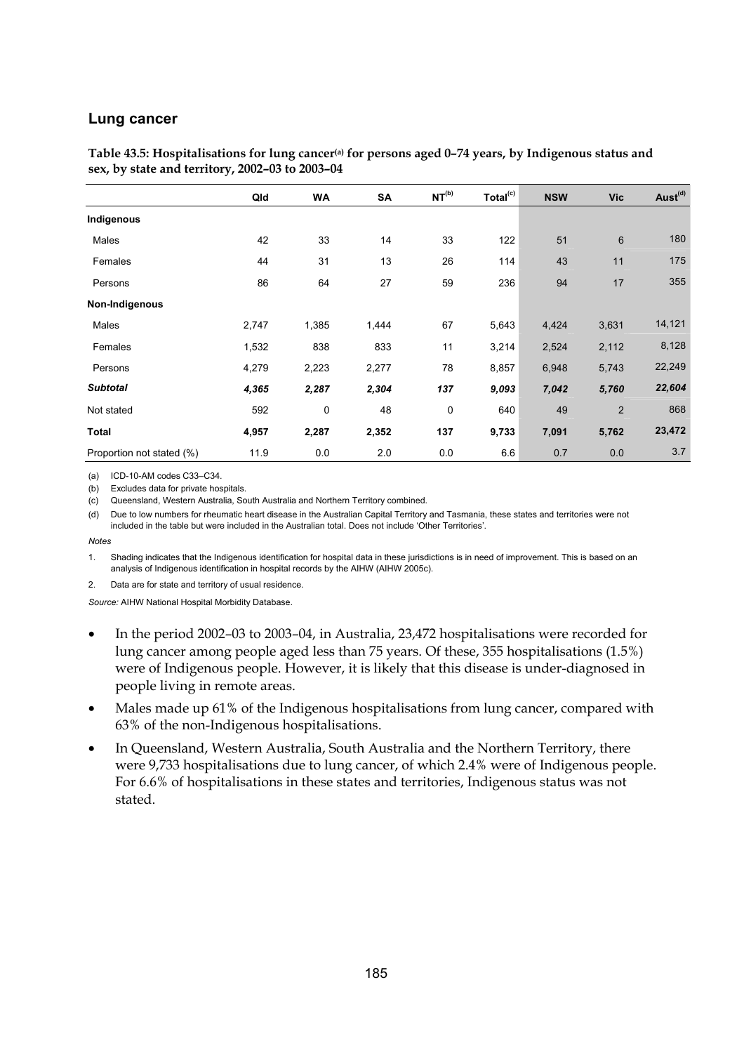## Lung cancer

**Table 43.5: Hospitalisations for lung cancer[(a)] for persons aged 0–74 years, by Indigenous status and sex, by state and territory, 2002–03 to 2003–04**

| | Qld | WA | SA | NT[(b)] | Total[(c)] | NSW | Vic | Aust[(d)] |
|---|---|---|---|---|---|---|---|---|
| **Indigenous** | | | | | | | | |
| Males | 42 | 33 | 14 | 33 | 122 | 51 | 6 | 180 |
| Females | 44 | 31 | 13 | 26 | 114 | 43 | 11 | 175 |
| Persons | 86 | 64 | 27 | 59 | 236 | 94 | 17 | 355 |
| **Non-Indigenous** | | | | | | | | |
| Males | 2,747 | 1,385 | 1,444 | 67 | 5,643 | 4,424 | 3,631 | 14,121 |
| Females | 1,532 | 838 | 833 | 11 | 3,214 | 2,524 | 2,112 | 8,128 |
| Persons | 4,279 | 2,223 | 2,277 | 78 | 8,857 | 6,948 | 5,743 | 22,249 |
| ***Subtotal*** | ***4,365*** | ***2,287*** | ***2,304*** | ***137*** | ***9,093*** | ***7,042*** | ***5,760*** | ***22,604*** |
| Not stated | 592 | 0 | 48 | 0 | 640 | 49 | 2 | 868 |
| **Total** | **4,957** | **2,287** | **2,352** | **137** | **9,733** | **7,091** | **5,762** | **23,472** |
| Proportion not stated (%) | 11.9 | 0.0 | 2.0 | 0.0 | 6.6 | 0.7 | 0.0 | 3.7 |

(a) ICD-10-AM codes C33–C34.

(b) Excludes data for private hospitals.

(c) Queensland, Western Australia, South Australia and Northern Territory combined.

(d) Due to low numbers for rheumatic heart disease in the Australian Capital Territory and Tasmania, these states and territories were not included in the table but were included in the Australian total. Does not include 'Other Territories'.

*Notes*

1. Shading indicates that the Indigenous identification for hospital data in these jurisdictions is in need of improvement. This is based on an analysis of Indigenous identification in hospital records by the AIHW (AIHW 2005c).

2. Data are for state and territory of usual residence.

*Source:* AIHW National Hospital Morbidity Database.

- In the period 2002–03 to 2003–04, in Australia, 23,472 hospitalisations were recorded for lung cancer among people aged less than 75 years. Of these, 355 hospitalisations (1.5%) were of Indigenous people. However, it is likely that this disease is under-diagnosed in people living in remote areas.
- Males made up 61% of the Indigenous hospitalisations from lung cancer, compared with 63% of the non-Indigenous hospitalisations.
- In Queensland, Western Australia, South Australia and the Northern Territory, there were 9,733 hospitalisations due to lung cancer, of which 2.4% were of Indigenous people. For 6.6% of hospitalisations in these states and territories, Indigenous status was not stated.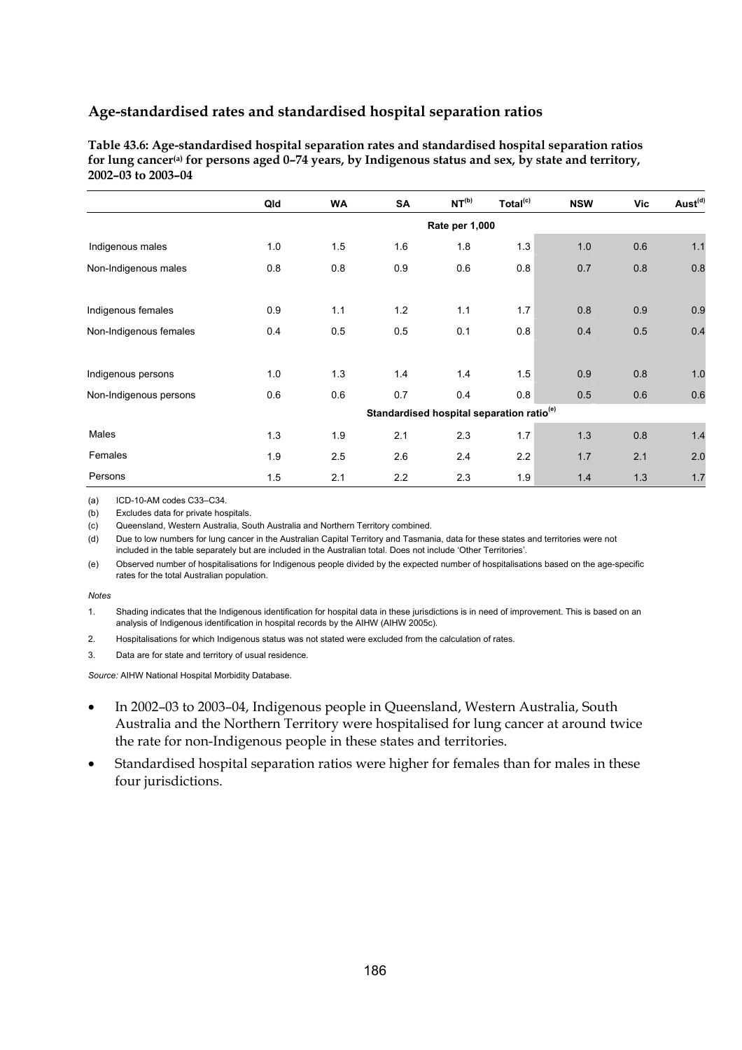## Age-standardised rates and standardised hospital separation ratios

**Table 43.6: Age-standardised hospital separation rates and standardised hospital separation ratios for lung cancer[(a)] for persons aged 0–74 years, by Indigenous status and sex, by state and territory, 2002–03 to 2003–04**

| | Qld | WA | SA | NT[(b)] | Total[(c)] | NSW | Vic | Aust[(d)] |
|---|---|---|---|---|---|---|---|---|
| | | | | Rate per 1,000 | | | | |
| Indigenous males | 1.0 | 1.5 | 1.6 | 1.8 | 1.3 | 1.0 | 0.6 | 1.1 |
| Non-Indigenous males | 0.8 | 0.8 | 0.9 | 0.6 | 0.8 | 0.7 | 0.8 | 0.8 |
| Indigenous females | 0.9 | 1.1 | 1.2 | 1.1 | 1.7 | 0.8 | 0.9 | 0.9 |
| Non-Indigenous females | 0.4 | 0.5 | 0.5 | 0.1 | 0.8 | 0.4 | 0.5 | 0.4 |
| Indigenous persons | 1.0 | 1.3 | 1.4 | 1.4 | 1.5 | 0.9 | 0.8 | 1.0 |
| Non-Indigenous persons | 0.6 | 0.6 | 0.7 | 0.4 | 0.8 | 0.5 | 0.6 | 0.6 |
| | | | | Standardised hospital separation ratio[(e)] | | | | |
| Males | 1.3 | 1.9 | 2.1 | 2.3 | 1.7 | 1.3 | 0.8 | 1.4 |
| Females | 1.9 | 2.5 | 2.6 | 2.4 | 2.2 | 1.7 | 2.1 | 2.0 |
| Persons | 1.5 | 2.1 | 2.2 | 2.3 | 1.9 | 1.4 | 1.3 | 1.7 |

(a) ICD-10-AM codes C33–C34.

(b) Excludes data for private hospitals.

(c) Queensland, Western Australia, South Australia and Northern Territory combined.

(d) Due to low numbers for lung cancer in the Australian Capital Territory and Tasmania, data for these states and territories were not included in the table separately but are included in the Australian total. Does not include 'Other Territories'.

(e) Observed number of hospitalisations for Indigenous people divided by the expected number of hospitalisations based on the age-specific rates for the total Australian population.

*Notes*

1. Shading indicates that the Indigenous identification for hospital data in these jurisdictions is in need of improvement. This is based on an analysis of Indigenous identification in hospital records by the AIHW (AIHW 2005c).
2. Hospitalisations for which Indigenous status was not stated were excluded from the calculation of rates.
3. Data are for state and territory of usual residence.

*Source:* AIHW National Hospital Morbidity Database.

- In 2002–03 to 2003–04, Indigenous people in Queensland, Western Australia, South Australia and the Northern Territory were hospitalised for lung cancer at around twice the rate for non-Indigenous people in these states and territories.
- Standardised hospital separation ratios were higher for females than for males in these four jurisdictions.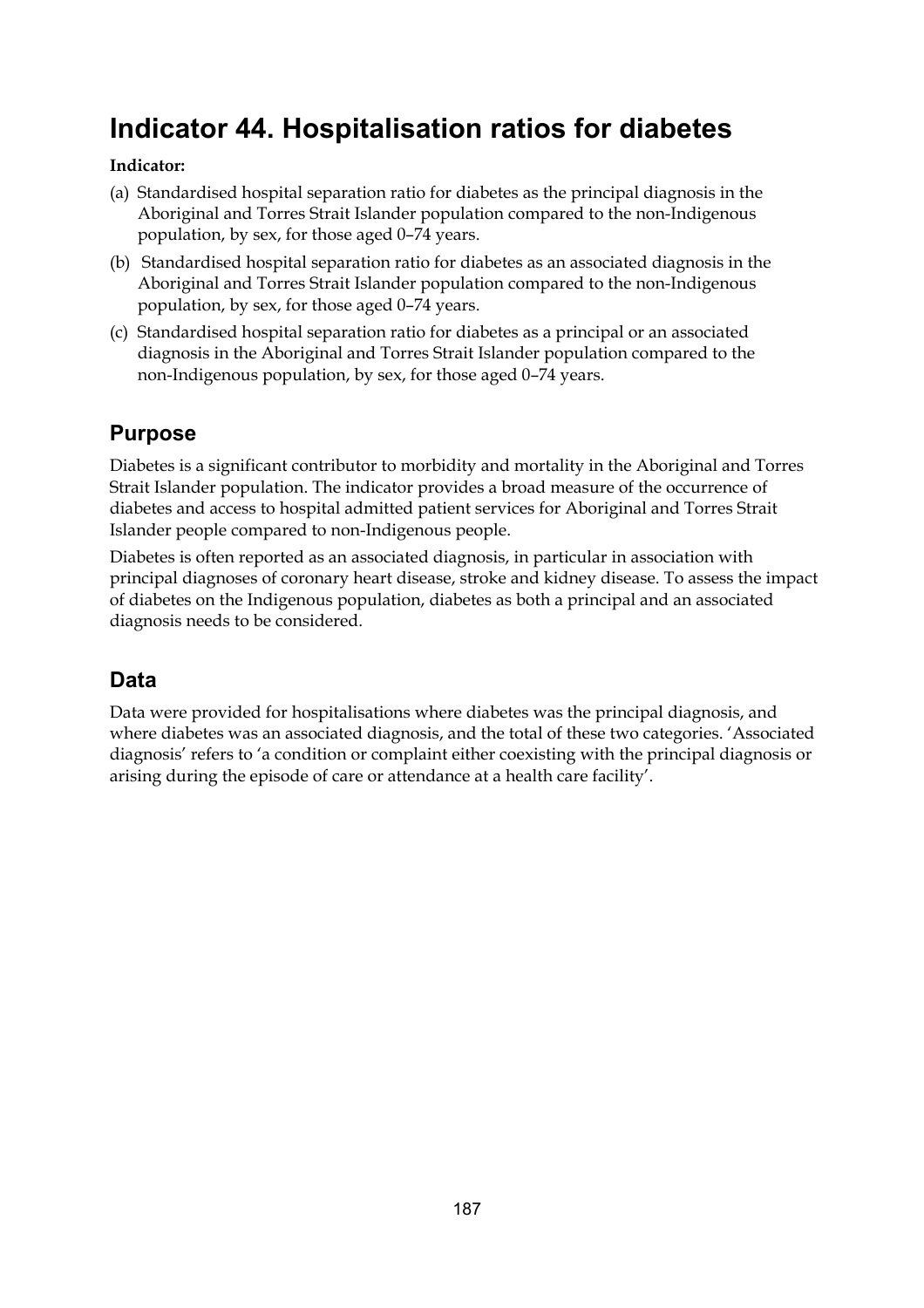# Indicator 44. Hospitalisation ratios for diabetes

**Indicator:**

(a) Standardised hospital separation ratio for diabetes as the principal diagnosis in the Aboriginal and Torres Strait Islander population compared to the non-Indigenous population, by sex, for those aged 0–74 years.

(b) Standardised hospital separation ratio for diabetes as an associated diagnosis in the Aboriginal and Torres Strait Islander population compared to the non-Indigenous population, by sex, for those aged 0–74 years.

(c) Standardised hospital separation ratio for diabetes as a principal or an associated diagnosis in the Aboriginal and Torres Strait Islander population compared to the non-Indigenous population, by sex, for those aged 0–74 years.

## Purpose

Diabetes is a significant contributor to morbidity and mortality in the Aboriginal and Torres Strait Islander population. The indicator provides a broad measure of the occurrence of diabetes and access to hospital admitted patient services for Aboriginal and Torres Strait Islander people compared to non-Indigenous people.

Diabetes is often reported as an associated diagnosis, in particular in association with principal diagnoses of coronary heart disease, stroke and kidney disease. To assess the impact of diabetes on the Indigenous population, diabetes as both a principal and an associated diagnosis needs to be considered.

## Data

Data were provided for hospitalisations where diabetes was the principal diagnosis, and where diabetes was an associated diagnosis, and the total of these two categories. 'Associated diagnosis' refers to 'a condition or complaint either coexisting with the principal diagnosis or arising during the episode of care or attendance at a health care facility'.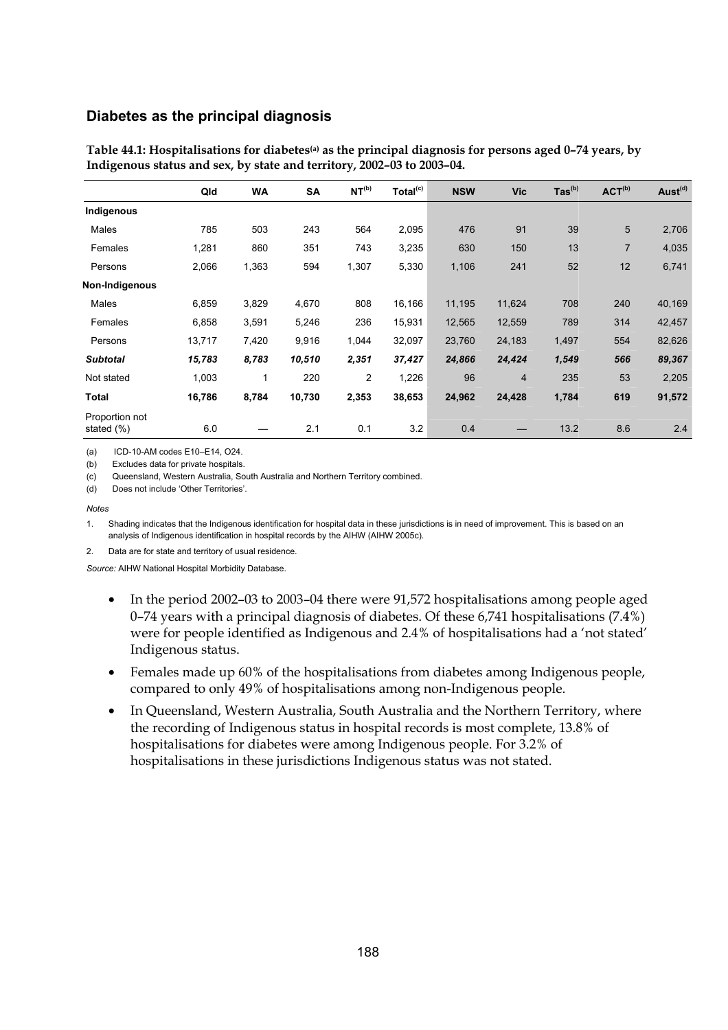## Diabetes as the principal diagnosis

**Table 44.1: Hospitalisations for diabetes[(a)] as the principal diagnosis for persons aged 0–74 years, by Indigenous status and sex, by state and territory, 2002–03 to 2003–04.**

| | Qld | WA | SA | NT[(b)] | Total[(c)] | NSW | Vic | Tas[(b)] | ACT[(b)] | Aust[(d)] |
|---|---|---|---|---|---|---|---|---|---|---|
| **Indigenous** | | | | | | | | | | |
| Males | 785 | 503 | 243 | 564 | 2,095 | 476 | 91 | 39 | 5 | 2,706 |
| Females | 1,281 | 860 | 351 | 743 | 3,235 | 630 | 150 | 13 | 7 | 4,035 |
| Persons | 2,066 | 1,363 | 594 | 1,307 | 5,330 | 1,106 | 241 | 52 | 12 | 6,741 |
| **Non-Indigenous** | | | | | | | | | | |
| Males | 6,859 | 3,829 | 4,670 | 808 | 16,166 | 11,195 | 11,624 | 708 | 240 | 40,169 |
| Females | 6,858 | 3,591 | 5,246 | 236 | 15,931 | 12,565 | 12,559 | 789 | 314 | 42,457 |
| Persons | 13,717 | 7,420 | 9,916 | 1,044 | 32,097 | 23,760 | 24,183 | 1,497 | 554 | 82,626 |
| ***Subtotal*** | ***15,783*** | ***8,783*** | ***10,510*** | ***2,351*** | ***37,427*** | ***24,866*** | ***24,424*** | ***1,549*** | ***566*** | ***89,367*** |
| Not stated | 1,003 | 1 | 220 | 2 | 1,226 | 96 | 4 | 235 | 53 | 2,205 |
| **Total** | **16,786** | **8,784** | **10,730** | **2,353** | **38,653** | **24,962** | **24,428** | **1,784** | **619** | **91,572** |
| Proportion not stated (%) | 6.0 | — | 2.1 | 0.1 | 3.2 | 0.4 | — | 13.2 | 8.6 | 2.4 |

(a) ICD-10-AM codes E10–E14, O24.

(b) Excludes data for private hospitals.

(c) Queensland, Western Australia, South Australia and Northern Territory combined.

(d) Does not include 'Other Territories'.

*Notes*

1. Shading indicates that the Indigenous identification for hospital data in these jurisdictions is in need of improvement. This is based on an analysis of Indigenous identification in hospital records by the AIHW (AIHW 2005c).

2. Data are for state and territory of usual residence.

*Source:* AIHW National Hospital Morbidity Database.

- In the period 2002–03 to 2003–04 there were 91,572 hospitalisations among people aged 0–74 years with a principal diagnosis of diabetes. Of these 6,741 hospitalisations (7.4%) were for people identified as Indigenous and 2.4% of hospitalisations had a 'not stated' Indigenous status.
- Females made up 60% of the hospitalisations from diabetes among Indigenous people, compared to only 49% of hospitalisations among non-Indigenous people.
- In Queensland, Western Australia, South Australia and the Northern Territory, where the recording of Indigenous status in hospital records is most complete, 13.8% of hospitalisations for diabetes were among Indigenous people. For 3.2% of hospitalisations in these jurisdictions Indigenous status was not stated.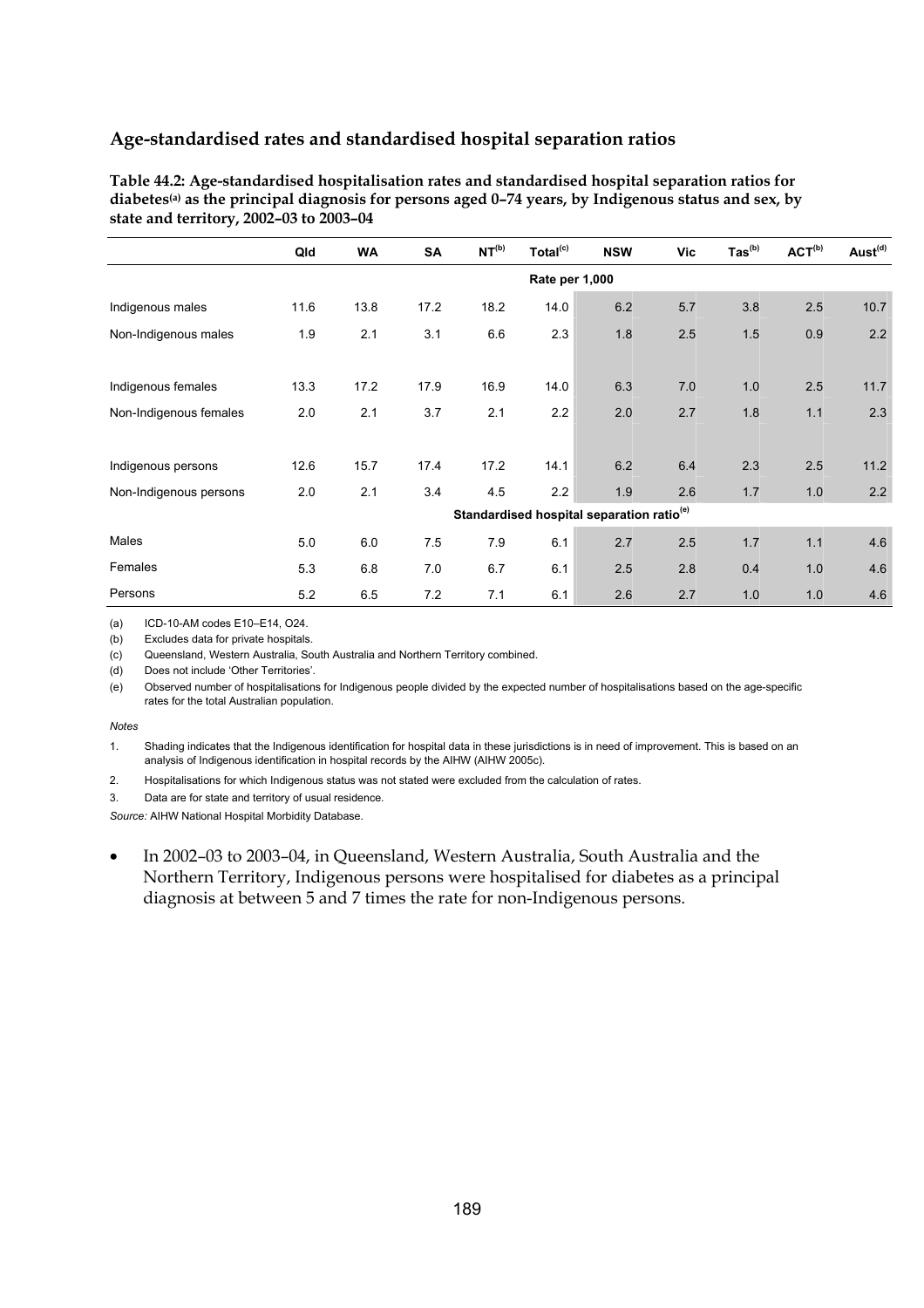## Age-standardised rates and standardised hospital separation ratios

**Table 44.2: Age-standardised hospitalisation rates and standardised hospital separation ratios for diabetes[(a)] as the principal diagnosis for persons aged 0–74 years, by Indigenous status and sex, by state and territory, 2002–03 to 2003–04**

| | Qld | WA | SA | NT[(b)] | Total[(c)] | NSW | Vic | Tas[(b)] | ACT[(b)] | Aust[(d)] |
|---|---|---|---|---|---|---|---|---|---|---|
| | | | | | Rate per 1,000 | | | | | |
| Indigenous males | 11.6 | 13.8 | 17.2 | 18.2 | 14.0 | 6.2 | 5.7 | 3.8 | 2.5 | 10.7 |
| Non-Indigenous males | 1.9 | 2.1 | 3.1 | 6.6 | 2.3 | 1.8 | 2.5 | 1.5 | 0.9 | 2.2 |
| Indigenous females | 13.3 | 17.2 | 17.9 | 16.9 | 14.0 | 6.3 | 7.0 | 1.0 | 2.5 | 11.7 |
| Non-Indigenous females | 2.0 | 2.1 | 3.7 | 2.1 | 2.2 | 2.0 | 2.7 | 1.8 | 1.1 | 2.3 |
| Indigenous persons | 12.6 | 15.7 | 17.4 | 17.2 | 14.1 | 6.2 | 6.4 | 2.3 | 2.5 | 11.2 |
| Non-Indigenous persons | 2.0 | 2.1 | 3.4 | 4.5 | 2.2 | 1.9 | 2.6 | 1.7 | 1.0 | 2.2 |
| | | | | | Standardised hospital separation ratio[(e)] | | | | | |
| Males | 5.0 | 6.0 | 7.5 | 7.9 | 6.1 | 2.7 | 2.5 | 1.7 | 1.1 | 4.6 |
| Females | 5.3 | 6.8 | 7.0 | 6.7 | 6.1 | 2.5 | 2.8 | 0.4 | 1.0 | 4.6 |
| Persons | 5.2 | 6.5 | 7.2 | 7.1 | 6.1 | 2.6 | 2.7 | 1.0 | 1.0 | 4.6 |

(a) ICD-10-AM codes E10–E14, O24.

(b) Excludes data for private hospitals.

(c) Queensland, Western Australia, South Australia and Northern Territory combined.

(d) Does not include 'Other Territories'.

(e) Observed number of hospitalisations for Indigenous people divided by the expected number of hospitalisations based on the age-specific rates for the total Australian population.

*Notes*

1. Shading indicates that the Indigenous identification for hospital data in these jurisdictions is in need of improvement. This is based on an analysis of Indigenous identification in hospital records by the AIHW (AIHW 2005c).
2. Hospitalisations for which Indigenous status was not stated were excluded from the calculation of rates.
3. Data are for state and territory of usual residence.

*Source:* AIHW National Hospital Morbidity Database.

- In 2002–03 to 2003–04, in Queensland, Western Australia, South Australia and the Northern Territory, Indigenous persons were hospitalised for diabetes as a principal diagnosis at between 5 and 7 times the rate for non-Indigenous persons.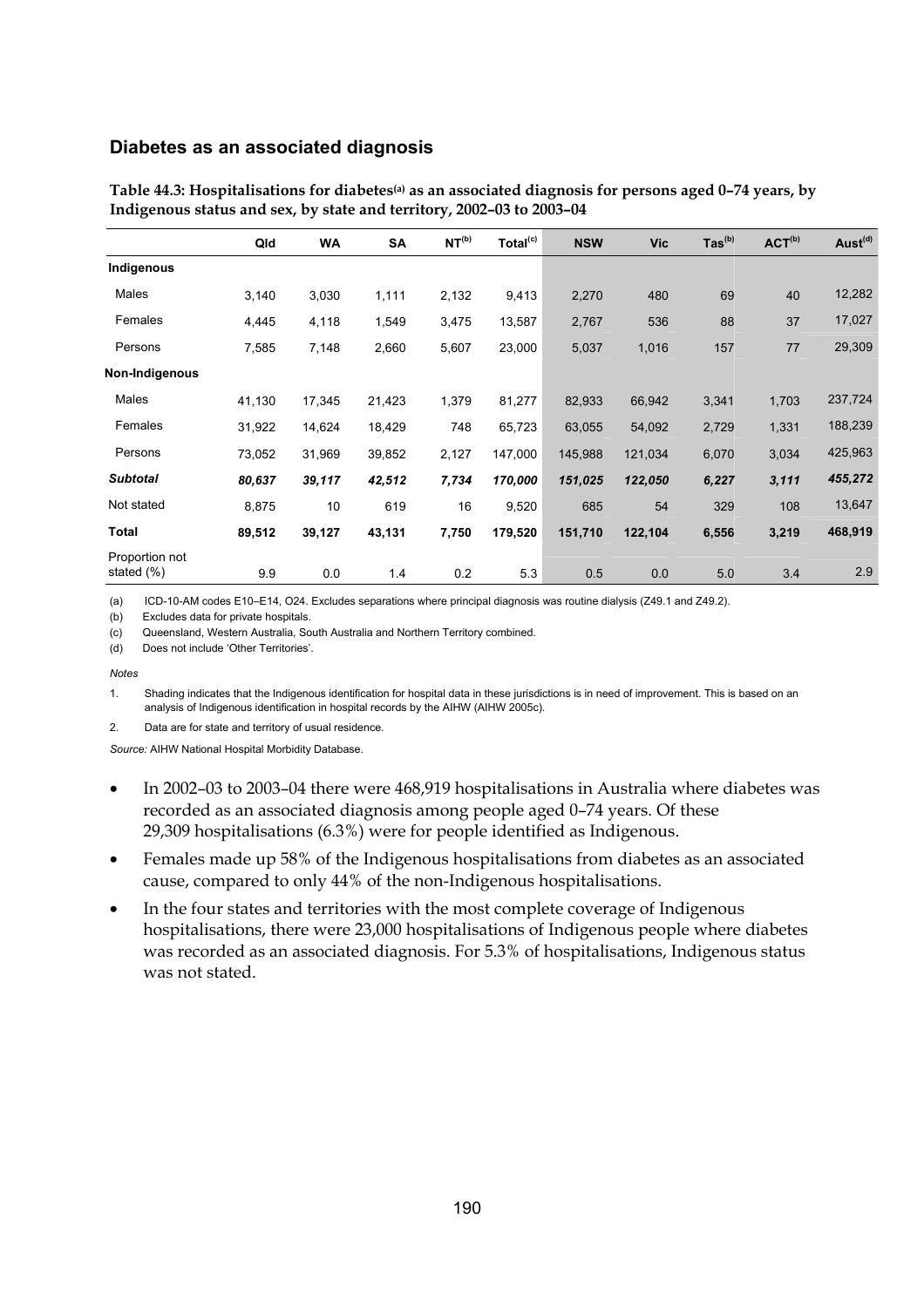## Diabetes as an associated diagnosis

**Table 44.3: Hospitalisations for diabetes[(a)] as an associated diagnosis for persons aged 0–74 years, by Indigenous status and sex, by state and territory, 2002–03 to 2003–04**

| | Qld | WA | SA | NT[(b)] | Total[(c)] | NSW | Vic | Tas[(b)] | ACT[(b)] | Aust[(d)] |
|---|---|---|---|---|---|---|---|---|---|---|
| **Indigenous** | | | | | | | | | | |
| Males | 3,140 | 3,030 | 1,111 | 2,132 | 9,413 | 2,270 | 480 | 69 | 40 | 12,282 |
| Females | 4,445 | 4,118 | 1,549 | 3,475 | 13,587 | 2,767 | 536 | 88 | 37 | 17,027 |
| Persons | 7,585 | 7,148 | 2,660 | 5,607 | 23,000 | 5,037 | 1,016 | 157 | 77 | 29,309 |
| **Non-Indigenous** | | | | | | | | | | |
| Males | 41,130 | 17,345 | 21,423 | 1,379 | 81,277 | 82,933 | 66,942 | 3,341 | 1,703 | 237,724 |
| Females | 31,922 | 14,624 | 18,429 | 748 | 65,723 | 63,055 | 54,092 | 2,729 | 1,331 | 188,239 |
| Persons | 73,052 | 31,969 | 39,852 | 2,127 | 147,000 | 145,988 | 121,034 | 6,070 | 3,034 | 425,963 |
| ***Subtotal*** | ***80,637*** | ***39,117*** | ***42,512*** | ***7,734*** | ***170,000*** | ***151,025*** | ***122,050*** | ***6,227*** | ***3,111*** | ***455,272*** |
| Not stated | 8,875 | 10 | 619 | 16 | 9,520 | 685 | 54 | 329 | 108 | 13,647 |
| **Total** | **89,512** | **39,127** | **43,131** | **7,750** | **179,520** | **151,710** | **122,104** | **6,556** | **3,219** | **468,919** |
| Proportion not stated (%) | 9.9 | 0.0 | 1.4 | 0.2 | 5.3 | 0.5 | 0.0 | 5.0 | 3.4 | 2.9 |

(a) ICD-10-AM codes E10–E14, O24. Excludes separations where principal diagnosis was routine dialysis (Z49.1 and Z49.2).

(b) Excludes data for private hospitals.

(c) Queensland, Western Australia, South Australia and Northern Territory combined.

(d) Does not include 'Other Territories'.

*Notes*

1. Shading indicates that the Indigenous identification for hospital data in these jurisdictions is in need of improvement. This is based on an analysis of Indigenous identification in hospital records by the AIHW (AIHW 2005c).

2. Data are for state and territory of usual residence.

*Source:* AIHW National Hospital Morbidity Database.

- In 2002–03 to 2003–04 there were 468,919 hospitalisations in Australia where diabetes was recorded as an associated diagnosis among people aged 0–74 years. Of these 29,309 hospitalisations (6.3%) were for people identified as Indigenous.
- Females made up 58% of the Indigenous hospitalisations from diabetes as an associated cause, compared to only 44% of the non-Indigenous hospitalisations.
- In the four states and territories with the most complete coverage of Indigenous hospitalisations, there were 23,000 hospitalisations of Indigenous people where diabetes was recorded as an associated diagnosis. For 5.3% of hospitalisations, Indigenous status was not stated.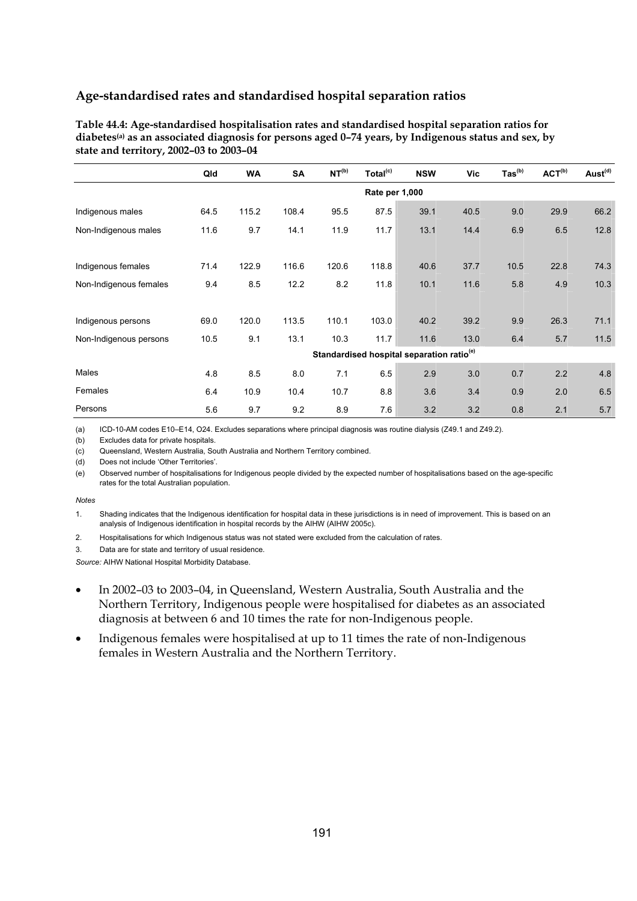## Age-standardised rates and standardised hospital separation ratios

**Table 44.4: Age-standardised hospitalisation rates and standardised hospital separation ratios for diabetes[(a)] as an associated diagnosis for persons aged 0–74 years, by Indigenous status and sex, by state and territory, 2002–03 to 2003–04**

| | Qld | WA | SA | NT[(b)] | Total[(c)] | NSW | Vic | Tas[(b)] | ACT[(b)] | Aust[(d)] |
|---|---|---|---|---|---|---|---|---|---|---|
| | | | | | Rate per 1,000 | | | | | |
| Indigenous males | 64.5 | 115.2 | 108.4 | 95.5 | 87.5 | 39.1 | 40.5 | 9.0 | 29.9 | 66.2 |
| Non-Indigenous males | 11.6 | 9.7 | 14.1 | 11.9 | 11.7 | 13.1 | 14.4 | 6.9 | 6.5 | 12.8 |
| Indigenous females | 71.4 | 122.9 | 116.6 | 120.6 | 118.8 | 40.6 | 37.7 | 10.5 | 22.8 | 74.3 |
| Non-Indigenous females | 9.4 | 8.5 | 12.2 | 8.2 | 11.8 | 10.1 | 11.6 | 5.8 | 4.9 | 10.3 |
| Indigenous persons | 69.0 | 120.0 | 113.5 | 110.1 | 103.0 | 40.2 | 39.2 | 9.9 | 26.3 | 71.1 |
| Non-Indigenous persons | 10.5 | 9.1 | 13.1 | 10.3 | 11.7 | 11.6 | 13.0 | 6.4 | 5.7 | 11.5 |
| | | | | | Standardised hospital separation ratio[(e)] | | | | | |
| Males | 4.8 | 8.5 | 8.0 | 7.1 | 6.5 | 2.9 | 3.0 | 0.7 | 2.2 | 4.8 |
| Females | 6.4 | 10.9 | 10.4 | 10.7 | 8.8 | 3.6 | 3.4 | 0.9 | 2.0 | 6.5 |
| Persons | 5.6 | 9.7 | 9.2 | 8.9 | 7.6 | 3.2 | 3.2 | 0.8 | 2.1 | 5.7 |

(a) ICD-10-AM codes E10–E14, O24. Excludes separations where principal diagnosis was routine dialysis (Z49.1 and Z49.2).

(b) Excludes data for private hospitals.

(c) Queensland, Western Australia, South Australia and Northern Territory combined.

(d) Does not include 'Other Territories'.

(e) Observed number of hospitalisations for Indigenous people divided by the expected number of hospitalisations based on the age-specific rates for the total Australian population.

*Notes*

1. Shading indicates that the Indigenous identification for hospital data in these jurisdictions is in need of improvement. This is based on an analysis of Indigenous identification in hospital records by the AIHW (AIHW 2005c).
2. Hospitalisations for which Indigenous status was not stated were excluded from the calculation of rates.
3. Data are for state and territory of usual residence.

*Source:* AIHW National Hospital Morbidity Database.

- In 2002–03 to 2003–04, in Queensland, Western Australia, South Australia and the Northern Territory, Indigenous people were hospitalised for diabetes as an associated diagnosis at between 6 and 10 times the rate for non-Indigenous people.
- Indigenous females were hospitalised at up to 11 times the rate of non-Indigenous females in Western Australia and the Northern Territory.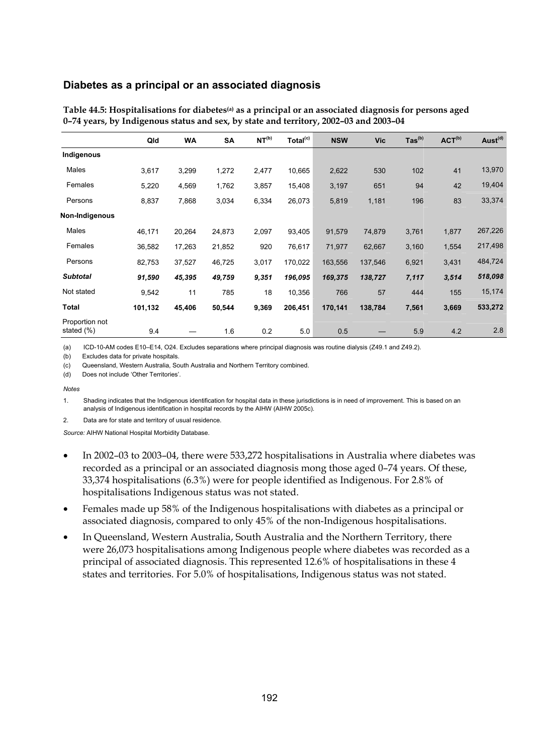### Diabetes as a principal or an associated diagnosis

**Table 44.5: Hospitalisations for diabetes[(a)] as a principal or an associated diagnosis for persons aged 0–74 years, by Indigenous status and sex, by state and territory, 2002–03 and 2003–04**

| | Qld | WA | SA | NT[(b)] | Total[(c)] | NSW | Vic | Tas[(b)] | ACT[(b)] | Aust[(d)] |
|---|---|---|---|---|---|---|---|---|---|---|
| **Indigenous** | | | | | | | | | | |
| Males | 3,617 | 3,299 | 1,272 | 2,477 | 10,665 | 2,622 | 530 | 102 | 41 | 13,970 |
| Females | 5,220 | 4,569 | 1,762 | 3,857 | 15,408 | 3,197 | 651 | 94 | 42 | 19,404 |
| Persons | 8,837 | 7,868 | 3,034 | 6,334 | 26,073 | 5,819 | 1,181 | 196 | 83 | 33,374 |
| **Non-Indigenous** | | | | | | | | | | |
| Males | 46,171 | 20,264 | 24,873 | 2,097 | 93,405 | 91,579 | 74,879 | 3,761 | 1,877 | 267,226 |
| Females | 36,582 | 17,263 | 21,852 | 920 | 76,617 | 71,977 | 62,667 | 3,160 | 1,554 | 217,498 |
| Persons | 82,753 | 37,527 | 46,725 | 3,017 | 170,022 | 163,556 | 137,546 | 6,921 | 3,431 | 484,724 |
| ***Subtotal*** | ***91,590*** | ***45,395*** | ***49,759*** | ***9,351*** | ***196,095*** | ***169,375*** | ***138,727*** | ***7,117*** | ***3,514*** | ***518,098*** |
| Not stated | 9,542 | 11 | 785 | 18 | 10,356 | 766 | 57 | 444 | 155 | 15,174 |
| **Total** | **101,132** | **45,406** | **50,544** | **9,369** | **206,451** | **170,141** | **138,784** | **7,561** | **3,669** | **533,272** |
| Proportion not stated (%) | 9.4 | — | 1.6 | 0.2 | 5.0 | 0.5 | — | 5.9 | 4.2 | 2.8 |

(a) ICD-10-AM codes E10–E14, O24. Excludes separations where principal diagnosis was routine dialysis (Z49.1 and Z49.2).

(b) Excludes data for private hospitals.

(c) Queensland, Western Australia, South Australia and Northern Territory combined.

(d) Does not include 'Other Territories'.

*Notes*

1. Shading indicates that the Indigenous identification for hospital data in these jurisdictions is in need of improvement. This is based on an analysis of Indigenous identification in hospital records by the AIHW (AIHW 2005c).

2. Data are for state and territory of usual residence.

*Source:* AIHW National Hospital Morbidity Database.

- In 2002–03 to 2003–04, there were 533,272 hospitalisations in Australia where diabetes was recorded as a principal or an associated diagnosis mong those aged 0–74 years. Of these, 33,374 hospitalisations (6.3%) were for people identified as Indigenous. For 2.8% of hospitalisations Indigenous status was not stated.
- Females made up 58% of the Indigenous hospitalisations with diabetes as a principal or associated diagnosis, compared to only 45% of the non-Indigenous hospitalisations.
- In Queensland, Western Australia, South Australia and the Northern Territory, there were 26,073 hospitalisations among Indigenous people where diabetes was recorded as a principal of associated diagnosis. This represented 12.6% of hospitalisations in these 4 states and territories. For 5.0% of hospitalisations, Indigenous status was not stated.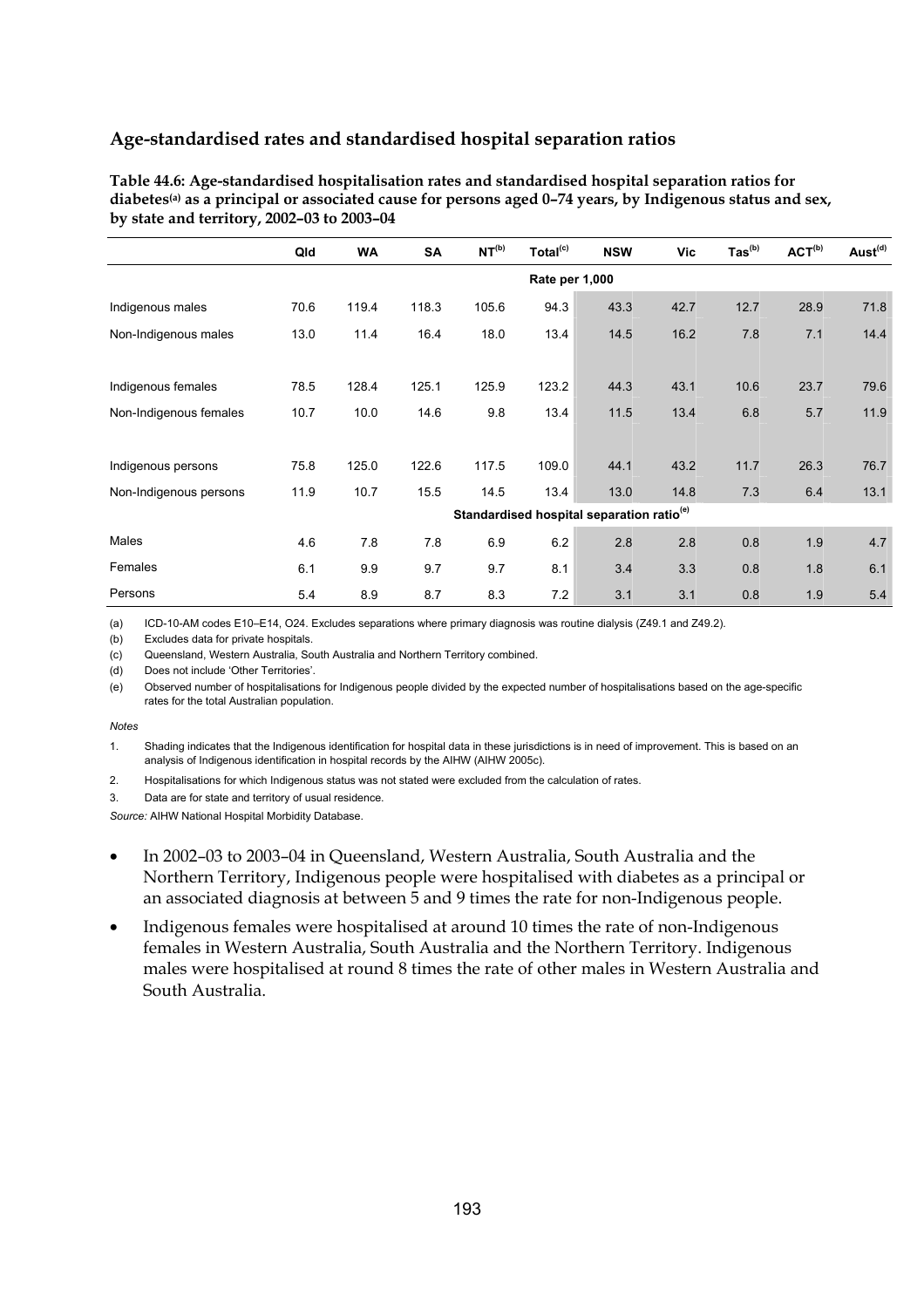## Age-standardised rates and standardised hospital separation ratios

**Table 44.6: Age-standardised hospitalisation rates and standardised hospital separation ratios for diabetes[(a)] as a principal or associated cause for persons aged 0–74 years, by Indigenous status and sex, by state and territory, 2002–03 to 2003–04**

| | Qld | WA | SA | NT[(b)] | Total[(c)] | NSW | Vic | Tas[(b)] | ACT[(b)] | Aust[(d)] |
|---|---|---|---|---|---|---|---|---|---|---|
| | | | | | Rate per 1,000 | | | | | |
| Indigenous males | 70.6 | 119.4 | 118.3 | 105.6 | 94.3 | 43.3 | 42.7 | 12.7 | 28.9 | 71.8 |
| Non-Indigenous males | 13.0 | 11.4 | 16.4 | 18.0 | 13.4 | 14.5 | 16.2 | 7.8 | 7.1 | 14.4 |
| Indigenous females | 78.5 | 128.4 | 125.1 | 125.9 | 123.2 | 44.3 | 43.1 | 10.6 | 23.7 | 79.6 |
| Non-Indigenous females | 10.7 | 10.0 | 14.6 | 9.8 | 13.4 | 11.5 | 13.4 | 6.8 | 5.7 | 11.9 |
| Indigenous persons | 75.8 | 125.0 | 122.6 | 117.5 | 109.0 | 44.1 | 43.2 | 11.7 | 26.3 | 76.7 |
| Non-Indigenous persons | 11.9 | 10.7 | 15.5 | 14.5 | 13.4 | 13.0 | 14.8 | 7.3 | 6.4 | 13.1 |
| | | | | | Standardised hospital separation ratio[(e)] | | | | | |
| Males | 4.6 | 7.8 | 7.8 | 6.9 | 6.2 | 2.8 | 2.8 | 0.8 | 1.9 | 4.7 |
| Females | 6.1 | 9.9 | 9.7 | 9.7 | 8.1 | 3.4 | 3.3 | 0.8 | 1.8 | 6.1 |
| Persons | 5.4 | 8.9 | 8.7 | 8.3 | 7.2 | 3.1 | 3.1 | 0.8 | 1.9 | 5.4 |

(a) ICD-10-AM codes E10–E14, O24. Excludes separations where primary diagnosis was routine dialysis (Z49.1 and Z49.2).

(b) Excludes data for private hospitals.

(c) Queensland, Western Australia, South Australia and Northern Territory combined.

(d) Does not include 'Other Territories'.

(e) Observed number of hospitalisations for Indigenous people divided by the expected number of hospitalisations based on the age-specific rates for the total Australian population.

*Notes*

1. Shading indicates that the Indigenous identification for hospital data in these jurisdictions is in need of improvement. This is based on an analysis of Indigenous identification in hospital records by the AIHW (AIHW 2005c).
2. Hospitalisations for which Indigenous status was not stated were excluded from the calculation of rates.
3. Data are for state and territory of usual residence.

*Source:* AIHW National Hospital Morbidity Database.

- In 2002–03 to 2003–04 in Queensland, Western Australia, South Australia and the Northern Territory, Indigenous people were hospitalised with diabetes as a principal or an associated diagnosis at between 5 and 9 times the rate for non-Indigenous people.
- Indigenous females were hospitalised at around 10 times the rate of non-Indigenous females in Western Australia, South Australia and the Northern Territory. Indigenous males were hospitalised at round 8 times the rate of other males in Western Australia and South Australia.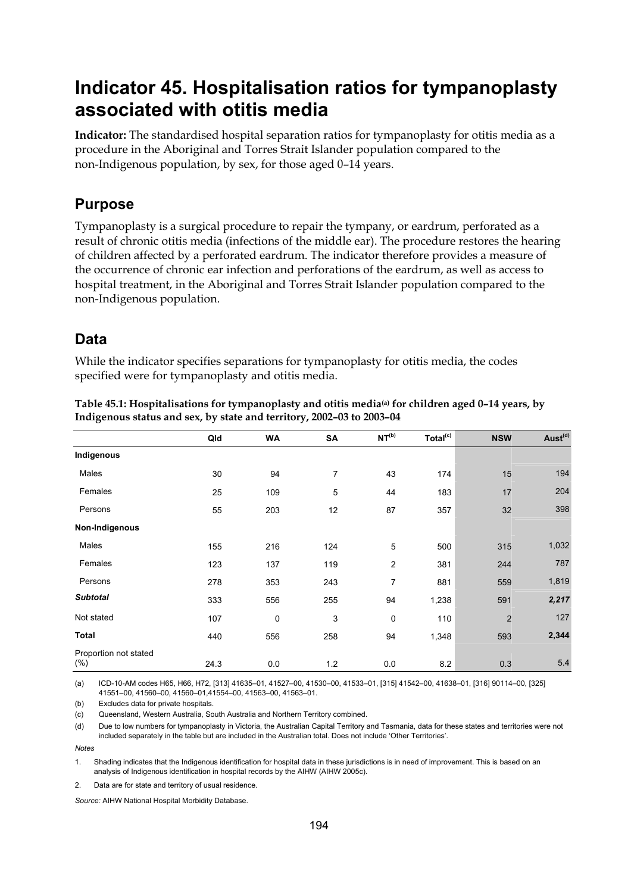# Indicator 45. Hospitalisation ratios for tympanoplasty associated with otitis media

**Indicator:** The standardised hospital separation ratios for tympanoplasty for otitis media as a procedure in the Aboriginal and Torres Strait Islander population compared to the non-Indigenous population, by sex, for those aged 0–14 years.

## Purpose

Tympanoplasty is a surgical procedure to repair the tympany, or eardrum, perforated as a result of chronic otitis media (infections of the middle ear). The procedure restores the hearing of children affected by a perforated eardrum. The indicator therefore provides a measure of the occurrence of chronic ear infection and perforations of the eardrum, as well as access to hospital treatment, in the Aboriginal and Torres Strait Islander population compared to the non-Indigenous population.

## Data

While the indicator specifies separations for tympanoplasty for otitis media, the codes specified were for tympanoplasty and otitis media.

**Table 45.1: Hospitalisations for tympanoplasty and otitis media[(a)] for children aged 0–14 years, by Indigenous status and sex, by state and territory, 2002–03 to 2003–04**

| | Qld | WA | SA | NT[(b)] | Total[(c)] | NSW | Aust[(d)] |
|---|---|---|---|---|---|---|---|
| **Indigenous** | | | | | | | |
| Males | 30 | 94 | 7 | 43 | 174 | 15 | 194 |
| Females | 25 | 109 | 5 | 44 | 183 | 17 | 204 |
| Persons | 55 | 203 | 12 | 87 | 357 | 32 | 398 |
| **Non-Indigenous** | | | | | | | |
| Males | 155 | 216 | 124 | 5 | 500 | 315 | 1,032 |
| Females | 123 | 137 | 119 | 2 | 381 | 244 | 787 |
| Persons | 278 | 353 | 243 | 7 | 881 | 559 | 1,819 |
| ***Subtotal*** | 333 | 556 | 255 | 94 | 1,238 | 591 | ***2,217*** |
| Not stated | 107 | 0 | 3 | 0 | 110 | 2 | 127 |
| **Total** | 440 | 556 | 258 | 94 | 1,348 | 593 | **2,344** |
| Proportion not stated (%) | 24.3 | 0.0 | 1.2 | 0.0 | 8.2 | 0.3 | 5.4 |

(a) ICD-10-AM codes H65, H66, H72, [313] 41635–01, 41527–00, 41530–00, 41533–01, [315] 41542–00, 41638–01, [316] 90114–00, [325] 41551–00, 41560–00, 41560–01,41554–00, 41563–00, 41563–01.

(b) Excludes data for private hospitals.

(c) Queensland, Western Australia, South Australia and Northern Territory combined.

(d) Due to low numbers for tympanoplasty in Victoria, the Australian Capital Territory and Tasmania, data for these states and territories were not included separately in the table but are included in the Australian total. Does not include 'Other Territories'.

*Notes*

1. Shading indicates that the Indigenous identification for hospital data in these jurisdictions is in need of improvement. This is based on an analysis of Indigenous identification in hospital records by the AIHW (AIHW 2005c).

2. Data are for state and territory of usual residence.

*Source:* AIHW National Hospital Morbidity Database.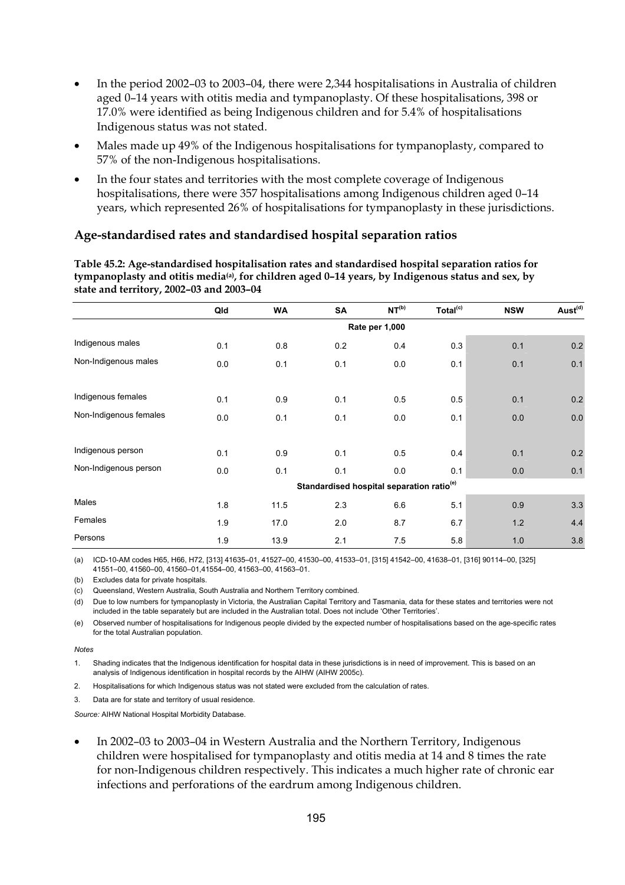- In the period 2002–03 to 2003–04, there were 2,344 hospitalisations in Australia of children aged 0–14 years with otitis media and tympanoplasty. Of these hospitalisations, 398 or 17.0% were identified as being Indigenous children and for 5.4% of hospitalisations Indigenous status was not stated.
- Males made up 49% of the Indigenous hospitalisations for tympanoplasty, compared to 57% of the non-Indigenous hospitalisations.
- In the four states and territories with the most complete coverage of Indigenous hospitalisations, there were 357 hospitalisations among Indigenous children aged 0–14 years, which represented 26% of hospitalisations for tympanoplasty in these jurisdictions.

### Age-standardised rates and standardised hospital separation ratios

**Table 45.2: Age-standardised hospitalisation rates and standardised hospital separation ratios for tympanoplasty and otitis media[(a)], for children aged 0–14 years, by Indigenous status and sex, by state and territory, 2002–03 and 2003–04**

| | Qld | WA | SA | NT[(b)] | Total[(c)] | NSW | Aust[(d)] |
|---|---|---|---|---|---|---|---|
| | | | | **Rate per 1,000** | | | |
| Indigenous males | 0.1 | 0.8 | 0.2 | 0.4 | 0.3 | 0.1 | 0.2 |
| Non-Indigenous males | 0.0 | 0.1 | 0.1 | 0.0 | 0.1 | 0.1 | 0.1 |
| Indigenous females | 0.1 | 0.9 | 0.1 | 0.5 | 0.5 | 0.1 | 0.2 |
| Non-Indigenous females | 0.0 | 0.1 | 0.1 | 0.0 | 0.1 | 0.0 | 0.0 |
| Indigenous person | 0.1 | 0.9 | 0.1 | 0.5 | 0.4 | 0.1 | 0.2 |
| Non-Indigenous person | 0.0 | 0.1 | 0.1 | 0.0 | 0.1 | 0.0 | 0.1 |
| | | | **Standardised hospital separation ratio[(e)]** | | | | |
| Males | 1.8 | 11.5 | 2.3 | 6.6 | 5.1 | 0.9 | 3.3 |
| Females | 1.9 | 17.0 | 2.0 | 8.7 | 6.7 | 1.2 | 4.4 |
| Persons | 1.9 | 13.9 | 2.1 | 7.5 | 5.8 | 1.0 | 3.8 |

(a) ICD-10-AM codes H65, H66, H72, [313] 41635–01, 41527–00, 41530–00, 41533–01, [315] 41542–00, 41638–01, [316] 90114–00, [325] 41551–00, 41560–00, 41560–01,41554–00, 41563–00, 41563–01.

(b) Excludes data for private hospitals.

(c) Queensland, Western Australia, South Australia and Northern Territory combined.

(d) Due to low numbers for tympanoplasty in Victoria, the Australian Capital Territory and Tasmania, data for these states and territories were not included in the table separately but are included in the Australian total. Does not include 'Other Territories'.

(e) Observed number of hospitalisations for Indigenous people divided by the expected number of hospitalisations based on the age-specific rates for the total Australian population.

*Notes*

1. Shading indicates that the Indigenous identification for hospital data in these jurisdictions is in need of improvement. This is based on an analysis of Indigenous identification in hospital records by the AIHW (AIHW 2005c).
2. Hospitalisations for which Indigenous status was not stated were excluded from the calculation of rates.
3. Data are for state and territory of usual residence.

*Source:* AIHW National Hospital Morbidity Database.

- In 2002–03 to 2003–04 in Western Australia and the Northern Territory, Indigenous children were hospitalised for tympanoplasty and otitis media at 14 and 8 times the rate for non-Indigenous children respectively. This indicates a much higher rate of chronic ear infections and perforations of the eardrum among Indigenous children.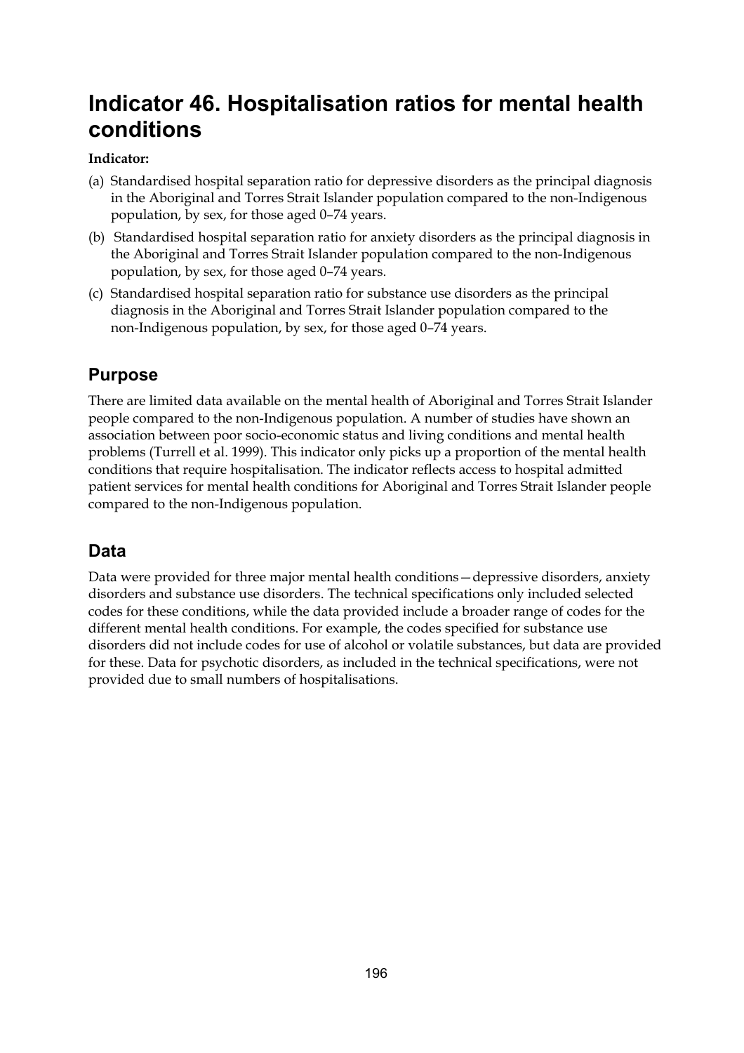# Indicator 46. Hospitalisation ratios for mental health conditions

**Indicator:**

(a) Standardised hospital separation ratio for depressive disorders as the principal diagnosis in the Aboriginal and Torres Strait Islander population compared to the non-Indigenous population, by sex, for those aged 0–74 years.

(b) Standardised hospital separation ratio for anxiety disorders as the principal diagnosis in the Aboriginal and Torres Strait Islander population compared to the non-Indigenous population, by sex, for those aged 0–74 years.

(c) Standardised hospital separation ratio for substance use disorders as the principal diagnosis in the Aboriginal and Torres Strait Islander population compared to the non-Indigenous population, by sex, for those aged 0–74 years.

## Purpose

There are limited data available on the mental health of Aboriginal and Torres Strait Islander people compared to the non-Indigenous population. A number of studies have shown an association between poor socio-economic status and living conditions and mental health problems (Turrell et al. 1999). This indicator only picks up a proportion of the mental health conditions that require hospitalisation. The indicator reflects access to hospital admitted patient services for mental health conditions for Aboriginal and Torres Strait Islander people compared to the non-Indigenous population.

## Data

Data were provided for three major mental health conditions—depressive disorders, anxiety disorders and substance use disorders. The technical specifications only included selected codes for these conditions, while the data provided include a broader range of codes for the different mental health conditions. For example, the codes specified for substance use disorders did not include codes for use of alcohol or volatile substances, but data are provided for these. Data for psychotic disorders, as included in the technical specifications, were not provided due to small numbers of hospitalisations.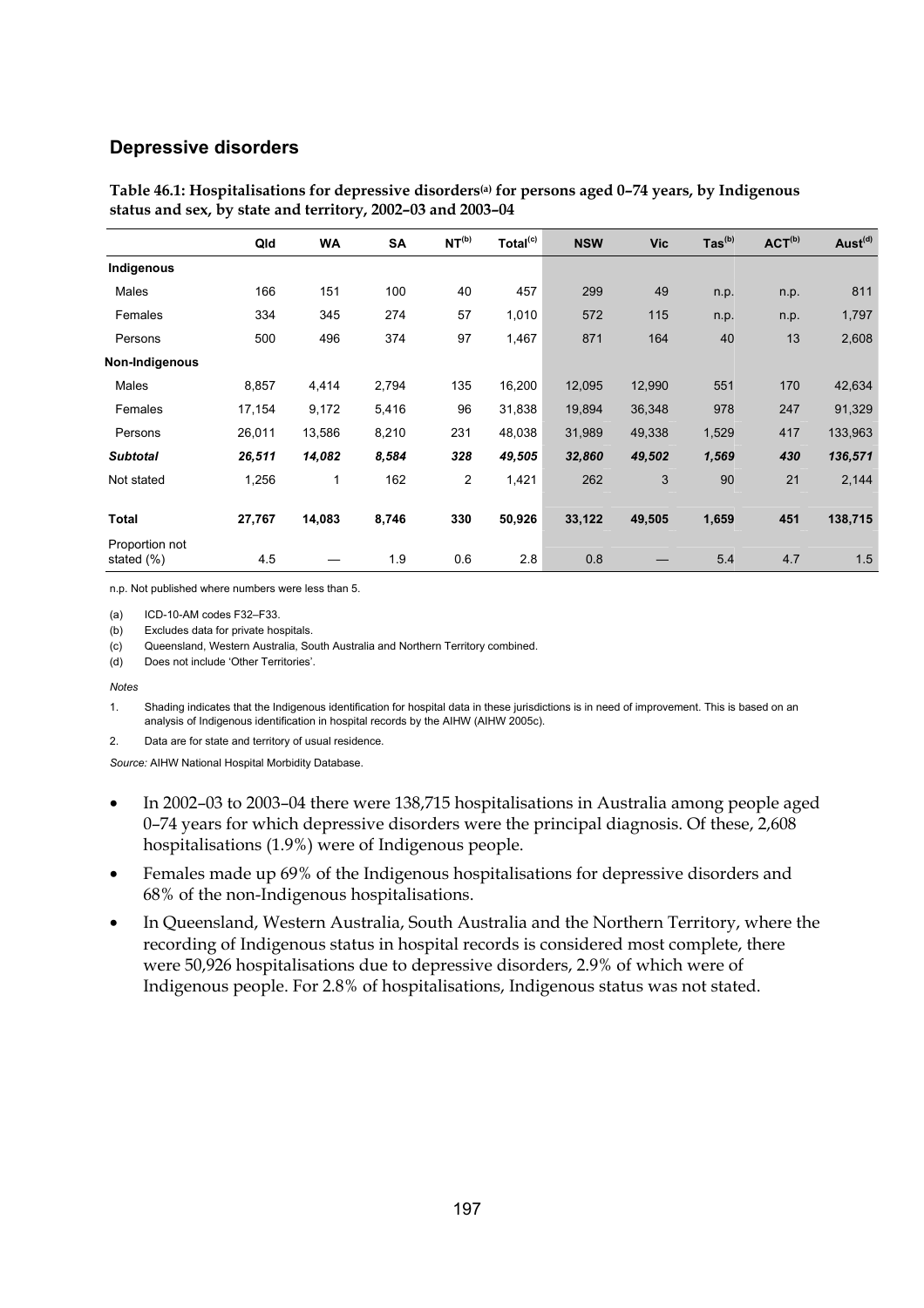## Depressive disorders

**Table 46.1: Hospitalisations for depressive disorders[(a)] for persons aged 0–74 years, by Indigenous status and sex, by state and territory, 2002–03 and 2003–04**

| | Qld | WA | SA | NT[(b)] | Total[(c)] | NSW | Vic | Tas[(b)] | ACT[(b)] | Aust[(d)] |
|---|---|---|---|---|---|---|---|---|---|---|
| **Indigenous** | | | | | | | | | | |
| Males | 166 | 151 | 100 | 40 | 457 | 299 | 49 | n.p. | n.p. | 811 |
| Females | 334 | 345 | 274 | 57 | 1,010 | 572 | 115 | n.p. | n.p. | 1,797 |
| Persons | 500 | 496 | 374 | 97 | 1,467 | 871 | 164 | 40 | 13 | 2,608 |
| **Non-Indigenous** | | | | | | | | | | |
| Males | 8,857 | 4,414 | 2,794 | 135 | 16,200 | 12,095 | 12,990 | 551 | 170 | 42,634 |
| Females | 17,154 | 9,172 | 5,416 | 96 | 31,838 | 19,894 | 36,348 | 978 | 247 | 91,329 |
| Persons | 26,011 | 13,586 | 8,210 | 231 | 48,038 | 31,989 | 49,338 | 1,529 | 417 | 133,963 |
| ***Subtotal*** | ***26,511*** | ***14,082*** | ***8,584*** | ***328*** | ***49,505*** | ***32,860*** | ***49,502*** | ***1,569*** | ***430*** | ***136,571*** |
| Not stated | 1,256 | 1 | 162 | 2 | 1,421 | 262 | 3 | 90 | 21 | 2,144 |
| **Total** | **27,767** | **14,083** | **8,746** | **330** | **50,926** | **33,122** | **49,505** | **1,659** | **451** | **138,715** |
| Proportion not stated (%) | 4.5 | — | 1.9 | 0.6 | 2.8 | 0.8 | — | 5.4 | 4.7 | 1.5 |

n.p. Not published where numbers were less than 5.

(a) ICD-10-AM codes F32–F33.

(b) Excludes data for private hospitals.

(c) Queensland, Western Australia, South Australia and Northern Territory combined.

(d) Does not include 'Other Territories'.

*Notes*

1. Shading indicates that the Indigenous identification for hospital data in these jurisdictions is in need of improvement. This is based on an analysis of Indigenous identification in hospital records by the AIHW (AIHW 2005c).
2. Data are for state and territory of usual residence.

*Source:* AIHW National Hospital Morbidity Database.

- In 2002–03 to 2003–04 there were 138,715 hospitalisations in Australia among people aged 0–74 years for which depressive disorders were the principal diagnosis. Of these, 2,608 hospitalisations (1.9%) were of Indigenous people.
- Females made up 69% of the Indigenous hospitalisations for depressive disorders and 68% of the non-Indigenous hospitalisations.
- In Queensland, Western Australia, South Australia and the Northern Territory, where the recording of Indigenous status in hospital records is considered most complete, there were 50,926 hospitalisations due to depressive disorders, 2.9% of which were of Indigenous people. For 2.8% of hospitalisations, Indigenous status was not stated.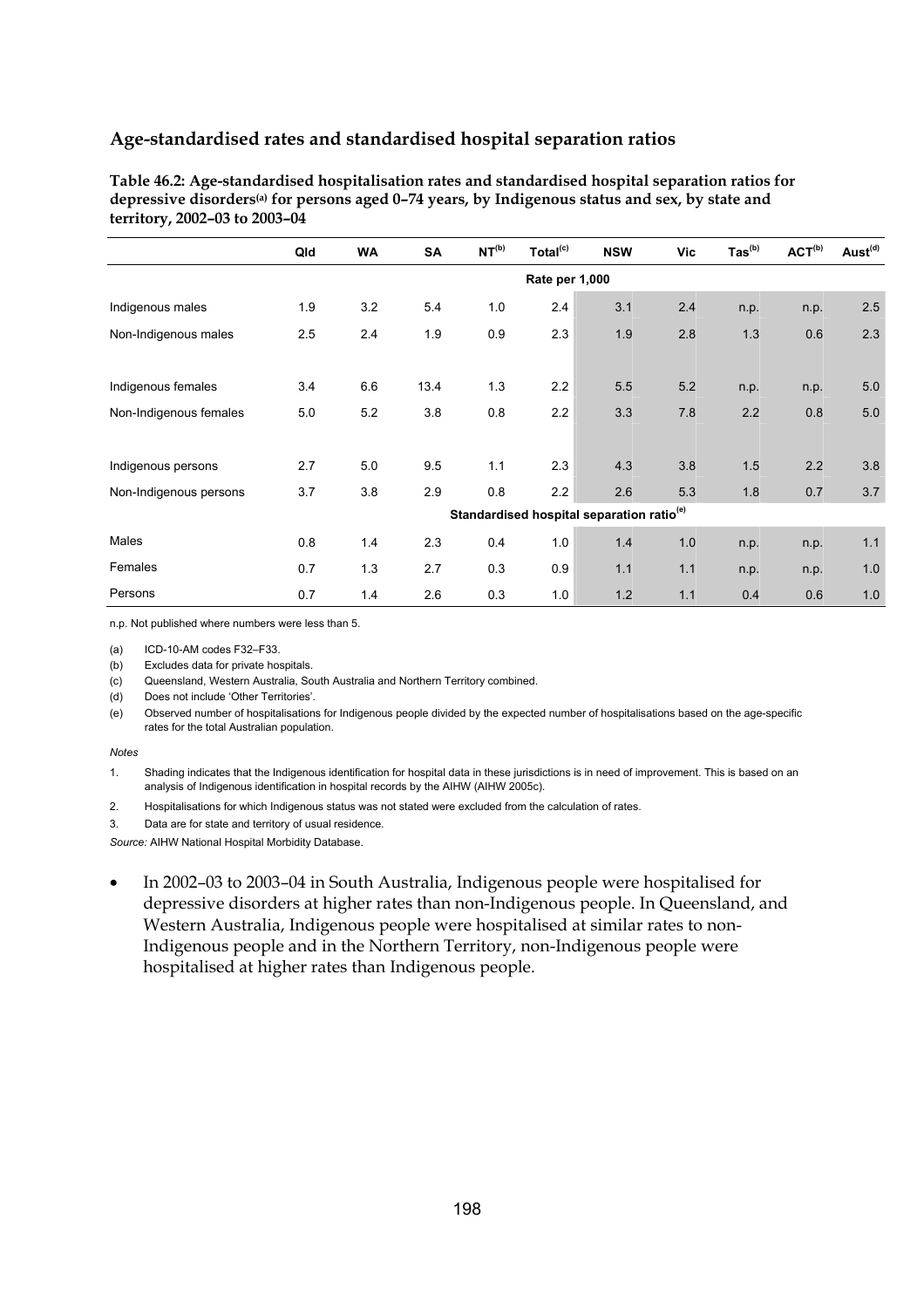## Age-standardised rates and standardised hospital separation ratios

**Table 46.2: Age-standardised hospitalisation rates and standardised hospital separation ratios for depressive disorders[(a)] for persons aged 0–74 years, by Indigenous status and sex, by state and territory, 2002–03 to 2003–04**

| | Qld | WA | SA | NT[(b)] | Total[(c)] | NSW | Vic | Tas[(b)] | ACT[(b)] | Aust[(d)] |
|---|---|---|---|---|---|---|---|---|---|---|
| | **Rate per 1,000** | | | | | | | | | |
| Indigenous males | 1.9 | 3.2 | 5.4 | 1.0 | 2.4 | 3.1 | 2.4 | n.p. | n.p. | 2.5 |
| Non-Indigenous males | 2.5 | 2.4 | 1.9 | 0.9 | 2.3 | 1.9 | 2.8 | 1.3 | 0.6 | 2.3 |
| Indigenous females | 3.4 | 6.6 | 13.4 | 1.3 | 2.2 | 5.5 | 5.2 | n.p. | n.p. | 5.0 |
| Non-Indigenous females | 5.0 | 5.2 | 3.8 | 0.8 | 2.2 | 3.3 | 7.8 | 2.2 | 0.8 | 5.0 |
| Indigenous persons | 2.7 | 5.0 | 9.5 | 1.1 | 2.3 | 4.3 | 3.8 | 1.5 | 2.2 | 3.8 |
| Non-Indigenous persons | 3.7 | 3.8 | 2.9 | 0.8 | 2.2 | 2.6 | 5.3 | 1.8 | 0.7 | 3.7 |
| | **Standardised hospital separation ratio[(e)]** | | | | | | | | | |
| Males | 0.8 | 1.4 | 2.3 | 0.4 | 1.0 | 1.4 | 1.0 | n.p. | n.p. | 1.1 |
| Females | 0.7 | 1.3 | 2.7 | 0.3 | 0.9 | 1.1 | 1.1 | n.p. | n.p. | 1.0 |
| Persons | 0.7 | 1.4 | 2.6 | 0.3 | 1.0 | 1.2 | 1.1 | 0.4 | 0.6 | 1.0 |

n.p. Not published where numbers were less than 5.

(a) ICD-10-AM codes F32–F33.

(b) Excludes data for private hospitals.

(c) Queensland, Western Australia, South Australia and Northern Territory combined.

(d) Does not include 'Other Territories'.

(e) Observed number of hospitalisations for Indigenous people divided by the expected number of hospitalisations based on the age-specific rates for the total Australian population.

*Notes*

1. Shading indicates that the Indigenous identification for hospital data in these jurisdictions is in need of improvement. This is based on an analysis of Indigenous identification in hospital records by the AIHW (AIHW 2005c).
2. Hospitalisations for which Indigenous status was not stated were excluded from the calculation of rates.
3. Data are for state and territory of usual residence.

*Source:* AIHW National Hospital Morbidity Database.

- In 2002–03 to 2003–04 in South Australia, Indigenous people were hospitalised for depressive disorders at higher rates than non-Indigenous people. In Queensland, and Western Australia, Indigenous people were hospitalised at similar rates to non-Indigenous people and in the Northern Territory, non-Indigenous people were hospitalised at higher rates than Indigenous people.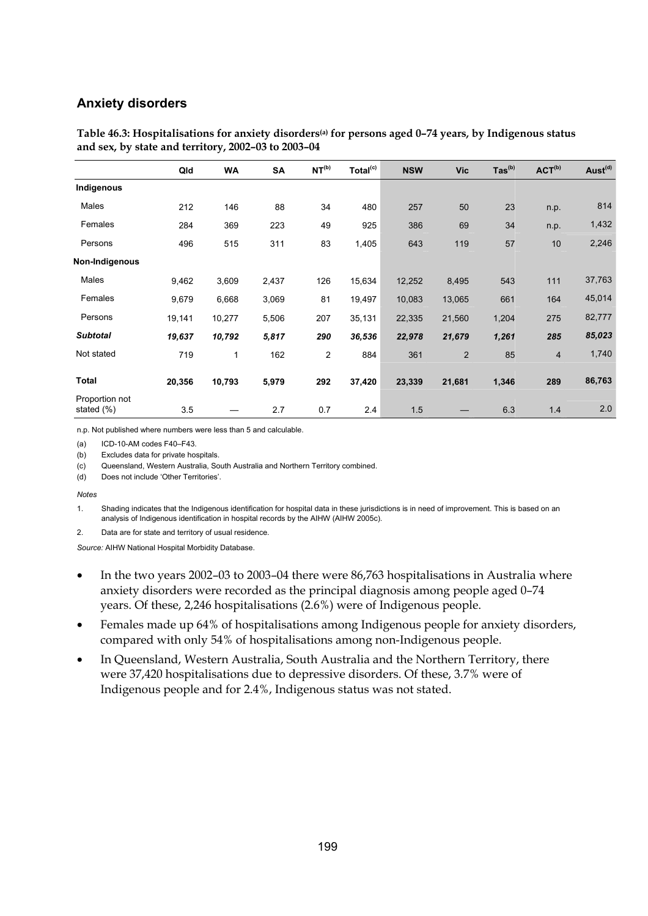## Anxiety disorders

**Table 46.3: Hospitalisations for anxiety disorders[(a)] for persons aged 0–74 years, by Indigenous status and sex, by state and territory, 2002–03 to 2003–04**

| | Qld | WA | SA | NT[(b)] | Total[(c)] | NSW | Vic | Tas[(b)] | ACT[(b)] | Aust[(d)] |
|---|---|---|---|---|---|---|---|---|---|---|
| **Indigenous** | | | | | | | | | | |
| Males | 212 | 146 | 88 | 34 | 480 | 257 | 50 | 23 | n.p. | 814 |
| Females | 284 | 369 | 223 | 49 | 925 | 386 | 69 | 34 | n.p. | 1,432 |
| Persons | 496 | 515 | 311 | 83 | 1,405 | 643 | 119 | 57 | 10 | 2,246 |
| **Non-Indigenous** | | | | | | | | | | |
| Males | 9,462 | 3,609 | 2,437 | 126 | 15,634 | 12,252 | 8,495 | 543 | 111 | 37,763 |
| Females | 9,679 | 6,668 | 3,069 | 81 | 19,497 | 10,083 | 13,065 | 661 | 164 | 45,014 |
| Persons | 19,141 | 10,277 | 5,506 | 207 | 35,131 | 22,335 | 21,560 | 1,204 | 275 | 82,777 |
| ***Subtotal*** | ***19,637*** | ***10,792*** | ***5,817*** | ***290*** | ***36,536*** | ***22,978*** | ***21,679*** | ***1,261*** | ***285*** | ***85,023*** |
| Not stated | 719 | 1 | 162 | 2 | 884 | 361 | 2 | 85 | 4 | 1,740 |
| **Total** | **20,356** | **10,793** | **5,979** | **292** | **37,420** | **23,339** | **21,681** | **1,346** | **289** | **86,763** |
| Proportion not stated (%) | 3.5 | — | 2.7 | 0.7 | 2.4 | 1.5 | — | 6.3 | 1.4 | 2.0 |

n.p. Not published where numbers were less than 5 and calculable.

(a) ICD-10-AM codes F40–F43.

(b) Excludes data for private hospitals.

(c) Queensland, Western Australia, South Australia and Northern Territory combined.

(d) Does not include 'Other Territories'.

*Notes*

1. Shading indicates that the Indigenous identification for hospital data in these jurisdictions is in need of improvement. This is based on an analysis of Indigenous identification in hospital records by the AIHW (AIHW 2005c).

2. Data are for state and territory of usual residence.

*Source:* AIHW National Hospital Morbidity Database.

- In the two years 2002–03 to 2003–04 there were 86,763 hospitalisations in Australia where anxiety disorders were recorded as the principal diagnosis among people aged 0–74 years. Of these, 2,246 hospitalisations (2.6%) were of Indigenous people.
- Females made up 64% of hospitalisations among Indigenous people for anxiety disorders, compared with only 54% of hospitalisations among non-Indigenous people.
- In Queensland, Western Australia, South Australia and the Northern Territory, there were 37,420 hospitalisations due to depressive disorders. Of these, 3.7% were of Indigenous people and for 2.4%, Indigenous status was not stated.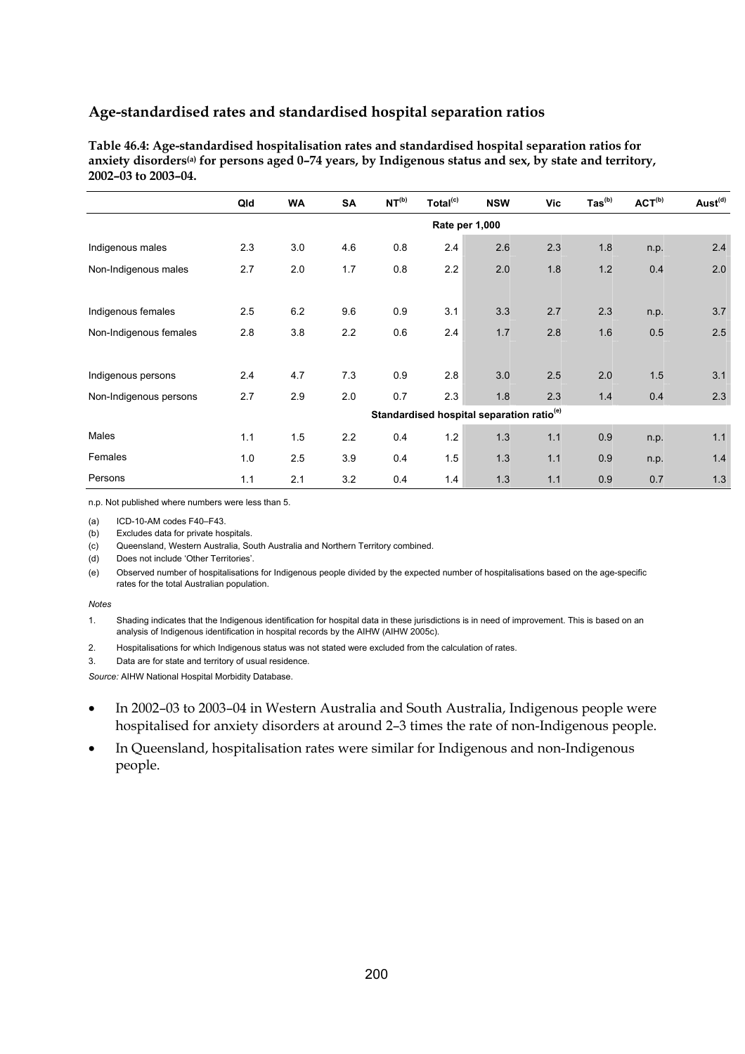## Age-standardised rates and standardised hospital separation ratios

**Table 46.4: Age-standardised hospitalisation rates and standardised hospital separation ratios for anxiety disorders[(a)] for persons aged 0–74 years, by Indigenous status and sex, by state and territory, 2002–03 to 2003–04.**

| | Qld | WA | SA | NT[(b)] | Total[(c)] | NSW | Vic | Tas[(b)] | ACT[(b)] | Aust[(d)] |
|---|---|---|---|---|---|---|---|---|---|---|
| | | | | | Rate per 1,000 | | | | | |
| Indigenous males | 2.3 | 3.0 | 4.6 | 0.8 | 2.4 | 2.6 | 2.3 | 1.8 | n.p. | 2.4 |
| Non-Indigenous males | 2.7 | 2.0 | 1.7 | 0.8 | 2.2 | 2.0 | 1.8 | 1.2 | 0.4 | 2.0 |
| Indigenous females | 2.5 | 6.2 | 9.6 | 0.9 | 3.1 | 3.3 | 2.7 | 2.3 | n.p. | 3.7 |
| Non-Indigenous females | 2.8 | 3.8 | 2.2 | 0.6 | 2.4 | 1.7 | 2.8 | 1.6 | 0.5 | 2.5 |
| Indigenous persons | 2.4 | 4.7 | 7.3 | 0.9 | 2.8 | 3.0 | 2.5 | 2.0 | 1.5 | 3.1 |
| Non-Indigenous persons | 2.7 | 2.9 | 2.0 | 0.7 | 2.3 | 1.8 | 2.3 | 1.4 | 0.4 | 2.3 |
| | | | | | Standardised hospital separation ratio[(e)] | | | | | |
| Males | 1.1 | 1.5 | 2.2 | 0.4 | 1.2 | 1.3 | 1.1 | 0.9 | n.p. | 1.1 |
| Females | 1.0 | 2.5 | 3.9 | 0.4 | 1.5 | 1.3 | 1.1 | 0.9 | n.p. | 1.4 |
| Persons | 1.1 | 2.1 | 3.2 | 0.4 | 1.4 | 1.3 | 1.1 | 0.9 | 0.7 | 1.3 |

n.p. Not published where numbers were less than 5.

(a) ICD-10-AM codes F40–F43.

(b) Excludes data for private hospitals.

(c) Queensland, Western Australia, South Australia and Northern Territory combined.

(d) Does not include 'Other Territories'.

(e) Observed number of hospitalisations for Indigenous people divided by the expected number of hospitalisations based on the age-specific rates for the total Australian population.

*Notes*

1. Shading indicates that the Indigenous identification for hospital data in these jurisdictions is in need of improvement. This is based on an analysis of Indigenous identification in hospital records by the AIHW (AIHW 2005c).
2. Hospitalisations for which Indigenous status was not stated were excluded from the calculation of rates.
3. Data are for state and territory of usual residence.

*Source:* AIHW National Hospital Morbidity Database.

- In 2002–03 to 2003–04 in Western Australia and South Australia, Indigenous people were hospitalised for anxiety disorders at around 2–3 times the rate of non-Indigenous people.
- In Queensland, hospitalisation rates were similar for Indigenous and non-Indigenous people.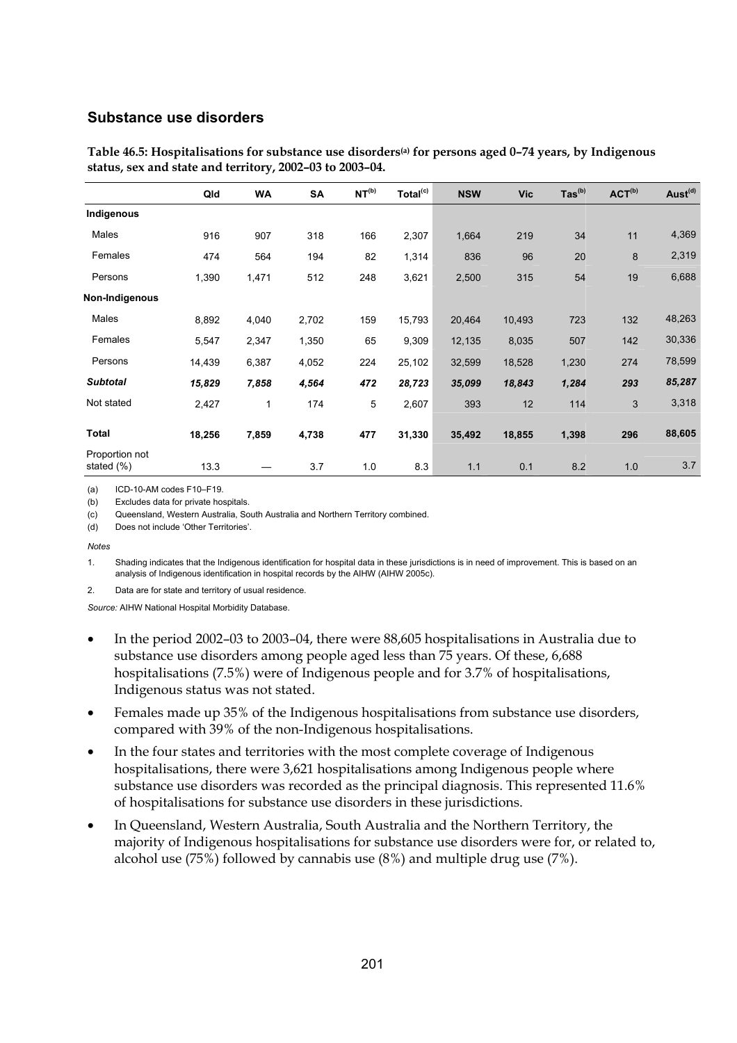## Substance use disorders

**Table 46.5: Hospitalisations for substance use disorders[(a)] for persons aged 0–74 years, by Indigenous status, sex and state and territory, 2002–03 to 2003–04.**

| | Qld | WA | SA | NT[(b)] | Total[(c)] | NSW | Vic | Tas[(b)] | ACT[(b)] | Aust[(d)] |
|---|---|---|---|---|---|---|---|---|---|---|
| **Indigenous** | | | | | | | | | | |
| Males | 916 | 907 | 318 | 166 | 2,307 | 1,664 | 219 | 34 | 11 | 4,369 |
| Females | 474 | 564 | 194 | 82 | 1,314 | 836 | 96 | 20 | 8 | 2,319 |
| Persons | 1,390 | 1,471 | 512 | 248 | 3,621 | 2,500 | 315 | 54 | 19 | 6,688 |
| **Non-Indigenous** | | | | | | | | | | |
| Males | 8,892 | 4,040 | 2,702 | 159 | 15,793 | 20,464 | 10,493 | 723 | 132 | 48,263 |
| Females | 5,547 | 2,347 | 1,350 | 65 | 9,309 | 12,135 | 8,035 | 507 | 142 | 30,336 |
| Persons | 14,439 | 6,387 | 4,052 | 224 | 25,102 | 32,599 | 18,528 | 1,230 | 274 | 78,599 |
| ***Subtotal*** | ***15,829*** | ***7,858*** | ***4,564*** | ***472*** | ***28,723*** | ***35,099*** | ***18,843*** | ***1,284*** | ***293*** | ***85,287*** |
| Not stated | 2,427 | 1 | 174 | 5 | 2,607 | 393 | 12 | 114 | 3 | 3,318 |
| **Total** | **18,256** | **7,859** | **4,738** | **477** | **31,330** | **35,492** | **18,855** | **1,398** | **296** | **88,605** |
| Proportion not stated (%) | 13.3 | — | 3.7 | 1.0 | 8.3 | 1.1 | 0.1 | 8.2 | 1.0 | 3.7 |

(a) ICD-10-AM codes F10–F19.

(b) Excludes data for private hospitals.

(c) Queensland, Western Australia, South Australia and Northern Territory combined.

(d) Does not include 'Other Territories'.

*Notes*

1. Shading indicates that the Indigenous identification for hospital data in these jurisdictions is in need of improvement. This is based on an analysis of Indigenous identification in hospital records by the AIHW (AIHW 2005c).

2. Data are for state and territory of usual residence.

*Source:* AIHW National Hospital Morbidity Database.

- In the period 2002–03 to 2003–04, there were 88,605 hospitalisations in Australia due to substance use disorders among people aged less than 75 years. Of these, 6,688 hospitalisations (7.5%) were of Indigenous people and for 3.7% of hospitalisations, Indigenous status was not stated.
- Females made up 35% of the Indigenous hospitalisations from substance use disorders, compared with 39% of the non-Indigenous hospitalisations.
- In the four states and territories with the most complete coverage of Indigenous hospitalisations, there were 3,621 hospitalisations among Indigenous people where substance use disorders was recorded as the principal diagnosis. This represented 11.6% of hospitalisations for substance use disorders in these jurisdictions.
- In Queensland, Western Australia, South Australia and the Northern Territory, the majority of Indigenous hospitalisations for substance use disorders were for, or related to, alcohol use (75%) followed by cannabis use (8%) and multiple drug use (7%).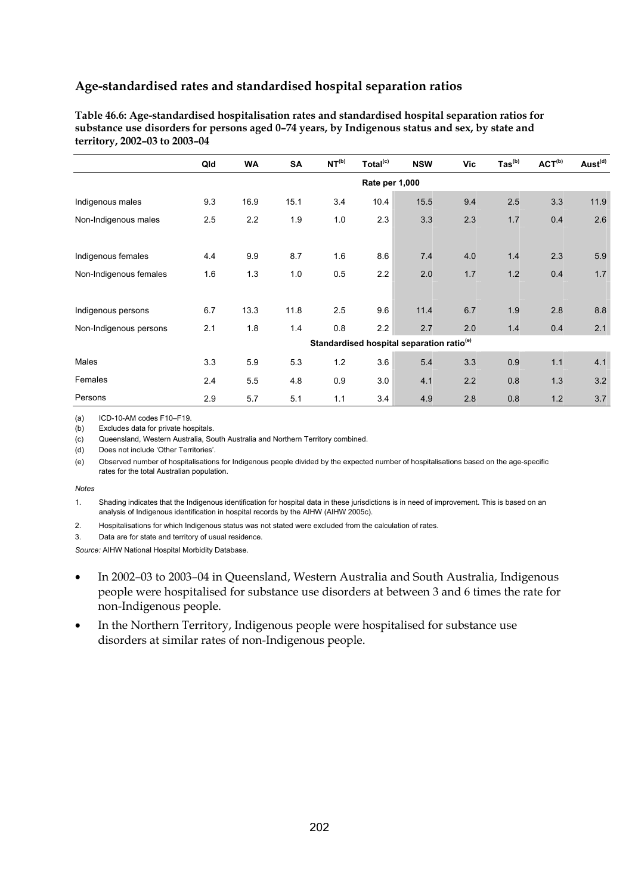## Age-standardised rates and standardised hospital separation ratios

**Table 46.6: Age-standardised hospitalisation rates and standardised hospital separation ratios for substance use disorders for persons aged 0–74 years, by Indigenous status and sex, by state and territory, 2002–03 to 2003–04**

| | Qld | WA | SA | NT[(b)] | Total[(c)] | NSW | Vic | Tas[(b)] | ACT[(b)] | Aust[(d)] |
|---|---|---|---|---|---|---|---|---|---|---|
| | | | | | Rate per 1,000 | | | | | |
| Indigenous males | 9.3 | 16.9 | 15.1 | 3.4 | 10.4 | 15.5 | 9.4 | 2.5 | 3.3 | 11.9 |
| Non-Indigenous males | 2.5 | 2.2 | 1.9 | 1.0 | 2.3 | 3.3 | 2.3 | 1.7 | 0.4 | 2.6 |
| Indigenous females | 4.4 | 9.9 | 8.7 | 1.6 | 8.6 | 7.4 | 4.0 | 1.4 | 2.3 | 5.9 |
| Non-Indigenous females | 1.6 | 1.3 | 1.0 | 0.5 | 2.2 | 2.0 | 1.7 | 1.2 | 0.4 | 1.7 |
| Indigenous persons | 6.7 | 13.3 | 11.8 | 2.5 | 9.6 | 11.4 | 6.7 | 1.9 | 2.8 | 8.8 |
| Non-Indigenous persons | 2.1 | 1.8 | 1.4 | 0.8 | 2.2 | 2.7 | 2.0 | 1.4 | 0.4 | 2.1 |
| | | | | | Standardised hospital separation ratio[(e)] | | | | | |
| Males | 3.3 | 5.9 | 5.3 | 1.2 | 3.6 | 5.4 | 3.3 | 0.9 | 1.1 | 4.1 |
| Females | 2.4 | 5.5 | 4.8 | 0.9 | 3.0 | 4.1 | 2.2 | 0.8 | 1.3 | 3.2 |
| Persons | 2.9 | 5.7 | 5.1 | 1.1 | 3.4 | 4.9 | 2.8 | 0.8 | 1.2 | 3.7 |

(a) ICD-10-AM codes F10–F19.

(b) Excludes data for private hospitals.

(c) Queensland, Western Australia, South Australia and Northern Territory combined.

(d) Does not include 'Other Territories'.

(e) Observed number of hospitalisations for Indigenous people divided by the expected number of hospitalisations based on the age-specific rates for the total Australian population.

*Notes*

1. Shading indicates that the Indigenous identification for hospital data in these jurisdictions is in need of improvement. This is based on an analysis of Indigenous identification in hospital records by the AIHW (AIHW 2005c).
2. Hospitalisations for which Indigenous status was not stated were excluded from the calculation of rates.
3. Data are for state and territory of usual residence.

*Source:* AIHW National Hospital Morbidity Database.

- In 2002–03 to 2003–04 in Queensland, Western Australia and South Australia, Indigenous people were hospitalised for substance use disorders at between 3 and 6 times the rate for non-Indigenous people.
- In the Northern Territory, Indigenous people were hospitalised for substance use disorders at similar rates of non-Indigenous people.